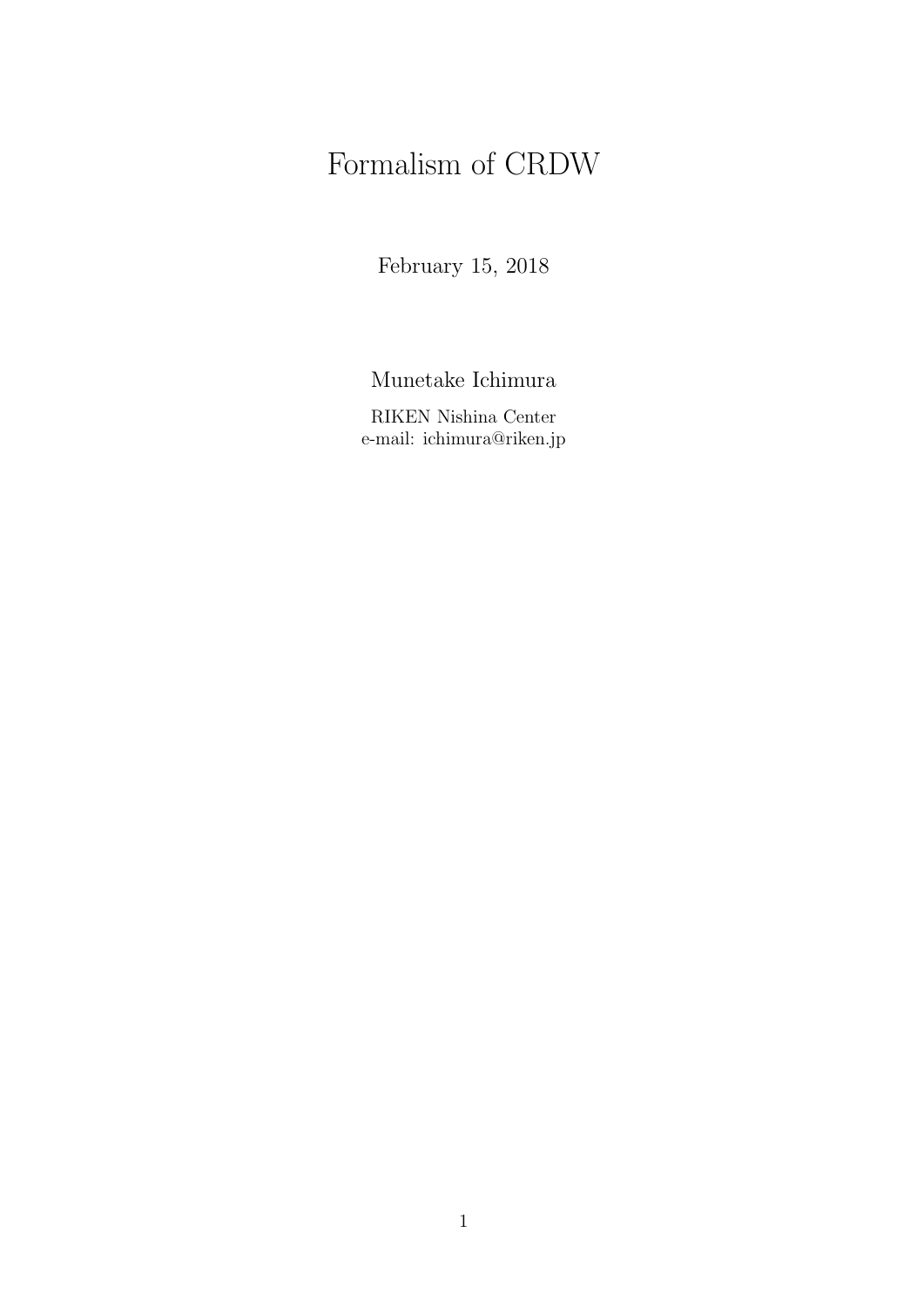# Formalism of CRDW

February 15, 2018

Munetake Ichimura

RIKEN Nishina Center
e-mail: ichimura@riken.jp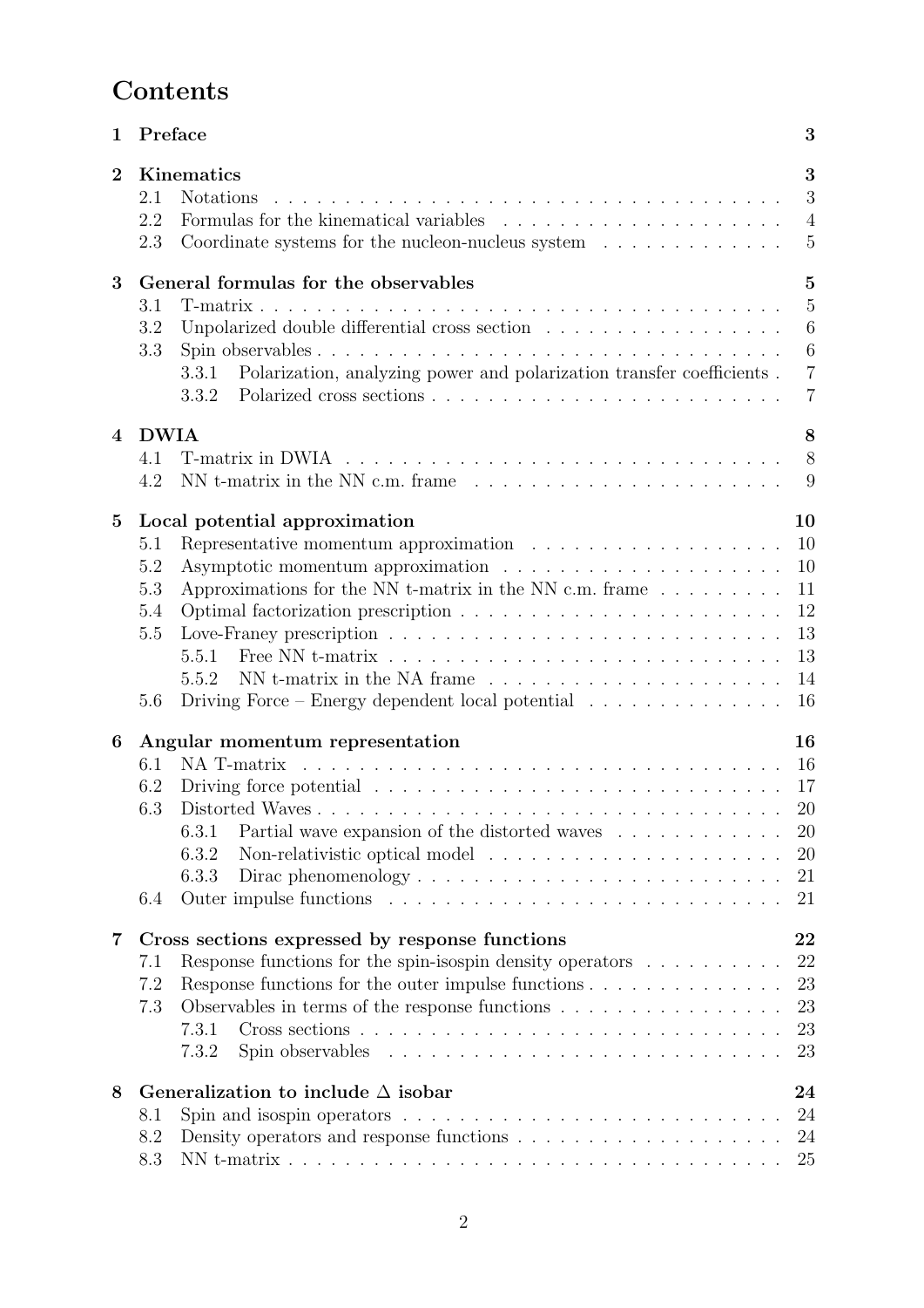# Contents

**1 Preface** 3

**2 Kinematics** 3
- 2.1 Notations 3
- 2.2 Formulas for the kinematical variables 4
- 2.3 Coordinate systems for the nucleon-nucleus system 5

**3 General formulas for the observables** 5
- 3.1 T-matrix 5
- 3.2 Unpolarized double differential cross section 6
- 3.3 Spin observables 6
  - 3.3.1 Polarization, analyzing power and polarization transfer coefficients 7
  - 3.3.2 Polarized cross sections 7

**4 DWIA** 8
- 4.1 T-matrix in DWIA 8
- 4.2 NN t-matrix in the NN c.m. frame 9

**5 Local potential approximation** 10
- 5.1 Representative momentum approximation 10
- 5.2 Asymptotic momentum approximation 10
- 5.3 Approximations for the NN t-matrix in the NN c.m. frame 11
- 5.4 Optimal factorization prescription 12
- 5.5 Love-Franey prescription 13
  - 5.5.1 Free NN t-matrix 13
  - 5.5.2 NN t-matrix in the NA frame 14
- 5.6 Driving Force – Energy dependent local potential 16

**6 Angular momentum representation** 16
- 6.1 NA T-matrix 16
- 6.2 Driving force potential 17
- 6.3 Distorted Waves 20
  - 6.3.1 Partial wave expansion of the distorted waves 20
  - 6.3.2 Non-relativistic optical model 20
  - 6.3.3 Dirac phenomenology 21
- 6.4 Outer impulse functions 21

**7 Cross sections expressed by response functions** 22
- 7.1 Response functions for the spin-isospin density operators 22
- 7.2 Response functions for the outer impulse functions 23
- 7.3 Observables in terms of the response functions 23
  - 7.3.1 Cross sections 23
  - 7.3.2 Spin observables 23

**8 Generalization to include $\Delta$ isobar** 24
- 8.1 Spin and isospin operators 24
- 8.2 Density operators and response functions 24
- 8.3 NN t-matrix 25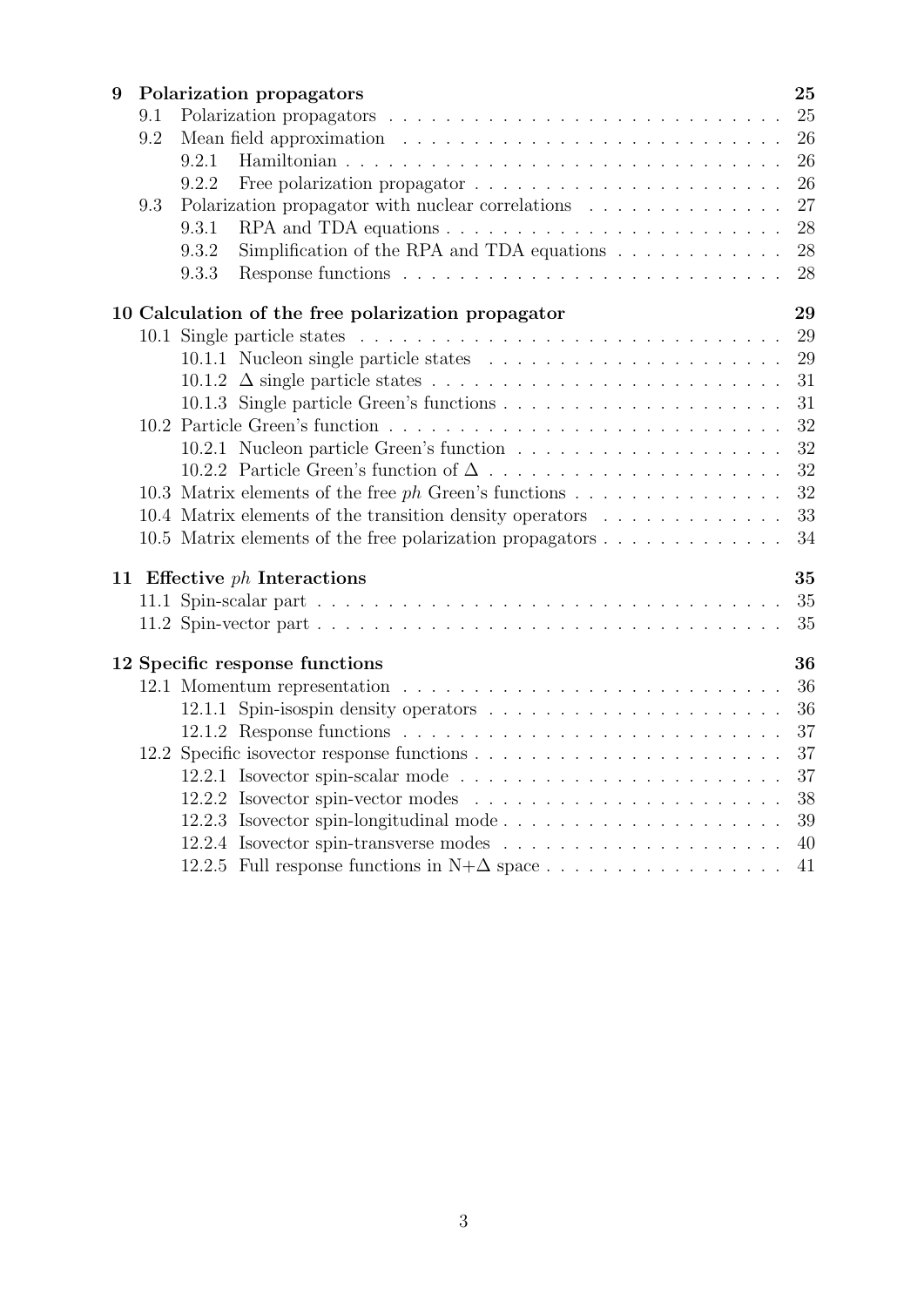- **9 Polarization propagators** — 25
  - 9.1 Polarization propagators — 25
  - 9.2 Mean field approximation — 26
    - 9.2.1 Hamiltonian — 26
    - 9.2.2 Free polarization propagator — 26
  - 9.3 Polarization propagator with nuclear correlations — 27
    - 9.3.1 RPA and TDA equations — 28
    - 9.3.2 Simplification of the RPA and TDA equations — 28
    - 9.3.3 Response functions — 28
- **10 Calculation of the free polarization propagator** — 29
  - 10.1 Single particle states — 29
    - 10.1.1 Nucleon single particle states — 29
    - 10.1.2 $\Delta$ single particle states — 31
    - 10.1.3 Single particle Green's functions — 31
  - 10.2 Particle Green's function — 32
    - 10.2.1 Nucleon particle Green's function — 32
    - 10.2.2 Particle Green's function of $\Delta$ — 32
  - 10.3 Matrix elements of the free *ph* Green's functions — 32
  - 10.4 Matrix elements of the transition density operators — 33
  - 10.5 Matrix elements of the free polarization propagators — 34
- **11 Effective *ph* Interactions** — 35
  - 11.1 Spin-scalar part — 35
  - 11.2 Spin-vector part — 35
- **12 Specific response functions** — 36
  - 12.1 Momentum representation — 36
    - 12.1.1 Spin-isospin density operators — 36
    - 12.1.2 Response functions — 37
  - 12.2 Specific isovector response functions — 37
    - 12.2.1 Isovector spin-scalar mode — 37
    - 12.2.2 Isovector spin-vector modes — 38
    - 12.2.3 Isovector spin-longitudinal mode — 39
    - 12.2.4 Isovector spin-transverse modes — 40
    - 12.2.5 Full response functions in N+$\Delta$ space — 41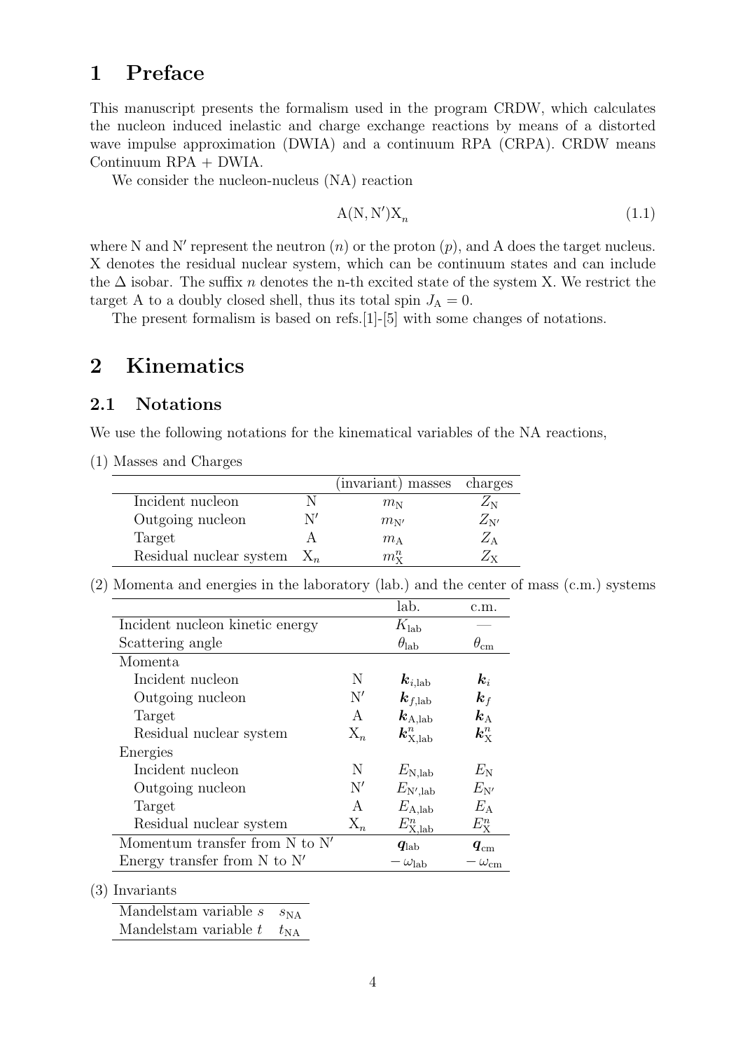# 1 Preface

This manuscript presents the formalism used in the program CRDW, which calculates the nucleon induced inelastic and charge exchange reactions by means of a distorted wave impulse approximation (DWIA) and a continuum RPA (CRPA). CRDW means Continuum RPA + DWIA.

We consider the nucleon-nucleus (NA) reaction

$$\mathrm{A}(\mathrm{N},\mathrm{N}')\mathrm{X}_n \tag{1.1}$$

where N and N′ represent the neutron ($n$) or the proton ($p$), and A does the target nucleus. X denotes the residual nuclear system, which can be continuum states and can include the $\Delta$ isobar. The suffix $n$ denotes the n-th excited state of the system X. We restrict the target A to a doubly closed shell, thus its total spin $J_\mathrm{A} = 0$.

The present formalism is based on refs.[1]-[5] with some changes of notations.

# 2 Kinematics

## 2.1 Notations

We use the following notations for the kinematical variables of the NA reactions,

(1) Masses and Charges

| | | (invariant) masses | charges |
|---|---|---|---|
| Incident nucleon | N | $m_\mathrm{N}$ | $Z_\mathrm{N}$ |
| Outgoing nucleon | N′ | $m_{\mathrm{N}'}$ | $Z_{\mathrm{N}'}$ |
| Target | A | $m_\mathrm{A}$ | $Z_\mathrm{A}$ |
| Residual nuclear system | $\mathrm{X}_n$ | $m_\mathrm{X}^n$ | $Z_\mathrm{X}$ |

(2) Momenta and energies in the laboratory (lab.) and the center of mass (c.m.) systems

| | | lab. | c.m. |
|---|---|---|---|
| Incident nucleon kinetic energy | | $K_\mathrm{lab}$ | — |
| Scattering angle | | $\theta_\mathrm{lab}$ | $\theta_\mathrm{cm}$ |
| Momenta | | | |
| Incident nucleon | N | $\boldsymbol{k}_{i,\mathrm{lab}}$ | $\boldsymbol{k}_i$ |
| Outgoing nucleon | N′ | $\boldsymbol{k}_{f,\mathrm{lab}}$ | $\boldsymbol{k}_f$ |
| Target | A | $\boldsymbol{k}_{\mathrm{A},\mathrm{lab}}$ | $\boldsymbol{k}_\mathrm{A}$ |
| Residual nuclear system | $\mathrm{X}_n$ | $\boldsymbol{k}^n_{\mathrm{X},\mathrm{lab}}$ | $\boldsymbol{k}^n_\mathrm{X}$ |
| Energies | | | |
| Incident nucleon | N | $E_{\mathrm{N},\mathrm{lab}}$ | $E_\mathrm{N}$ |
| Outgoing nucleon | N′ | $E_{\mathrm{N}',\mathrm{lab}}$ | $E_{\mathrm{N}'}$ |
| Target | A | $E_{\mathrm{A},\mathrm{lab}}$ | $E_\mathrm{A}$ |
| Residual nuclear system | $\mathrm{X}_n$ | $E^n_{\mathrm{X},\mathrm{lab}}$ | $E^n_\mathrm{X}$ |
| Momentum transfer from N to N′ | | $\boldsymbol{q}_\mathrm{lab}$ | $\boldsymbol{q}_\mathrm{cm}$ |
| Energy transfer from N to N′ | | $-\,\omega_\mathrm{lab}$ | $-\,\omega_\mathrm{cm}$ |

(3) Invariants

| | |
|---|---|
| Mandelstam variable $s$ | $s_\mathrm{NA}$ |
| Mandelstam variable $t$ | $t_\mathrm{NA}$ |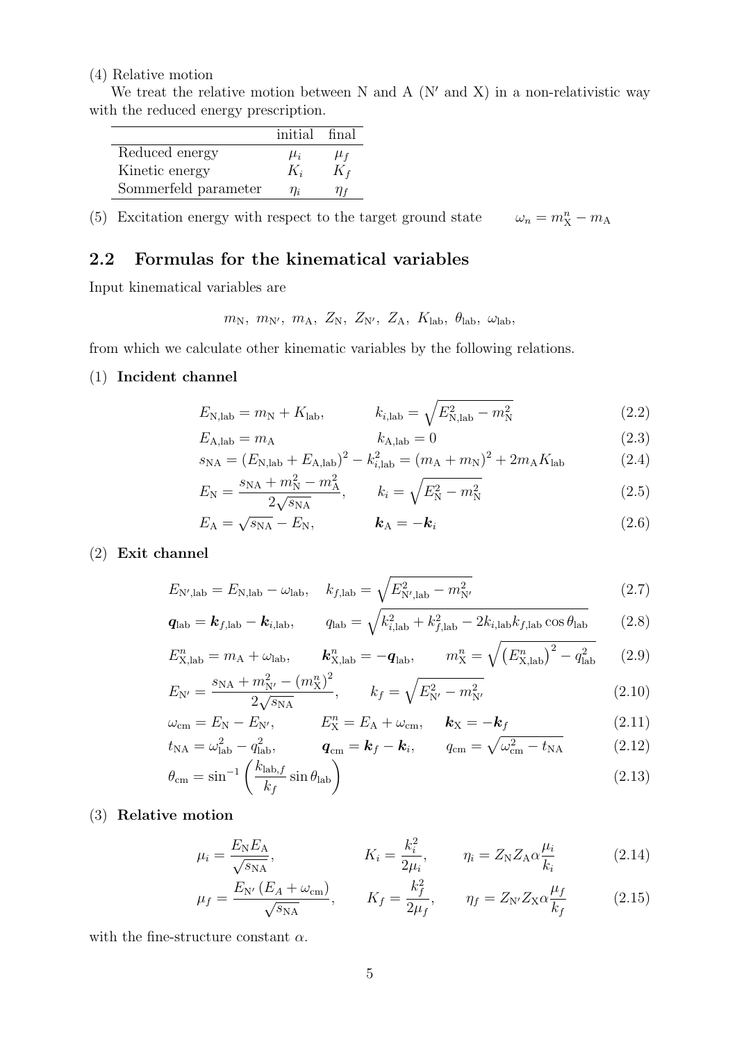(4) Relative motion

We treat the relative motion between N and A (N′ and X) in a non-relativistic way with the reduced energy prescription.

| | initial | final |
|---|---|---|
| Reduced energy | $\mu_i$ | $\mu_f$ |
| Kinetic energy | $K_i$ | $K_f$ |
| Sommerfeld parameter | $\eta_i$ | $\eta_f$ |

(5) Excitation energy with respect to the target ground state $\qquad \omega_n = m_{\rm X}^n - m_{\rm A}$

## 2.2 Formulas for the kinematical variables

Input kinematical variables are

$$m_{\rm N},\ m_{\rm N'},\ m_{\rm A},\ Z_{\rm N},\ Z_{\rm N'},\ Z_{\rm A},\ K_{\rm lab},\ \theta_{\rm lab},\ \omega_{\rm lab},$$

from which we calculate other kinematic variables by the following relations.

(1) **Incident channel**

$$E_{\rm N,lab} = m_{\rm N} + K_{\rm lab}, \qquad k_{i,\rm lab} = \sqrt{E_{\rm N,lab}^2 - m_{\rm N}^2} \tag{2.2}$$

$$E_{\rm A,lab} = m_{\rm A} \qquad k_{\rm A,lab} = 0 \tag{2.3}$$

$$s_{\rm NA} = (E_{\rm N,lab} + E_{\rm A,lab})^2 - k_{i,\rm lab}^2 = (m_{\rm A} + m_{\rm N})^2 + 2m_{\rm A}K_{\rm lab} \tag{2.4}$$

$$E_{\rm N} = \frac{s_{\rm NA} + m_{\rm N}^2 - m_{\rm A}^2}{2\sqrt{s_{\rm NA}}}, \qquad k_i = \sqrt{E_{\rm N}^2 - m_{\rm N}^2} \tag{2.5}$$

$$E_{\rm A} = \sqrt{s_{\rm NA}} - E_{\rm N}, \qquad \boldsymbol{k}_{\rm A} = -\boldsymbol{k}_i \tag{2.6}$$

(2) **Exit channel**

$$E_{\rm N',lab} = E_{\rm N,lab} - \omega_{\rm lab}, \quad k_{f,\rm lab} = \sqrt{E_{\rm N',lab}^2 - m_{\rm N'}^2} \tag{2.7}$$

$$\boldsymbol{q}_{\rm lab} = \boldsymbol{k}_{f,\rm lab} - \boldsymbol{k}_{i,\rm lab}, \qquad q_{\rm lab} = \sqrt{k_{i,\rm lab}^2 + k_{f,\rm lab}^2 - 2k_{i,\rm lab}k_{f,\rm lab}\cos\theta_{\rm lab}} \tag{2.8}$$

$$E_{\rm X,lab}^n = m_{\rm A} + \omega_{\rm lab}, \qquad \boldsymbol{k}_{\rm X,lab}^n = -\boldsymbol{q}_{\rm lab}, \qquad m_{\rm X}^n = \sqrt{\left(E_{\rm X,lab}^n\right)^2 - q_{\rm lab}^2} \tag{2.9}$$

$$E_{\rm N'} = \frac{s_{\rm NA} + m_{\rm N'}^2 - (m_{\rm X}^n)^2}{2\sqrt{s_{\rm NA}}}, \qquad k_f = \sqrt{E_{\rm N'}^2 - m_{\rm N'}^2} \tag{2.10}$$

$$\omega_{\rm cm} = E_{\rm N} - E_{\rm N'}, \qquad E_{\rm X}^n = E_{\rm A} + \omega_{\rm cm}, \quad \boldsymbol{k}_{\rm X} = -\boldsymbol{k}_f \tag{2.11}$$

$$t_{\rm NA} = \omega_{\rm lab}^2 - q_{\rm lab}^2, \qquad \boldsymbol{q}_{\rm cm} = \boldsymbol{k}_f - \boldsymbol{k}_i, \qquad q_{\rm cm} = \sqrt{\omega_{\rm cm}^2 - t_{\rm NA}} \tag{2.12}$$

$$\theta_{\rm cm} = \sin^{-1}\left(\frac{k_{{\rm lab},f}}{k_f}\sin\theta_{\rm lab}\right) \tag{2.13}$$

(3) **Relative motion**

$$\mu_i = \frac{E_{\rm N}E_{\rm A}}{\sqrt{s_{\rm NA}}}, \qquad K_i = \frac{k_i^2}{2\mu_i}, \qquad \eta_i = Z_{\rm N}Z_{\rm A}\alpha\frac{\mu_i}{k_i} \tag{2.14}$$

$$\mu_f = \frac{E_{\rm N'}\left(E_A + \omega_{\rm cm}\right)}{\sqrt{s_{\rm NA}}}, \qquad K_f = \frac{k_f^2}{2\mu_f}, \qquad \eta_f = Z_{\rm N'}Z_{\rm X}\alpha\frac{\mu_f}{k_f} \tag{2.15}$$

with the fine-structure constant $\alpha$.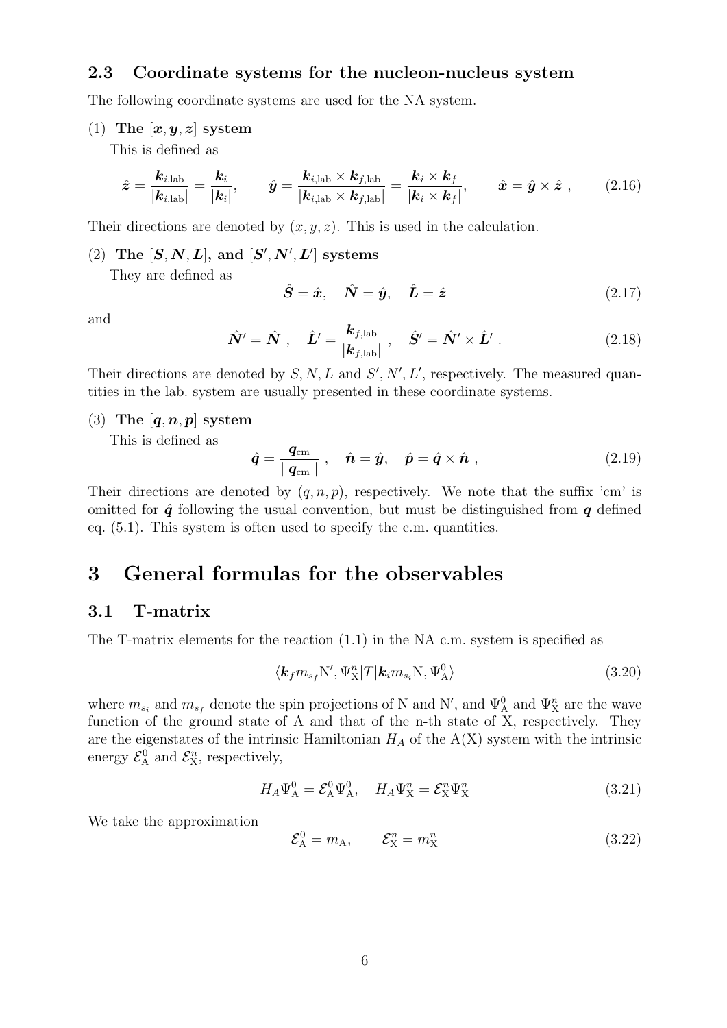### 2.3 Coordinate systems for the nucleon-nucleus system

The following coordinate systems are used for the NA system.

(1) **The $[\boldsymbol{x}, \boldsymbol{y}, \boldsymbol{z}]$ system**

This is defined as

$$\hat{\boldsymbol{z}} = \frac{\boldsymbol{k}_{i,\text{lab}}}{|\boldsymbol{k}_{i,\text{lab}}|} = \frac{\boldsymbol{k}_i}{|\boldsymbol{k}_i|}, \qquad \hat{\boldsymbol{y}} = \frac{\boldsymbol{k}_{i,\text{lab}} \times \boldsymbol{k}_{f,\text{lab}}}{|\boldsymbol{k}_{i,\text{lab}} \times \boldsymbol{k}_{f,\text{lab}}|} = \frac{\boldsymbol{k}_i \times \boldsymbol{k}_f}{|\boldsymbol{k}_i \times \boldsymbol{k}_f|}, \qquad \hat{\boldsymbol{x}} = \hat{\boldsymbol{y}} \times \hat{\boldsymbol{z}} \ , \tag{2.16}$$

Their directions are denoted by $(x, y, z)$. This is used in the calculation.

(2) **The $[\boldsymbol{S}, \boldsymbol{N}, \boldsymbol{L}]$, and $[\boldsymbol{S}', \boldsymbol{N}', \boldsymbol{L}']$ systems**

They are defined as

$$\hat{\boldsymbol{S}} = \hat{\boldsymbol{x}}, \quad \hat{\boldsymbol{N}} = \hat{\boldsymbol{y}}, \quad \hat{\boldsymbol{L}} = \hat{\boldsymbol{z}} \tag{2.17}$$

and

$$\hat{\boldsymbol{N}}' = \hat{\boldsymbol{N}} \ , \quad \hat{\boldsymbol{L}}' = \frac{\boldsymbol{k}_{f,\text{lab}}}{|\boldsymbol{k}_{f,\text{lab}}|} \ , \quad \hat{\boldsymbol{S}}' = \hat{\boldsymbol{N}}' \times \hat{\boldsymbol{L}}' \ . \tag{2.18}$$

Their directions are denoted by $S, N, L$ and $S', N', L'$, respectively. The measured quantities in the lab. system are usually presented in these coordinate systems.

(3) **The $[\boldsymbol{q}, \boldsymbol{n}, \boldsymbol{p}]$ system**

This is defined as

$$\hat{\boldsymbol{q}} = \frac{\boldsymbol{q}_{\text{cm}}}{|\ \boldsymbol{q}_{\text{cm}}\ |} \ , \quad \hat{\boldsymbol{n}} = \hat{\boldsymbol{y}}, \quad \hat{\boldsymbol{p}} = \hat{\boldsymbol{q}} \times \hat{\boldsymbol{n}} \ , \tag{2.19}$$

Their directions are denoted by $(q, n, p)$, respectively. We note that the suffix 'cm' is omitted for $\hat{\boldsymbol{q}}$ following the usual convention, but must be distinguished from $\boldsymbol{q}$ defined eq. (5.1). This system is often used to specify the c.m. quantities.

# 3 General formulas for the observables

## 3.1 T-matrix

The T-matrix elements for the reaction (1.1) in the NA c.m. system is specified as

$$\langle \boldsymbol{k}_f m_{s_f} \text{N}', \Psi_\text{X}^n | T | \boldsymbol{k}_i m_{s_i} \text{N}, \Psi_\text{A}^0 \rangle \tag{3.20}$$

where $m_{s_i}$ and $m_{s_f}$ denote the spin projections of N and N$'$, and $\Psi_\text{A}^0$ and $\Psi_\text{X}^n$ are the wave function of the ground state of A and that of the n-th state of X, respectively. They are the eigenstates of the intrinsic Hamiltonian $H_A$ of the A(X) system with the intrinsic energy $\mathcal{E}_\text{A}^0$ and $\mathcal{E}_\text{X}^n$, respectively,

$$H_A \Psi_\text{A}^0 = \mathcal{E}_\text{A}^0 \Psi_\text{A}^0, \quad H_A \Psi_\text{X}^n = \mathcal{E}_\text{X}^n \Psi_\text{X}^n \tag{3.21}$$

We take the approximation

$$\mathcal{E}_\text{A}^0 = m_\text{A}, \qquad \mathcal{E}_\text{X}^n = m_\text{X}^n \tag{3.22}$$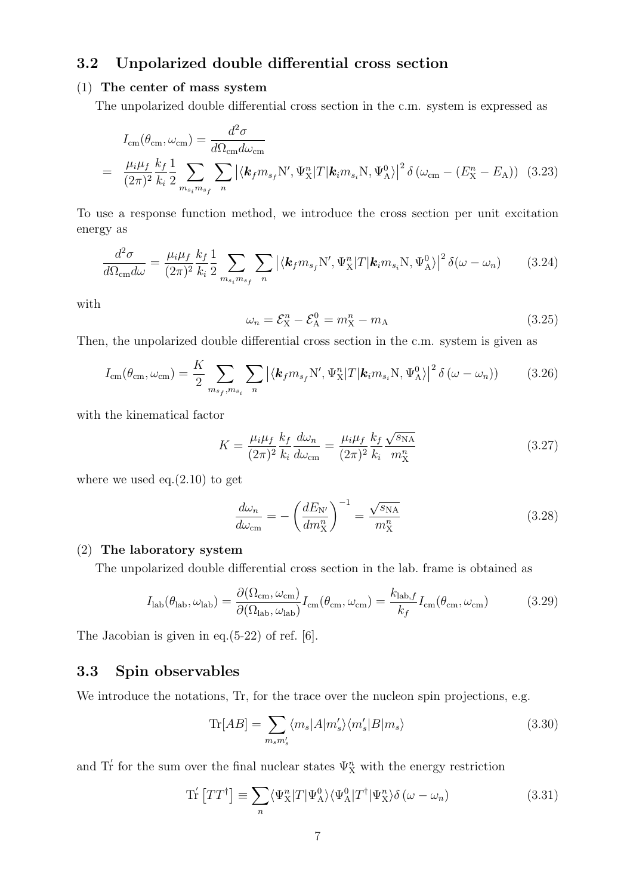## 3.2 Unpolarized double differential cross section

(1) **The center of mass system**

The unpolarized double differential cross section in the c.m. system is expressed as

$$
\begin{aligned}
& I_{\rm cm}(\theta_{\rm cm}, \omega_{\rm cm}) = \frac{d^2\sigma}{d\Omega_{\rm cm} d\omega_{\rm cm}} \\
= \;& \frac{\mu_i \mu_f}{(2\pi)^2} \frac{k_f}{k_i} \frac{1}{2} \sum_{m_{s_i} m_{s_f}} \sum_n \left| \langle \boldsymbol{k}_f m_{s_f} {\rm N}', \Psi_{\rm X}^n | T | \boldsymbol{k}_i m_{s_i} {\rm N}, \Psi_{\rm A}^0 \rangle \right|^2 \delta\left(\omega_{\rm cm} - (E_{\rm X}^n - E_{\rm A})\right) \quad (3.23)
\end{aligned}
$$

To use a response function method, we introduce the cross section per unit excitation energy as

$$
\frac{d^2\sigma}{d\Omega_{\rm cm} d\omega} = \frac{\mu_i \mu_f}{(2\pi)^2} \frac{k_f}{k_i} \frac{1}{2} \sum_{m_{s_i} m_{s_f}} \sum_n \left| \langle \boldsymbol{k}_f m_{s_f} {\rm N}', \Psi_{\rm X}^n | T | \boldsymbol{k}_i m_{s_i} {\rm N}, \Psi_{\rm A}^0 \rangle \right|^2 \delta(\omega - \omega_n) \qquad (3.24)
$$

with

$$
\omega_n = \mathcal{E}_{\rm X}^n - \mathcal{E}_{\rm A}^0 = m_{\rm X}^n - m_{\rm A} \qquad (3.25)
$$

Then, the unpolarized double differential cross section in the c.m. system is given as

$$
I_{\rm cm}(\theta_{\rm cm}, \omega_{\rm cm}) = \frac{K}{2} \sum_{m_{s_f}, m_{s_i}} \sum_n \left| \langle \boldsymbol{k}_f m_{s_f} {\rm N}', \Psi_{\rm X}^n | T | \boldsymbol{k}_i m_{s_i} {\rm N}, \Psi_{\rm A}^0 \rangle \right|^2 \delta\left(\omega - \omega_n\right)) \qquad (3.26)
$$

with the kinematical factor

$$
K = \frac{\mu_i \mu_f}{(2\pi)^2} \frac{k_f}{k_i} \frac{d\omega_n}{d\omega_{\rm cm}} = \frac{\mu_i \mu_f}{(2\pi)^2} \frac{k_f}{k_i} \frac{\sqrt{s_{\rm NA}}}{m_{\rm X}^n} \qquad (3.27)
$$

where we used eq.(2.10) to get

$$
\frac{d\omega_n}{d\omega_{\rm cm}} = -\left( \frac{dE_{\rm N'}}{dm_{\rm X}^n} \right)^{-1} = \frac{\sqrt{s_{\rm NA}}}{m_{\rm X}^n} \qquad (3.28)
$$

(2) **The laboratory system**

The unpolarized double differential cross section in the lab. frame is obtained as

$$
I_{\rm lab}(\theta_{\rm lab}, \omega_{\rm lab}) = \frac{\partial(\Omega_{\rm cm}, \omega_{\rm cm})}{\partial(\Omega_{\rm lab}, \omega_{\rm lab})} I_{\rm cm}(\theta_{\rm cm}, \omega_{\rm cm}) = \frac{k_{{\rm lab},f}}{k_f} I_{\rm cm}(\theta_{\rm cm}, \omega_{\rm cm}) \qquad (3.29)
$$

The Jacobian is given in eq.(5-22) of ref. [6].

## 3.3 Spin observables

We introduce the notations, Tr, for the trace over the nucleon spin projections, e.g.

$$
{\rm Tr}[AB] = \sum_{m_s m_s'} \langle m_s | A | m_s' \rangle \langle m_s' | B | m_s \rangle \qquad (3.30)
$$

and ${\rm Tr}'$ for the sum over the final nuclear states $\Psi_{\rm X}^n$ with the energy restriction

$$
{\rm Tr}'\left[ T T^\dagger \right] \equiv \sum_n \langle \Psi_{\rm X}^n | T | \Psi_{\rm A}^0 \rangle \langle \Psi_{\rm A}^0 | T^\dagger | \Psi_{\rm X}^n \rangle \delta\left(\omega - \omega_n\right) \qquad (3.31)
$$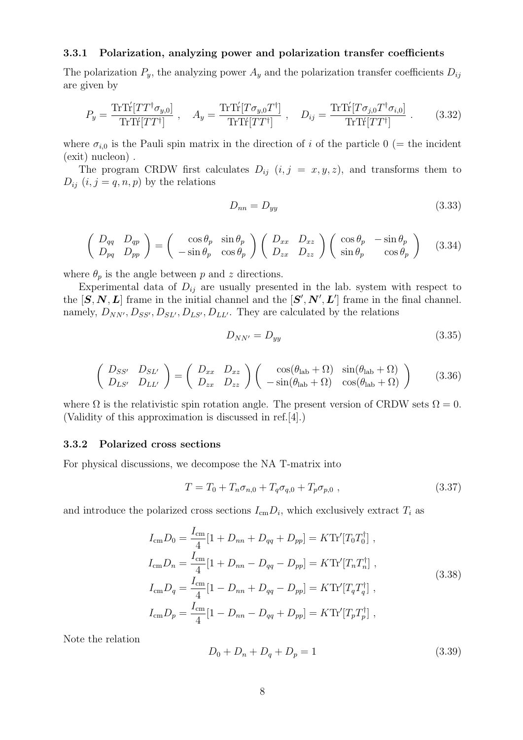### 3.3.1 Polarization, analyzing power and polarization transfer coefficients

The polarization $P_y$, the analyzing power $A_y$ and the polarization transfer coefficients $D_{ij}$ are given by

$$P_y = \frac{\mathrm{Tr}\mathrm{Tr}'[TT^\dagger \sigma_{y,0}]}{\mathrm{Tr}\mathrm{Tr}'[TT^\dagger]}\ , \quad A_y = \frac{\mathrm{Tr}\mathrm{Tr}'[T\sigma_{y,0}T^\dagger]}{\mathrm{Tr}\mathrm{Tr}'[TT^\dagger]}\ , \quad D_{ij} = \frac{\mathrm{Tr}\mathrm{Tr}'[T\sigma_{j,0}T^\dagger \sigma_{i,0}]}{\mathrm{Tr}\mathrm{Tr}'[TT^\dagger]}\ . \tag{3.32}$$

where $\sigma_{i,0}$ is the Pauli spin matrix in the direction of $i$ of the particle 0 (= the incident (exit) nucleon) .

The program CRDW first calculates $D_{ij}$ $(i, j = x, y, z)$, and transforms them to $D_{ij}$ $(i, j = q, n, p)$ by the relations

$$D_{nn} = D_{yy} \tag{3.33}$$

$$\begin{pmatrix} D_{qq} & D_{qp} \\ D_{pq} & D_{pp} \end{pmatrix} = \begin{pmatrix} \cos\theta_p & \sin\theta_p \\ -\sin\theta_p & \cos\theta_p \end{pmatrix} \begin{pmatrix} D_{xx} & D_{xz} \\ D_{zx} & D_{zz} \end{pmatrix} \begin{pmatrix} \cos\theta_p & -\sin\theta_p \\ \sin\theta_p & \cos\theta_p \end{pmatrix} \tag{3.34}$$

where $\theta_p$ is the angle between $p$ and $z$ directions.

Experimental data of $D_{ij}$ are usually presented in the lab. system with respect to the $[\boldsymbol{S}, \boldsymbol{N}, \boldsymbol{L}]$ frame in the initial channel and the $[\boldsymbol{S}', \boldsymbol{N}', \boldsymbol{L}']$ frame in the final channel. namely, $D_{NN'}, D_{SS'}, D_{SL'}, D_{LS'}, D_{LL'}$. They are calculated by the relations

$$D_{NN'} = D_{yy} \tag{3.35}$$

$$\begin{pmatrix} D_{SS'} & D_{SL'} \\ D_{LS'} & D_{LL'} \end{pmatrix} = \begin{pmatrix} D_{xx} & D_{xz} \\ D_{zx} & D_{zz} \end{pmatrix} \begin{pmatrix} \cos(\theta_{\mathrm{lab}} + \Omega) & \sin(\theta_{\mathrm{lab}} + \Omega) \\ -\sin(\theta_{\mathrm{lab}} + \Omega) & \cos(\theta_{\mathrm{lab}} + \Omega) \end{pmatrix} \tag{3.36}$$

where $\Omega$ is the relativistic spin rotation angle. The present version of CRDW sets $\Omega = 0$. (Validity of this approximation is discussed in ref.[4].)

### 3.3.2 Polarized cross sections

For physical discussions, we decompose the NA T-matrix into

$$T = T_0 + T_n\sigma_{n,0} + T_q\sigma_{q,0} + T_p\sigma_{p,0}\ , \tag{3.37}$$

and introduce the polarized cross sections $I_{\mathrm{cm}}D_i$, which exclusively extract $T_i$ as

$$\begin{aligned}
I_{\mathrm{cm}}D_0 &= \frac{I_{\mathrm{cm}}}{4}[1 + D_{nn} + D_{qq} + D_{pp}] = K\mathrm{Tr}'[T_0T_0^\dagger]\ , \\
I_{\mathrm{cm}}D_n &= \frac{I_{\mathrm{cm}}}{4}[1 + D_{nn} - D_{qq} - D_{pp}] = K\mathrm{Tr}'[T_nT_n^\dagger]\ , \\
I_{\mathrm{cm}}D_q &= \frac{I_{\mathrm{cm}}}{4}[1 - D_{nn} + D_{qq} - D_{pp}] = K\mathrm{Tr}'[T_qT_q^\dagger]\ , \\
I_{\mathrm{cm}}D_p &= \frac{I_{\mathrm{cm}}}{4}[1 - D_{nn} - D_{qq} + D_{pp}] = K\mathrm{Tr}'[T_pT_p^\dagger]\ ,
\end{aligned} \tag{3.38}$$

Note the relation

$$D_0 + D_n + D_q + D_p = 1 \tag{3.39}$$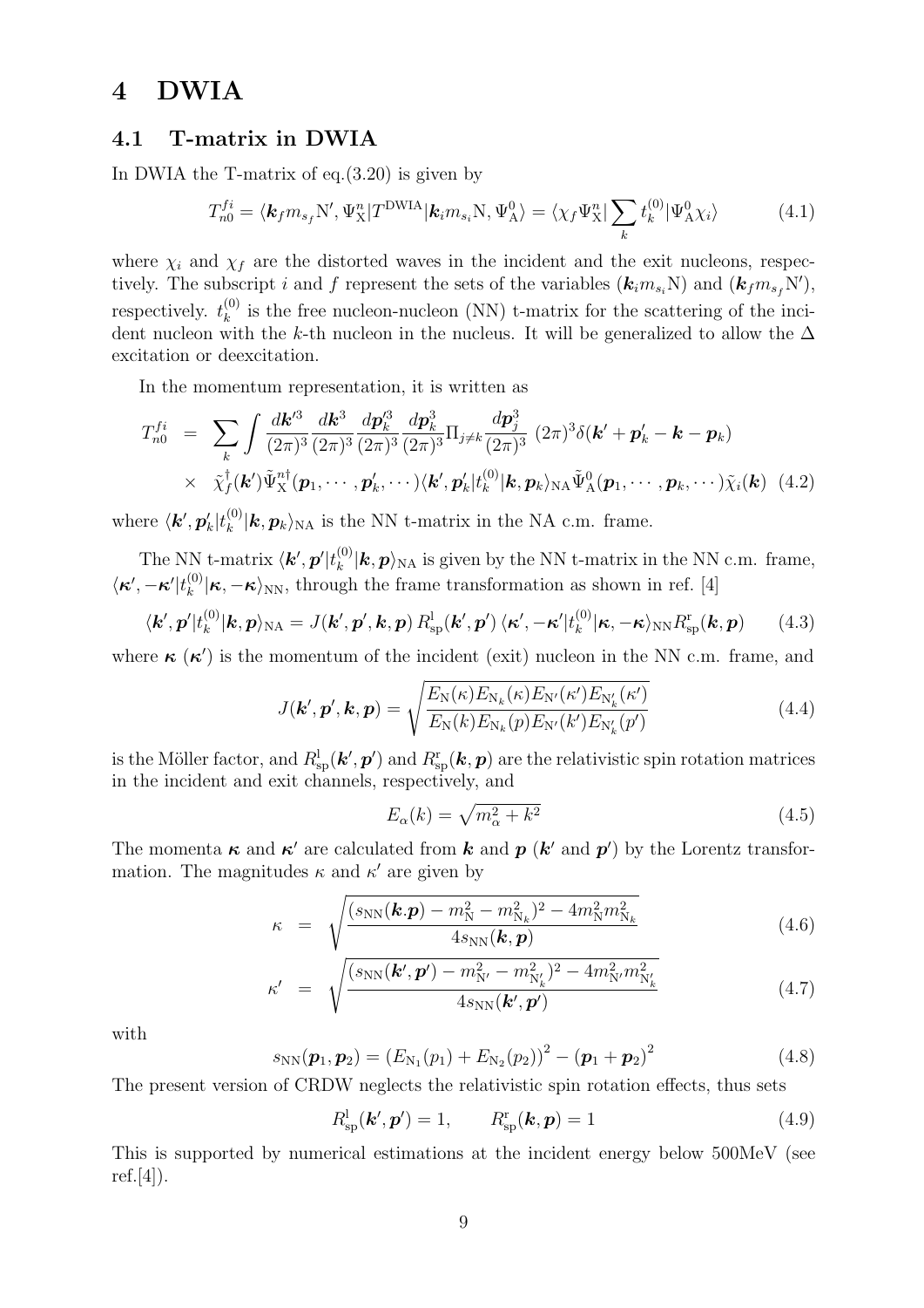# 4 DWIA

## 4.1 T-matrix in DWIA

In DWIA the T-matrix of eq.(3.20) is given by

$$T_{n0}^{fi} = \langle \boldsymbol{k}_f m_{s_f} \mathrm{N}', \Psi_{\mathrm{X}}^n | T^{\mathrm{DWIA}} | \boldsymbol{k}_i m_{s_i} \mathrm{N}, \Psi_{\mathrm{A}}^0 \rangle = \langle \chi_f \Psi_{\mathrm{X}}^n | \sum_k t_k^{(0)} | \Psi_{\mathrm{A}}^0 \chi_i \rangle \tag{4.1}$$

where $\chi_i$ and $\chi_f$ are the distorted waves in the incident and the exit nucleons, respectively. The subscript $i$ and $f$ represent the sets of the variables $(\boldsymbol{k}_i m_{s_i} \mathrm{N})$ and $(\boldsymbol{k}_f m_{s_f} \mathrm{N}')$, respectively. $t_k^{(0)}$ is the free nucleon-nucleon (NN) t-matrix for the scattering of the incident nucleon with the $k$-th nucleon in the nucleus. It will be generalized to allow the $\Delta$ excitation or deexcitation.

In the momentum representation, it is written as

$$\begin{aligned} T_{n0}^{fi} &= \sum_k \int \frac{d\boldsymbol{k}'^3}{(2\pi)^3} \frac{d\boldsymbol{k}^3}{(2\pi)^3} \frac{d\boldsymbol{p}_k'^3}{(2\pi)^3} \frac{d\boldsymbol{p}_k^3}{(2\pi)^3} \Pi_{j\neq k} \frac{d\boldsymbol{p}_j^3}{(2\pi)^3} \ (2\pi)^3 \delta(\boldsymbol{k}' + \boldsymbol{p}_k' - \boldsymbol{k} - \boldsymbol{p}_k) \\ &\times \ \tilde{\chi}_f^\dagger(\boldsymbol{k}') \tilde{\Psi}_{\mathrm{X}}^{n\dagger}(\boldsymbol{p}_1, \cdots, \boldsymbol{p}_k', \cdots) \langle \boldsymbol{k}', \boldsymbol{p}_k' | t_k^{(0)} | \boldsymbol{k}, \boldsymbol{p}_k \rangle_{\mathrm{NA}} \tilde{\Psi}_{\mathrm{A}}^0(\boldsymbol{p}_1, \cdots, \boldsymbol{p}_k, \cdots) \tilde{\chi}_i(\boldsymbol{k}) \end{aligned} \tag{4.2}$$

where $\langle \boldsymbol{k}', \boldsymbol{p}_k' | t_k^{(0)} | \boldsymbol{k}, \boldsymbol{p}_k \rangle_{\mathrm{NA}}$ is the NN t-matrix in the NA c.m. frame.

The NN t-matrix $\langle \boldsymbol{k}', \boldsymbol{p}' | t_k^{(0)} | \boldsymbol{k}, \boldsymbol{p} \rangle_{\mathrm{NA}}$ is given by the NN t-matrix in the NN c.m. frame, $\langle \boldsymbol{\kappa}', -\boldsymbol{\kappa}' | t_k^{(0)} | \boldsymbol{\kappa}, -\boldsymbol{\kappa} \rangle_{\mathrm{NN}}$, through the frame transformation as shown in ref. [4]

$$\langle \boldsymbol{k}', \boldsymbol{p}' | t_k^{(0)} | \boldsymbol{k}, \boldsymbol{p} \rangle_{\mathrm{NA}} = J(\boldsymbol{k}', \boldsymbol{p}', \boldsymbol{k}, \boldsymbol{p}) \, R_{\mathrm{sp}}^{\mathrm{l}}(\boldsymbol{k}', \boldsymbol{p}') \, \langle \boldsymbol{\kappa}', -\boldsymbol{\kappa}' | t_k^{(0)} | \boldsymbol{\kappa}, -\boldsymbol{\kappa} \rangle_{\mathrm{NN}} R_{\mathrm{sp}}^{\mathrm{r}}(\boldsymbol{k}, \boldsymbol{p}) \tag{4.3}$$

where $\boldsymbol{\kappa}$ ($\boldsymbol{\kappa}'$) is the momentum of the incident (exit) nucleon in the NN c.m. frame, and

$$J(\boldsymbol{k}', \boldsymbol{p}', \boldsymbol{k}, \boldsymbol{p}) = \sqrt{\frac{E_{\mathrm{N}}(\kappa) E_{\mathrm{N}_k}(\kappa) E_{\mathrm{N}'}(\kappa') E_{\mathrm{N}_k'}(\kappa')}{E_{\mathrm{N}}(k) E_{\mathrm{N}_k}(p) E_{\mathrm{N}'}(k') E_{\mathrm{N}_k'}(p')}} \tag{4.4}$$

is the Möller factor, and $R_{\mathrm{sp}}^{\mathrm{l}}(\boldsymbol{k}', \boldsymbol{p}')$ and $R_{\mathrm{sp}}^{\mathrm{r}}(\boldsymbol{k}, \boldsymbol{p})$ are the relativistic spin rotation matrices in the incident and exit channels, respectively, and

$$E_\alpha(k) = \sqrt{m_\alpha^2 + k^2} \tag{4.5}$$

The momenta $\boldsymbol{\kappa}$ and $\boldsymbol{\kappa}'$ are calculated from $\boldsymbol{k}$ and $\boldsymbol{p}$ ($\boldsymbol{k}'$ and $\boldsymbol{p}'$) by the Lorentz transformation. The magnitudes $\kappa$ and $\kappa'$ are given by

$$\kappa = \sqrt{\frac{(s_{\mathrm{NN}}(\boldsymbol{k}.\boldsymbol{p}) - m_{\mathrm{N}}^2 - m_{\mathrm{N}_k}^2)^2 - 4m_{\mathrm{N}}^2 m_{\mathrm{N}_k}^2}{4 s_{\mathrm{NN}}(\boldsymbol{k}, \boldsymbol{p})}} \tag{4.6}$$

$$\kappa' = \sqrt{\frac{(s_{\mathrm{NN}}(\boldsymbol{k}', \boldsymbol{p}') - m_{\mathrm{N}'}^2 - m_{\mathrm{N}_k'}^2)^2 - 4m_{\mathrm{N}'}^2 m_{\mathrm{N}_k'}^2}{4 s_{\mathrm{NN}}(\boldsymbol{k}', \boldsymbol{p}')}} \tag{4.7}$$

with

$$s_{\mathrm{NN}}(\boldsymbol{p}_1, \boldsymbol{p}_2) = \left(E_{\mathrm{N}_1}(p_1) + E_{\mathrm{N}_2}(p_2)\right)^2 - \left(\boldsymbol{p}_1 + \boldsymbol{p}_2\right)^2 \tag{4.8}$$

The present version of CRDW neglects the relativistic spin rotation effects, thus sets

$$R_{\mathrm{sp}}^{\mathrm{l}}(\boldsymbol{k}', \boldsymbol{p}') = 1, \qquad R_{\mathrm{sp}}^{\mathrm{r}}(\boldsymbol{k}, \boldsymbol{p}) = 1 \tag{4.9}$$

This is supported by numerical estimations at the incident energy below 500MeV (see ref.[4]).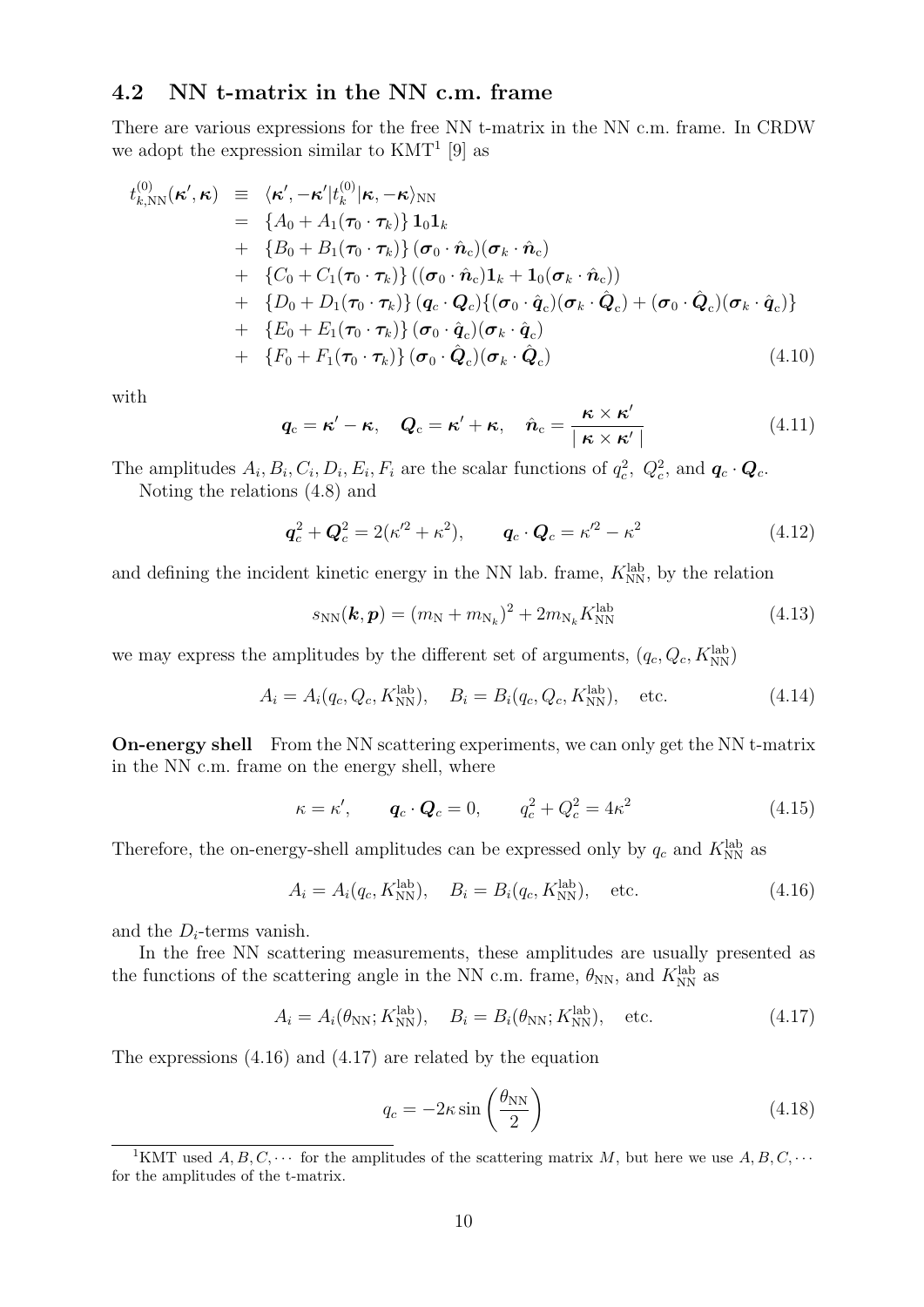### 4.2 NN t-matrix in the NN c.m. frame

There are various expressions for the free NN t-matrix in the NN c.m. frame. In CRDW we adopt the expression similar to KMT[1] [9] as

$$
\begin{aligned}
t^{(0)}_{k,\mathrm{NN}}(\boldsymbol{\kappa}',\boldsymbol{\kappa}) &\equiv \langle \boldsymbol{\kappa}', -\boldsymbol{\kappa}'|t^{(0)}_k|\boldsymbol{\kappa}, -\boldsymbol{\kappa}\rangle_{\mathrm{NN}} \\
&= \{A_0 + A_1(\boldsymbol{\tau}_0\cdot\boldsymbol{\tau}_k)\}\,\mathbf{1}_0\mathbf{1}_k \\
&+ \{B_0 + B_1(\boldsymbol{\tau}_0\cdot\boldsymbol{\tau}_k)\}\,(\boldsymbol{\sigma}_0\cdot\hat{\boldsymbol{n}}_{\mathrm{c}})(\boldsymbol{\sigma}_k\cdot\hat{\boldsymbol{n}}_{\mathrm{c}}) \\
&+ \{C_0 + C_1(\boldsymbol{\tau}_0\cdot\boldsymbol{\tau}_k)\}\,((\boldsymbol{\sigma}_0\cdot\hat{\boldsymbol{n}}_{\mathrm{c}})\mathbf{1}_k + \mathbf{1}_0(\boldsymbol{\sigma}_k\cdot\hat{\boldsymbol{n}}_{\mathrm{c}})) \\
&+ \{D_0 + D_1(\boldsymbol{\tau}_0\cdot\boldsymbol{\tau}_k)\}\,(\boldsymbol{q}_c\cdot\boldsymbol{Q}_c)\{(\boldsymbol{\sigma}_0\cdot\hat{\boldsymbol{q}}_{\mathrm{c}})(\boldsymbol{\sigma}_k\cdot\hat{\boldsymbol{Q}}_{\mathrm{c}}) + (\boldsymbol{\sigma}_0\cdot\hat{\boldsymbol{Q}}_{\mathrm{c}})(\boldsymbol{\sigma}_k\cdot\hat{\boldsymbol{q}}_{\mathrm{c}})\} \\
&+ \{E_0 + E_1(\boldsymbol{\tau}_0\cdot\boldsymbol{\tau}_k)\}\,(\boldsymbol{\sigma}_0\cdot\hat{\boldsymbol{q}}_{\mathrm{c}})(\boldsymbol{\sigma}_k\cdot\hat{\boldsymbol{q}}_{\mathrm{c}}) \\
&+ \{F_0 + F_1(\boldsymbol{\tau}_0\cdot\boldsymbol{\tau}_k)\}\,(\boldsymbol{\sigma}_0\cdot\hat{\boldsymbol{Q}}_{\mathrm{c}})(\boldsymbol{\sigma}_k\cdot\hat{\boldsymbol{Q}}_{\mathrm{c}})
\end{aligned}
\tag{4.10}
$$

with

$$
\boldsymbol{q}_{\mathrm{c}} = \boldsymbol{\kappa}' - \boldsymbol{\kappa}, \quad \boldsymbol{Q}_{\mathrm{c}} = \boldsymbol{\kappa}' + \boldsymbol{\kappa}, \quad \hat{\boldsymbol{n}}_{\mathrm{c}} = \frac{\boldsymbol{\kappa}\times\boldsymbol{\kappa}'}{|\,\boldsymbol{\kappa}\times\boldsymbol{\kappa}'\,|}
\tag{4.11}
$$

The amplitudes $A_i, B_i, C_i, D_i, E_i, F_i$ are the scalar functions of $q_c^2$, $Q_c^2$, and $\boldsymbol{q}_c\cdot\boldsymbol{Q}_c$.

Noting the relations (4.8) and

$$
\boldsymbol{q}_c^2 + \boldsymbol{Q}_c^2 = 2(\kappa'^2 + \kappa^2), \qquad \boldsymbol{q}_c\cdot\boldsymbol{Q}_c = \kappa'^2 - \kappa^2
\tag{4.12}
$$

and defining the incident kinetic energy in the NN lab. frame, $K^{\mathrm{lab}}_{\mathrm{NN}}$, by the relation

$$
s_{\mathrm{NN}}(\boldsymbol{k},\boldsymbol{p}) = (m_{\mathrm{N}} + m_{\mathrm{N}_k})^2 + 2m_{\mathrm{N}_k}K^{\mathrm{lab}}_{\mathrm{NN}}
\tag{4.13}
$$

we may express the amplitudes by the different set of arguments, $(q_c, Q_c, K^{\mathrm{lab}}_{\mathrm{NN}})$

$$
A_i = A_i(q_c, Q_c, K^{\mathrm{lab}}_{\mathrm{NN}}), \quad B_i = B_i(q_c, Q_c, K^{\mathrm{lab}}_{\mathrm{NN}}), \quad \text{etc.}
\tag{4.14}
$$

**On-energy shell** From the NN scattering experiments, we can only get the NN t-matrix in the NN c.m. frame on the energy shell, where

$$
\kappa = \kappa', \qquad \boldsymbol{q}_c\cdot\boldsymbol{Q}_c = 0, \qquad q_c^2 + Q_c^2 = 4\kappa^2
\tag{4.15}
$$

Therefore, the on-energy-shell amplitudes can be expressed only by $q_c$ and $K^{\mathrm{lab}}_{\mathrm{NN}}$ as

$$
A_i = A_i(q_c, K^{\mathrm{lab}}_{\mathrm{NN}}), \quad B_i = B_i(q_c, K^{\mathrm{lab}}_{\mathrm{NN}}), \quad \text{etc.}
\tag{4.16}
$$

and the $D_i$-terms vanish.

In the free NN scattering measurements, these amplitudes are usually presented as the functions of the scattering angle in the NN c.m. frame, $\theta_{\mathrm{NN}}$, and $K^{\mathrm{lab}}_{\mathrm{NN}}$ as

$$
A_i = A_i(\theta_{\mathrm{NN}}; K^{\mathrm{lab}}_{\mathrm{NN}}), \quad B_i = B_i(\theta_{\mathrm{NN}}; K^{\mathrm{lab}}_{\mathrm{NN}}), \quad \text{etc.}
\tag{4.17}
$$

The expressions (4.16) and (4.17) are related by the equation

$$
q_c = -2\kappa\sin\left(\frac{\theta_{\mathrm{NN}}}{2}\right)
\tag{4.18}
$$

[1] KMT used $A, B, C, \cdots$ for the amplitudes of the scattering matrix $M$, but here we use $A, B, C, \cdots$ for the amplitudes of the t-matrix.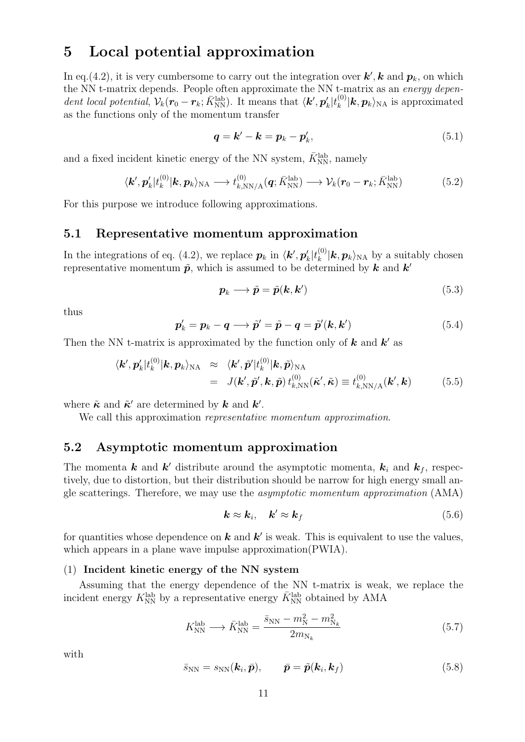# 5 Local potential approximation

In eq.(4.2), it is very cumbersome to carry out the integration over $\boldsymbol{k}', \boldsymbol{k}$ and $\boldsymbol{p}_k$, on which the NN t-matrix depends. People often approximate the NN t-matrix as an *energy dependent local potential*, $\mathcal{V}_k(\boldsymbol{r}_0 - \boldsymbol{r}_k; \bar{K}^{\rm lab}_{\rm NN})$. It means that $\langle \boldsymbol{k}', \boldsymbol{p}'_k | t^{(0)}_k | \boldsymbol{k}, \boldsymbol{p}_k \rangle_{\rm NA}$ is approximated as the functions only of the momentum transfer

$$
\boldsymbol{q} = \boldsymbol{k}' - \boldsymbol{k} = \boldsymbol{p}_k - \boldsymbol{p}'_k, \tag{5.1}
$$

and a fixed incident kinetic energy of the NN system, $\bar{K}^{\rm lab}_{\rm NN}$, namely

$$
\langle \boldsymbol{k}', \boldsymbol{p}'_k | t^{(0)}_k | \boldsymbol{k}, \boldsymbol{p}_k \rangle_{\rm NA} \longrightarrow t^{(0)}_{k,{\rm NN/A}}(\boldsymbol{q}; \bar{K}^{\rm lab}_{\rm NN}) \longrightarrow \mathcal{V}_k(\boldsymbol{r}_0 - \boldsymbol{r}_k; \bar{K}^{\rm lab}_{\rm NN}) \tag{5.2}
$$

For this purpose we introduce following approximations.

## 5.1 Representative momentum approximation

In the integrations of eq. (4.2), we replace $\boldsymbol{p}_k$ in $\langle \boldsymbol{k}', \boldsymbol{p}'_k | t^{(0)}_k | \boldsymbol{k}, \boldsymbol{p}_k \rangle_{\rm NA}$ by a suitably chosen representative momentum $\tilde{\boldsymbol{p}}$, which is assumed to be determined by $\boldsymbol{k}$ and $\boldsymbol{k}'$

$$
\boldsymbol{p}_k \longrightarrow \tilde{\boldsymbol{p}} = \tilde{\boldsymbol{p}}(\boldsymbol{k}, \boldsymbol{k}') \tag{5.3}
$$

thus

$$
\boldsymbol{p}'_k = \boldsymbol{p}_k - \boldsymbol{q} \longrightarrow \tilde{\boldsymbol{p}}' = \tilde{\boldsymbol{p}} - \boldsymbol{q} = \tilde{\boldsymbol{p}}'(\boldsymbol{k}, \boldsymbol{k}') \tag{5.4}
$$

Then the NN t-matrix is approximated by the function only of $\boldsymbol{k}$ and $\boldsymbol{k}'$ as

$$
\begin{aligned}
\langle \boldsymbol{k}', \boldsymbol{p}'_k | t^{(0)}_k | \boldsymbol{k}, \boldsymbol{p}_k \rangle_{\rm NA} &\approx \langle \boldsymbol{k}', \tilde{\boldsymbol{p}}' | t^{(0)}_k | \boldsymbol{k}, \tilde{\boldsymbol{p}} \rangle_{\rm NA} \\
&= J(\boldsymbol{k}', \tilde{\boldsymbol{p}}', \boldsymbol{k}, \tilde{\boldsymbol{p}})\, t^{(0)}_{k,{\rm NN}}(\tilde{\boldsymbol{\kappa}}', \tilde{\boldsymbol{\kappa}}) \equiv t^{(0)}_{k,{\rm NN/A}}(\boldsymbol{k}', \boldsymbol{k})
\end{aligned} \tag{5.5}
$$

where $\tilde{\boldsymbol{\kappa}}$ and $\tilde{\boldsymbol{\kappa}}'$ are determined by $\boldsymbol{k}$ and $\boldsymbol{k}'$.

We call this approximation *representative momentum approximation*.

## 5.2 Asymptotic momentum approximation

The momenta $\boldsymbol{k}$ and $\boldsymbol{k}'$ distribute around the asymptotic momenta, $\boldsymbol{k}_i$ and $\boldsymbol{k}_f$, respectively, due to distortion, but their distribution should be narrow for high energy small angle scatterings. Therefore, we may use the *asymptotic momentum approximation* (AMA)

$$
\boldsymbol{k} \approx \boldsymbol{k}_i, \quad \boldsymbol{k}' \approx \boldsymbol{k}_f \tag{5.6}
$$

for quantities whose dependence on $\boldsymbol{k}$ and $\boldsymbol{k}'$ is weak. This is equivalent to use the values, which appears in a plane wave impulse approximation(PWIA).

### (1) Incident kinetic energy of the NN system

Assuming that the energy dependence of the NN t-matrix is weak, we replace the incident energy $K^{\rm lab}_{\rm NN}$ by a representative energy $\bar{K}^{\rm lab}_{\rm NN}$ obtained by AMA

$$
K^{\rm lab}_{\rm NN} \longrightarrow \bar{K}^{\rm lab}_{\rm NN} = \frac{\bar{s}_{\rm NN} - m^2_{\rm N} - m^2_{{\rm N}_k}}{2 m_{{\rm N}_k}} \tag{5.7}
$$

with

$$
\bar{s}_{\rm NN} = s_{\rm NN}(\boldsymbol{k}_i, \bar{\boldsymbol{p}}), \qquad \bar{\boldsymbol{p}} = \tilde{\boldsymbol{p}}(\boldsymbol{k}_i, \boldsymbol{k}_f) \tag{5.8}
$$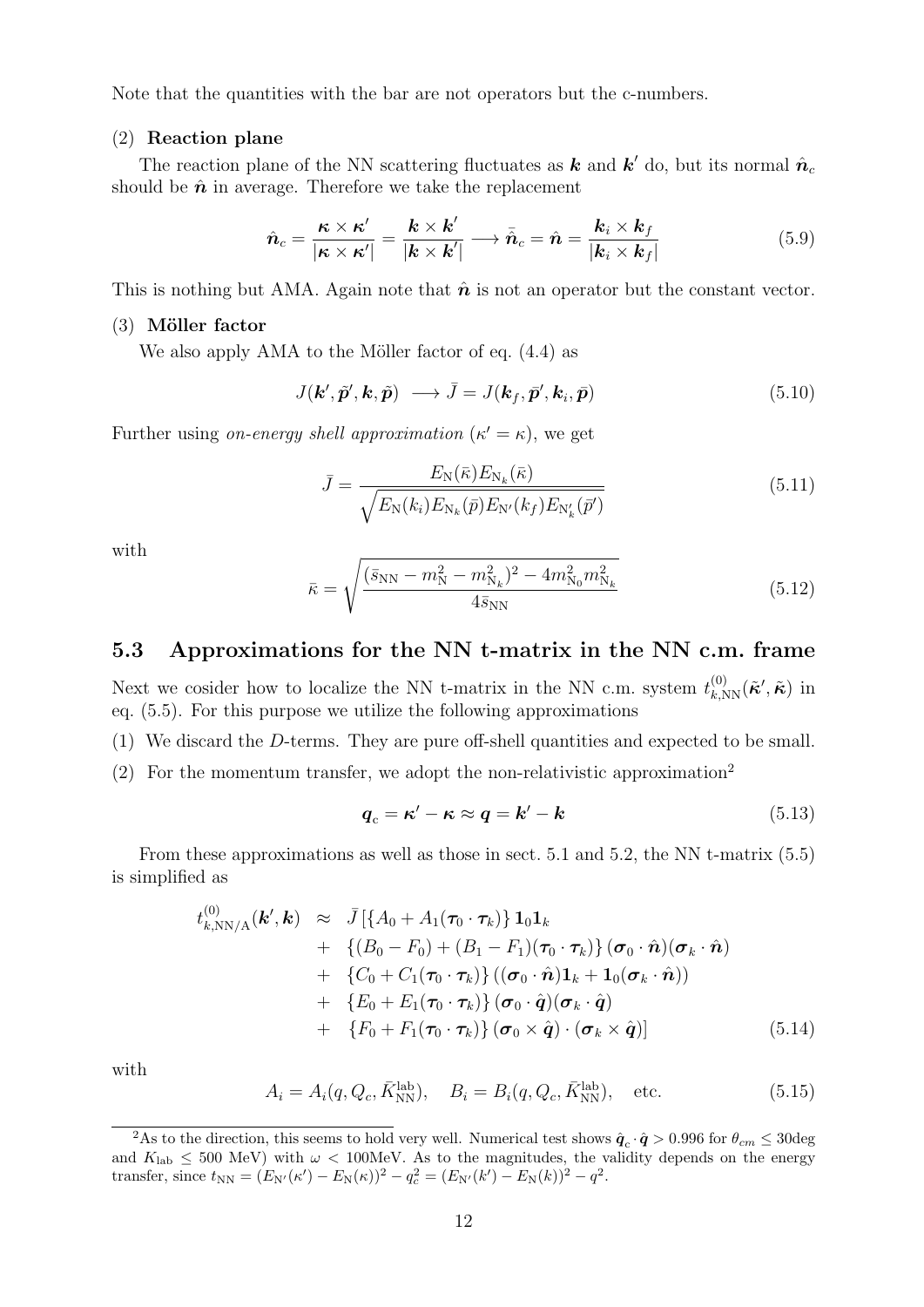Note that the quantities with the bar are not operators but the c-numbers.

(2) **Reaction plane**

The reaction plane of the NN scattering fluctuates as $\boldsymbol{k}$ and $\boldsymbol{k}'$ do, but its normal $\hat{\boldsymbol{n}}_c$ should be $\hat{\boldsymbol{n}}$ in average. Therefore we take the replacement

$$\hat{\boldsymbol{n}}_c = \frac{\boldsymbol{\kappa} \times \boldsymbol{\kappa}'}{|\boldsymbol{\kappa} \times \boldsymbol{\kappa}'|} = \frac{\boldsymbol{k} \times \boldsymbol{k}'}{|\boldsymbol{k} \times \boldsymbol{k}'|} \longrightarrow \bar{\hat{\boldsymbol{n}}}_c = \hat{\boldsymbol{n}} = \frac{\boldsymbol{k}_i \times \boldsymbol{k}_f}{|\boldsymbol{k}_i \times \boldsymbol{k}_f|} \tag{5.9}$$

This is nothing but AMA. Again note that $\hat{\boldsymbol{n}}$ is not an operator but the constant vector.

(3) **Möller factor**

We also apply AMA to the Möller factor of eq. (4.4) as

$$J(\boldsymbol{k}', \tilde{\boldsymbol{p}}', \boldsymbol{k}, \tilde{\boldsymbol{p}}) \ \longrightarrow \bar{J} = J(\boldsymbol{k}_f, \bar{\boldsymbol{p}}', \boldsymbol{k}_i, \bar{\boldsymbol{p}}) \tag{5.10}$$

Further using *on-energy shell approximation* ($\kappa' = \kappa$), we get

$$\bar{J} = \frac{E_{\rm N}(\bar{\kappa}) E_{{\rm N}_k}(\bar{\kappa})}{\sqrt{E_{\rm N}(k_i) E_{{\rm N}_k}(\bar{p}) E_{{\rm N}'}(k_f) E_{{\rm N}'_k}(\bar{p}')}} \tag{5.11}$$

with

$$\bar{\kappa} = \sqrt{\frac{(\bar{s}_{\rm NN} - m_{\rm N}^2 - m_{{\rm N}_k}^2)^2 - 4 m_{{\rm N}_0}^2 m_{{\rm N}_k}^2}{4 \bar{s}_{\rm NN}}} \tag{5.12}$$

## 5.3 Approximations for the NN t-matrix in the NN c.m. frame

Next we cosider how to localize the NN t-matrix in the NN c.m. system $t^{(0)}_{k,{\rm NN}}(\tilde{\boldsymbol{\kappa}}', \tilde{\boldsymbol{\kappa}})$ in eq. (5.5). For this purpose we utilize the following approximations

(1) We discard the $D$-terms. They are pure off-shell quantities and expected to be small.

(2) For the momentum transfer, we adopt the non-relativistic approximation[2]

$$\boldsymbol{q}_{\rm c} = \boldsymbol{\kappa}' - \boldsymbol{\kappa} \approx \boldsymbol{q} = \boldsymbol{k}' - \boldsymbol{k} \tag{5.13}$$

From these approximations as well as those in sect. 5.1 and 5.2, the NN t-matrix (5.5) is simplified as

$$\begin{aligned} t^{(0)}_{k,{\rm NN/A}}(\boldsymbol{k}', \boldsymbol{k}) \ &\approx \ \bar{J}\left[\{A_0 + A_1(\boldsymbol{\tau}_0 \cdot \boldsymbol{\tau}_k)\} \mathbf{1}_0 \mathbf{1}_k \right. \\ &+ \ \{(B_0 - F_0) + (B_1 - F_1)(\boldsymbol{\tau}_0 \cdot \boldsymbol{\tau}_k)\} (\boldsymbol{\sigma}_0 \cdot \hat{\boldsymbol{n}})(\boldsymbol{\sigma}_k \cdot \hat{\boldsymbol{n}}) \\ &+ \ \{C_0 + C_1(\boldsymbol{\tau}_0 \cdot \boldsymbol{\tau}_k)\} ((\boldsymbol{\sigma}_0 \cdot \hat{\boldsymbol{n}})\mathbf{1}_k + \mathbf{1}_0(\boldsymbol{\sigma}_k \cdot \hat{\boldsymbol{n}})) \\ &+ \ \{E_0 + E_1(\boldsymbol{\tau}_0 \cdot \boldsymbol{\tau}_k)\} (\boldsymbol{\sigma}_0 \cdot \hat{\boldsymbol{q}})(\boldsymbol{\sigma}_k \cdot \hat{\boldsymbol{q}}) \\ &+ \ \left. \{F_0 + F_1(\boldsymbol{\tau}_0 \cdot \boldsymbol{\tau}_k)\} (\boldsymbol{\sigma}_0 \times \hat{\boldsymbol{q}}) \cdot (\boldsymbol{\sigma}_k \times \hat{\boldsymbol{q}})\right] \end{aligned} \tag{5.14}$$

with

$$A_i = A_i(q, Q_c, \bar{K}^{\rm lab}_{\rm NN}), \quad B_i = B_i(q, Q_c, \bar{K}^{\rm lab}_{\rm NN}), \quad \text{etc.} \tag{5.15}$$

---

[2] As to the direction, this seems to hold very well. Numerical test shows $\hat{\boldsymbol{q}}_c \cdot \hat{\boldsymbol{q}} > 0.996$ for $\theta_{cm} \leq 30$deg and $K_{\rm lab} \leq 500$ MeV) with $\omega < 100$MeV. As to the magnitudes, the validity depends on the energy transfer, since $t_{\rm NN} = (E_{{\rm N}'}(\kappa') - E_{\rm N}(\kappa))^2 - q_c^2 = (E_{{\rm N}'}(k') - E_{\rm N}(k))^2 - q^2$.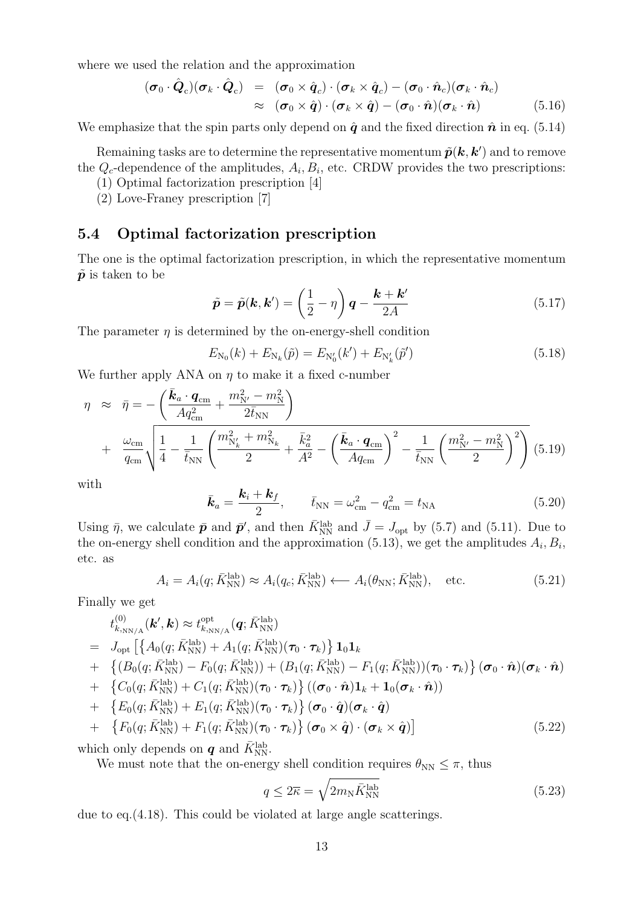where we used the relation and the approximation

$$
\begin{aligned}
(\boldsymbol{\sigma}_0 \cdot \hat{\boldsymbol{Q}}_{\rm c})(\boldsymbol{\sigma}_k \cdot \hat{\boldsymbol{Q}}_{\rm c}) &= (\boldsymbol{\sigma}_0 \times \hat{\boldsymbol{q}}_c) \cdot (\boldsymbol{\sigma}_k \times \hat{\boldsymbol{q}}_c) - (\boldsymbol{\sigma}_0 \cdot \hat{\boldsymbol{n}}_c)(\boldsymbol{\sigma}_k \cdot \hat{\boldsymbol{n}}_c) \\
&\approx (\boldsymbol{\sigma}_0 \times \hat{\boldsymbol{q}}) \cdot (\boldsymbol{\sigma}_k \times \hat{\boldsymbol{q}}) - (\boldsymbol{\sigma}_0 \cdot \hat{\boldsymbol{n}})(\boldsymbol{\sigma}_k \cdot \hat{\boldsymbol{n}}) \qquad (5.16)
\end{aligned}
$$

We emphasize that the spin parts only depend on $\hat{\boldsymbol{q}}$ and the fixed direction $\hat{\boldsymbol{n}}$ in eq. (5.14)

Remaining tasks are to determine the representative momentum $\tilde{\boldsymbol{p}}(\boldsymbol{k}, \boldsymbol{k}')$ and to remove the $Q_c$-dependence of the amplitudes, $A_i, B_i$, etc. CRDW provides the two prescriptions:

(1) Optimal factorization prescription [4]

(2) Love-Franey prescription [7]

## 5.4 Optimal factorization prescription

The one is the optimal factorization prescription, in which the representative momentum $\tilde{\boldsymbol{p}}$ is taken to be

$$
\tilde{\boldsymbol{p}} = \tilde{\boldsymbol{p}}(\boldsymbol{k}, \boldsymbol{k}') = \left(\frac{1}{2} - \eta\right)\boldsymbol{q} - \frac{\boldsymbol{k} + \boldsymbol{k}'}{2A} \qquad (5.17)
$$

The parameter $\eta$ is determined by the on-energy-shell condition

$$
E_{\rm N_0}(k) + E_{{\rm N}_k}(\tilde{p}) = E_{\rm N_0'}(k') + E_{{\rm N}_k'}(\tilde{p}') \qquad (5.18)
$$

We further apply ANA on $\eta$ to make it a fixed c-number

$$
\begin{aligned}
\eta &\approx \bar{\eta} = -\left(\frac{\bar{\boldsymbol{k}}_a \cdot \boldsymbol{q}_{\rm cm}}{A q_{\rm cm}^2} + \frac{m_{\rm N'}^2 - m_{\rm N}^2}{2\bar{t}_{\rm NN}}\right) \\
&+ \frac{\omega_{\rm cm}}{q_{\rm cm}}\sqrt{\frac{1}{4} - \frac{1}{\bar{t}_{\rm NN}}\left(\frac{m_{{\rm N}_k'}^2 + m_{{\rm N}_k}^2}{2} + \frac{\bar{k}_a^2}{A^2} - \left(\frac{\bar{\boldsymbol{k}}_a \cdot \boldsymbol{q}_{\rm cm}}{A q_{\rm cm}}\right)^2 - \frac{1}{\bar{t}_{\rm NN}}\left(\frac{m_{\rm N'}^2 - m_{\rm N}^2}{2}\right)^2\right)} \qquad (5.19)
\end{aligned}
$$

with

$$
\bar{\boldsymbol{k}}_a = \frac{\boldsymbol{k}_i + \boldsymbol{k}_f}{2}, \qquad \bar{t}_{\rm NN} = \omega_{\rm cm}^2 - q_{\rm cm}^2 = t_{\rm NA} \qquad (5.20)
$$

Using $\bar{\eta}$, we calculate $\bar{\boldsymbol{p}}$ and $\bar{\boldsymbol{p}}'$, and then $\bar{K}_{\rm NN}^{\rm lab}$ and $\bar{J} = J_{\rm opt}$ by (5.7) and (5.11). Due to the on-energy shell condition and the approximation (5.13), we get the amplitudes $A_i, B_i$, etc. as

$$
A_i = A_i(q; \bar{K}_{\rm NN}^{\rm lab}) \approx A_i(q_c; \bar{K}_{\rm NN}^{\rm lab}) \longleftarrow A_i(\theta_{\rm NN}; \bar{K}_{\rm NN}^{\rm lab}), \quad \text{etc.} \qquad (5.21)
$$

Finally we get

$$
\begin{aligned}
& t_{k,{\rm NN/A}}^{(0)}(\boldsymbol{k}', \boldsymbol{k}) \approx t_{k,{\rm NN/A}}^{\rm opt}(\boldsymbol{q}; \bar{K}_{\rm NN}^{\rm lab}) \\
=\ & J_{\rm opt}\left[\left\{A_0(q; \bar{K}_{\rm NN}^{\rm lab}) + A_1(q; \bar{K}_{\rm NN}^{\rm lab})(\boldsymbol{\tau}_0 \cdot \boldsymbol{\tau}_k)\right\}\mathbf{1}_0\mathbf{1}_k\right. \\
+\ & \left\{(B_0(q; \bar{K}_{\rm NN}^{\rm lab}) - F_0(q; \bar{K}_{\rm NN}^{\rm lab})) + (B_1(q; \bar{K}_{\rm NN}^{\rm lab}) - F_1(q; \bar{K}_{\rm NN}^{\rm lab}))(\boldsymbol{\tau}_0 \cdot \boldsymbol{\tau}_k)\right\}(\boldsymbol{\sigma}_0 \cdot \hat{\boldsymbol{n}})(\boldsymbol{\sigma}_k \cdot \hat{\boldsymbol{n}}) \\
+\ & \left\{C_0(q; \bar{K}_{\rm NN}^{\rm lab}) + C_1(q; \bar{K}_{\rm NN}^{\rm lab})(\boldsymbol{\tau}_0 \cdot \boldsymbol{\tau}_k)\right\}((\boldsymbol{\sigma}_0 \cdot \hat{\boldsymbol{n}})\mathbf{1}_k + \mathbf{1}_0(\boldsymbol{\sigma}_k \cdot \hat{\boldsymbol{n}})) \\
+\ & \left\{E_0(q; \bar{K}_{\rm NN}^{\rm lab}) + E_1(q; \bar{K}_{\rm NN}^{\rm lab})(\boldsymbol{\tau}_0 \cdot \boldsymbol{\tau}_k)\right\}(\boldsymbol{\sigma}_0 \cdot \hat{\boldsymbol{q}})(\boldsymbol{\sigma}_k \cdot \hat{\boldsymbol{q}}) \\
+\ & \left.\left\{F_0(q; \bar{K}_{\rm NN}^{\rm lab}) + F_1(q; \bar{K}_{\rm NN}^{\rm lab})(\boldsymbol{\tau}_0 \cdot \boldsymbol{\tau}_k)\right\}(\boldsymbol{\sigma}_0 \times \hat{\boldsymbol{q}}) \cdot (\boldsymbol{\sigma}_k \times \hat{\boldsymbol{q}})\right] \qquad (5.22)
\end{aligned}
$$

which only depends on $\boldsymbol{q}$ and $\bar{K}_{\rm NN}^{\rm lab}$.

We must note that the on-energy shell condition requires $\theta_{\rm NN} \leq \pi$, thus

$$
q \leq 2\bar{\kappa} = \sqrt{2m_{\rm N}\bar{K}_{\rm NN}^{\rm lab}} \qquad (5.23)
$$

due to eq.(4.18). This could be violated at large angle scatterings.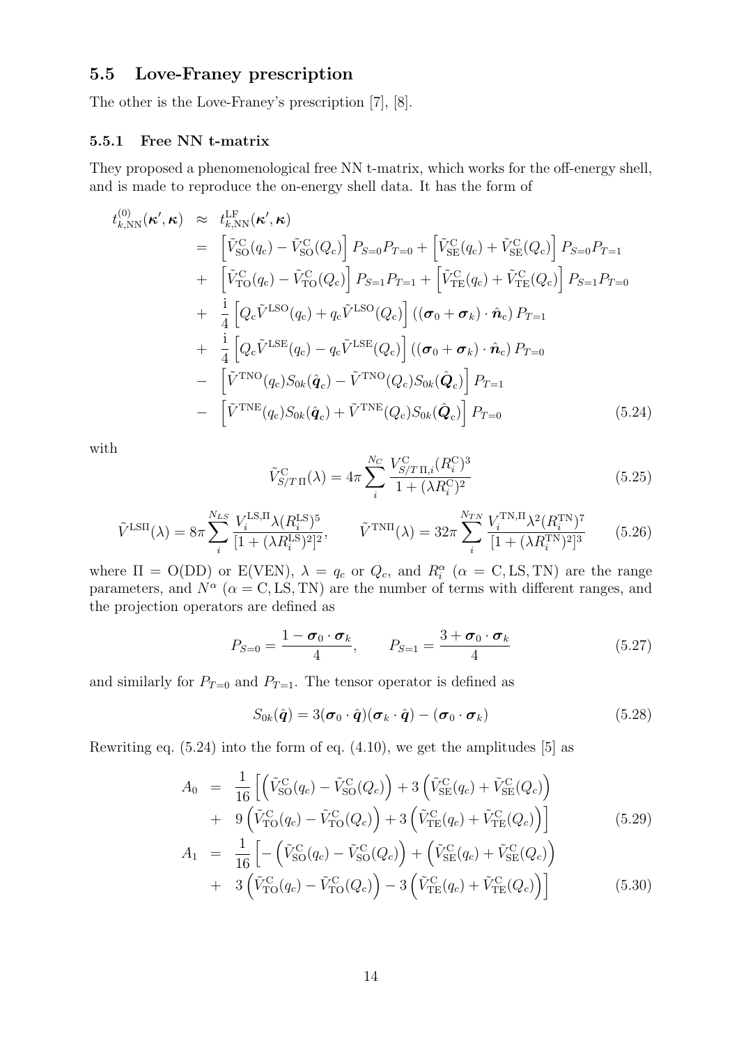## 5.5 Love-Franey prescription

The other is the Love-Franey's prescription [7], [8].

### 5.5.1 Free NN t-matrix

They proposed a phenomenological free NN t-matrix, which works for the off-energy shell, and is made to reproduce the on-energy shell data. It has the form of

$$
\begin{aligned}
t^{(0)}_{k,\mathrm{NN}}(\boldsymbol{\kappa}',\boldsymbol{\kappa}) &\approx t^{\mathrm{LF}}_{k,\mathrm{NN}}(\boldsymbol{\kappa}',\boldsymbol{\kappa}) \\
&= \left[\tilde{V}^{\mathrm{C}}_{\mathrm{SO}}(q_{\mathrm{c}}) - \tilde{V}^{\mathrm{C}}_{\mathrm{SO}}(Q_{\mathrm{c}})\right] P_{S=0}P_{T=0} + \left[\tilde{V}^{\mathrm{C}}_{\mathrm{SE}}(q_{\mathrm{c}}) + \tilde{V}^{\mathrm{C}}_{\mathrm{SE}}(Q_{\mathrm{c}})\right] P_{S=0}P_{T=1} \\
&+ \left[\tilde{V}^{\mathrm{C}}_{\mathrm{TO}}(q_{\mathrm{c}}) - \tilde{V}^{\mathrm{C}}_{\mathrm{TO}}(Q_{\mathrm{c}})\right] P_{S=1}P_{T=1} + \left[\tilde{V}^{\mathrm{C}}_{\mathrm{TE}}(q_{\mathrm{c}}) + \tilde{V}^{\mathrm{C}}_{\mathrm{TE}}(Q_{\mathrm{c}})\right] P_{S=1}P_{T=0} \\
&+ \frac{\mathrm{i}}{4}\left[Q_{\mathrm{c}}\tilde{V}^{\mathrm{LSO}}(q_{\mathrm{c}}) + q_{\mathrm{c}}\tilde{V}^{\mathrm{LSO}}(Q_{\mathrm{c}})\right]\left((\boldsymbol{\sigma}_0+\boldsymbol{\sigma}_k)\cdot\hat{\boldsymbol{n}}_{\mathrm{c}}\right) P_{T=1} \\
&+ \frac{\mathrm{i}}{4}\left[Q_{\mathrm{c}}\tilde{V}^{\mathrm{LSE}}(q_{\mathrm{c}}) - q_{\mathrm{c}}\tilde{V}^{\mathrm{LSE}}(Q_{\mathrm{c}})\right]\left((\boldsymbol{\sigma}_0+\boldsymbol{\sigma}_k)\cdot\hat{\boldsymbol{n}}_{\mathrm{c}}\right) P_{T=0} \\
&- \left[\tilde{V}^{\mathrm{TNO}}(q_{\mathrm{c}})S_{0k}(\hat{\boldsymbol{q}}_{\mathrm{c}}) - \tilde{V}^{\mathrm{TNO}}(Q_{\mathrm{c}})S_{0k}(\hat{\boldsymbol{Q}}_{\mathrm{c}})\right] P_{T=1} \\
&- \left[\tilde{V}^{\mathrm{TNE}}(q_{\mathrm{c}})S_{0k}(\hat{\boldsymbol{q}}_{\mathrm{c}}) + \tilde{V}^{\mathrm{TNE}}(Q_{\mathrm{c}})S_{0k}(\hat{\boldsymbol{Q}}_{\mathrm{c}})\right] P_{T=0}
\end{aligned} \tag{5.24}
$$

with

$$
\tilde{V}^{\mathrm{C}}_{S/T\,\Pi}(\lambda) = 4\pi \sum_{i}^{N_C} \frac{V^{\mathrm{C}}_{S/T\,\Pi,i}(R^{\mathrm{C}}_i)^3}{1+(\lambda R^{\mathrm{C}}_i)^2} \tag{5.25}
$$

$$
\tilde{V}^{\mathrm{LS}\Pi}(\lambda) = 8\pi \sum_{i}^{N_{LS}} \frac{V^{\mathrm{LS},\Pi}_i \lambda (R^{\mathrm{LS}}_i)^5}{[1+(\lambda R^{\mathrm{LS}}_i)^2]^2}, \qquad \tilde{V}^{\mathrm{TN}\Pi}(\lambda) = 32\pi \sum_{i}^{N_{TN}} \frac{V^{\mathrm{TN},\Pi}_i \lambda^2 (R^{\mathrm{TN}}_i)^7}{[1+(\lambda R^{\mathrm{TN}}_i)^2]^3} \tag{5.26}
$$

where $\Pi = \mathrm{O(DD)}$ or $\mathrm{E(VEN)}$, $\lambda = q_c$ or $Q_c$, and $R^{\alpha}_i$ ($\alpha = \mathrm{C}, \mathrm{LS}, \mathrm{TN}$) are the range parameters, and $N^{\alpha}$ ($\alpha = \mathrm{C}, \mathrm{LS}, \mathrm{TN}$) are the number of terms with different ranges, and the projection operators are defined as

$$
P_{S=0} = \frac{1-\boldsymbol{\sigma}_0\cdot\boldsymbol{\sigma}_k}{4}, \qquad P_{S=1} = \frac{3+\boldsymbol{\sigma}_0\cdot\boldsymbol{\sigma}_k}{4} \tag{5.27}
$$

and similarly for $P_{T=0}$ and $P_{T=1}$. The tensor operator is defined as

$$
S_{0k}(\hat{\boldsymbol{q}}) = 3(\boldsymbol{\sigma}_0\cdot\hat{\boldsymbol{q}})(\boldsymbol{\sigma}_k\cdot\hat{\boldsymbol{q}}) - (\boldsymbol{\sigma}_0\cdot\boldsymbol{\sigma}_k) \tag{5.28}
$$

Rewriting eq. (5.24) into the form of eq. (4.10), we get the amplitudes [5] as

$$
\begin{aligned}
A_0 &= \frac{1}{16}\Big[\left(\tilde{V}^{\mathrm{C}}_{\mathrm{SO}}(q_c) - \tilde{V}^{\mathrm{C}}_{\mathrm{SO}}(Q_c)\right) + 3\left(\tilde{V}^{\mathrm{C}}_{\mathrm{SE}}(q_c) + \tilde{V}^{\mathrm{C}}_{\mathrm{SE}}(Q_c)\right) \\
&+ 9\left(\tilde{V}^{\mathrm{C}}_{\mathrm{TO}}(q_c) - \tilde{V}^{\mathrm{C}}_{\mathrm{TO}}(Q_c)\right) + 3\left(\tilde{V}^{\mathrm{C}}_{\mathrm{TE}}(q_c) + \tilde{V}^{\mathrm{C}}_{\mathrm{TE}}(Q_c)\right)\Big]
\end{aligned} \tag{5.29}
$$

$$
\begin{aligned}
A_1 &= \frac{1}{16}\Big[-\left(\tilde{V}^{\mathrm{C}}_{\mathrm{SO}}(q_c) - \tilde{V}^{\mathrm{C}}_{\mathrm{SO}}(Q_c)\right) + \left(\tilde{V}^{\mathrm{C}}_{\mathrm{SE}}(q_c) + \tilde{V}^{\mathrm{C}}_{\mathrm{SE}}(Q_c)\right) \\
&+ 3\left(\tilde{V}^{\mathrm{C}}_{\mathrm{TO}}(q_c) - \tilde{V}^{\mathrm{C}}_{\mathrm{TO}}(Q_c)\right) - 3\left(\tilde{V}^{\mathrm{C}}_{\mathrm{TE}}(q_c) + \tilde{V}^{\mathrm{C}}_{\mathrm{TE}}(Q_c)\right)\Big]
\end{aligned} \tag{5.30}
$$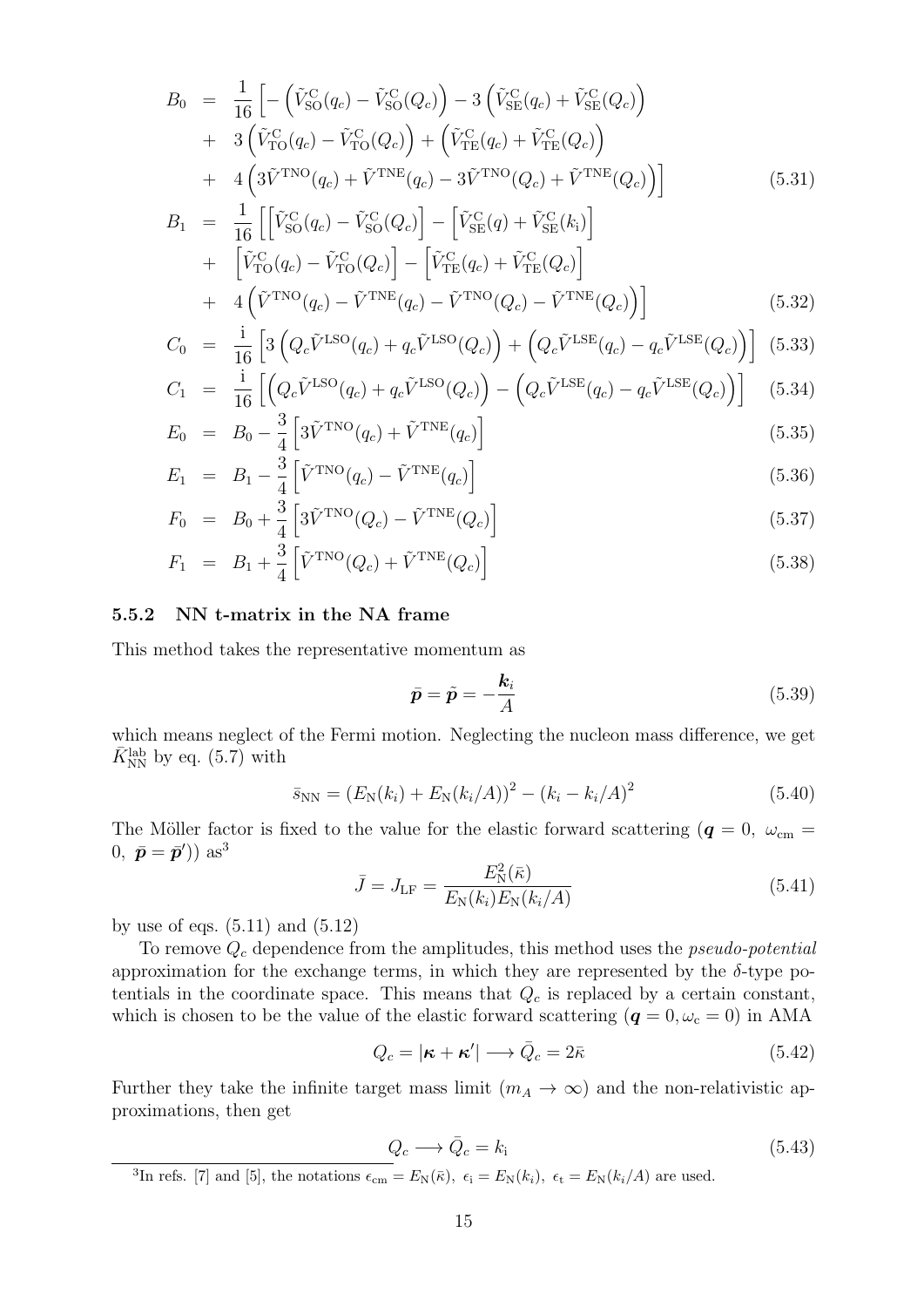$$
\begin{aligned}
B_0 &= \frac{1}{16}\Big[-\Big(\tilde{V}^{\rm C}_{\rm SO}(q_c)-\tilde{V}^{\rm C}_{\rm SO}(Q_c)\Big)-3\Big(\tilde{V}^{\rm C}_{\rm SE}(q_c)+\tilde{V}^{\rm C}_{\rm SE}(Q_c)\Big)\\
&+\ 3\Big(\tilde{V}^{\rm C}_{\rm TO}(q_c)-\tilde{V}^{\rm C}_{\rm TO}(Q_c)\Big)+\Big(\tilde{V}^{\rm C}_{\rm TE}(q_c)+\tilde{V}^{\rm C}_{\rm TE}(Q_c)\Big)\\
&+\ 4\Big(3\tilde{V}^{\rm TNO}(q_c)+\tilde{V}^{\rm TNE}(q_c)-3\tilde{V}^{\rm TNO}(Q_c)+\tilde{V}^{\rm TNE}(Q_c)\Big)\Big]
\end{aligned}
\tag{5.31}
$$

$$
\begin{aligned}
B_1 &= \frac{1}{16}\Big[\Big[\tilde{V}^{\rm C}_{\rm SO}(q_c)-\tilde{V}^{\rm C}_{\rm SO}(Q_c)\Big]-\Big[\tilde{V}^{\rm C}_{\rm SE}(q)+\tilde{V}^{\rm C}_{\rm SE}(k_{\rm i})\Big]\\
&+\ \Big[\tilde{V}^{\rm C}_{\rm TO}(q_c)-\tilde{V}^{\rm C}_{\rm TO}(Q_c)\Big]-\Big[\tilde{V}^{\rm C}_{\rm TE}(q_c)+\tilde{V}^{\rm C}_{\rm TE}(Q_c)\Big]\\
&+\ 4\Big(\tilde{V}^{\rm TNO}(q_c)-\tilde{V}^{\rm TNE}(q_c)-\tilde{V}^{\rm TNO}(Q_c)-\tilde{V}^{\rm TNE}(Q_c)\Big)\Big]
\end{aligned}
\tag{5.32}
$$

$$
C_0 = \frac{\rm i}{16}\Big[3\Big(Q_c\tilde{V}^{\rm LSO}(q_c)+q_c\tilde{V}^{\rm LSO}(Q_c)\Big)+\Big(Q_c\tilde{V}^{\rm LSE}(q_c)-q_c\tilde{V}^{\rm LSE}(Q_c)\Big)\Big] \tag{5.33}
$$

$$
C_1 = \frac{\rm i}{16}\Big[\Big(Q_c\tilde{V}^{\rm LSO}(q_c)+q_c\tilde{V}^{\rm LSO}(Q_c)\Big)-\Big(Q_c\tilde{V}^{\rm LSE}(q_c)-q_c\tilde{V}^{\rm LSE}(Q_c)\Big)\Big] \tag{5.34}
$$

$$
E_0 = B_0-\frac{3}{4}\Big[3\tilde{V}^{\rm TNO}(q_c)+\tilde{V}^{\rm TNE}(q_c)\Big] \tag{5.35}
$$

$$
E_1 = B_1-\frac{3}{4}\Big[\tilde{V}^{\rm TNO}(q_c)-\tilde{V}^{\rm TNE}(q_c)\Big] \tag{5.36}
$$

$$
F_0 = B_0+\frac{3}{4}\Big[3\tilde{V}^{\rm TNO}(Q_c)-\tilde{V}^{\rm TNE}(Q_c)\Big] \tag{5.37}
$$

$$
F_1 = B_1+\frac{3}{4}\Big[\tilde{V}^{\rm TNO}(Q_c)+\tilde{V}^{\rm TNE}(Q_c)\Big] \tag{5.38}
$$

### 5.5.2 NN t-matrix in the NA frame

This method takes the representative momentum as

$$
\bar{\boldsymbol{p}} = \tilde{\boldsymbol{p}} = -\frac{\boldsymbol{k}_i}{A} \tag{5.39}
$$

which means neglect of the Fermi motion. Neglecting the nucleon mass difference, we get $\bar{K}^{\rm lab}_{\rm NN}$ by eq. (5.7) with

$$
\bar{s}_{\rm NN} = (E_{\rm N}(k_i)+E_{\rm N}(k_i/A))^2-(k_i-k_i/A)^2 \tag{5.40}
$$

The Möller factor is fixed to the value for the elastic forward scattering ($\boldsymbol{q}=0,\ \omega_{\rm cm}=0,\ \bar{\boldsymbol{p}}=\bar{\boldsymbol{p}}'$)) as[3]

$$
\bar{J} = J_{\rm LF} = \frac{E^2_{\rm N}(\bar{\kappa})}{E_{\rm N}(k_i)E_{\rm N}(k_i/A)} \tag{5.41}
$$

by use of eqs. (5.11) and (5.12)

To remove $Q_c$ dependence from the amplitudes, this method uses the *pseudo-potential* approximation for the exchange terms, in which they are represented by the $\delta$-type potentials in the coordinate space. This means that $Q_c$ is replaced by a certain constant, which is chosen to be the value of the elastic forward scattering ($\boldsymbol{q}=0,\omega_{\rm c}=0$) in AMA

$$
Q_c = |\boldsymbol{\kappa}+\boldsymbol{\kappa}'| \longrightarrow \bar{Q}_c = 2\bar{\kappa} \tag{5.42}
$$

Further they take the infinite target mass limit ($m_A\to\infty$) and the non-relativistic approximations, then get

$$
Q_c \longrightarrow \bar{Q}_c = k_{\rm i} \tag{5.43}
$$

[3] In refs. [7] and [5], the notations $\epsilon_{\rm cm}=E_{\rm N}(\bar{\kappa}),\ \epsilon_{\rm i}=E_{\rm N}(k_i),\ \epsilon_{\rm t}=E_{\rm N}(k_i/A)$ are used.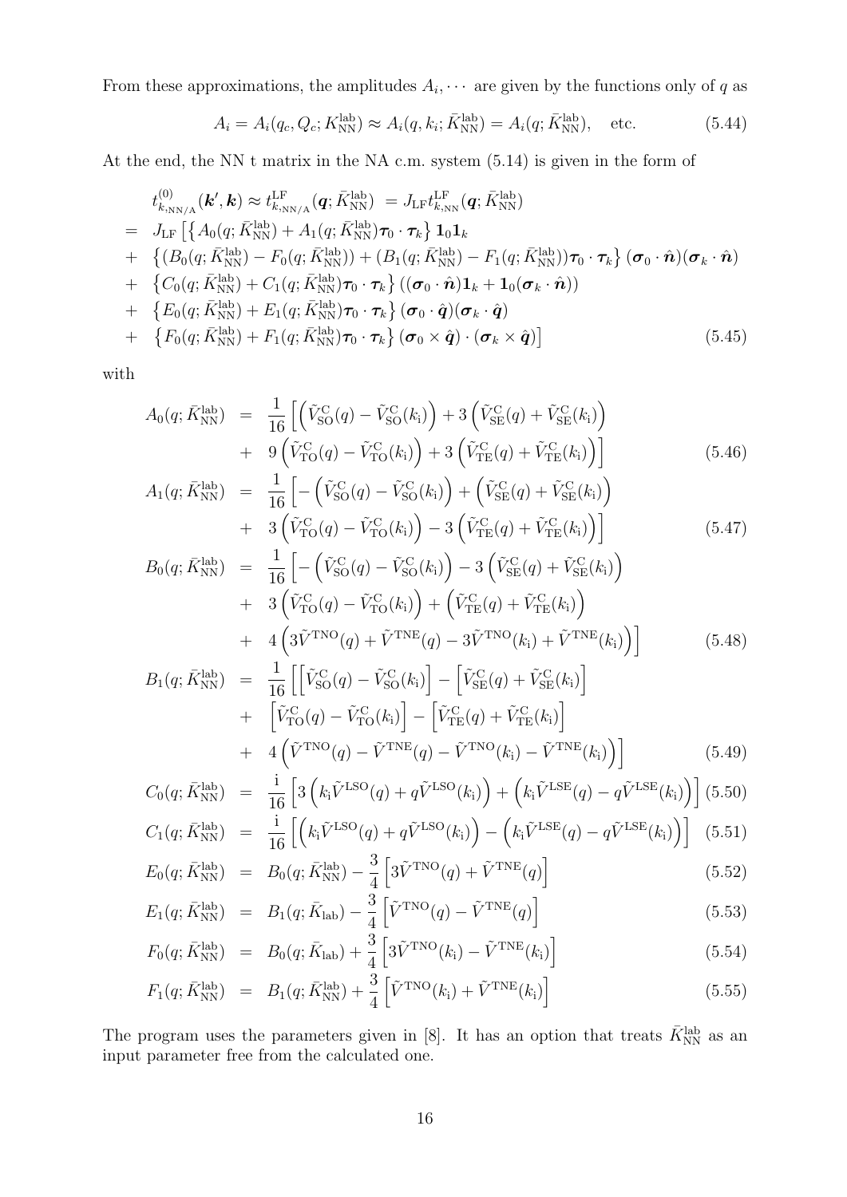From these approximations, the amplitudes $A_i, \cdots$ are given by the functions only of $q$ as

$$A_i = A_i(q_c, Q_c; K_{\rm NN}^{\rm lab}) \approx A_i(q, k_i; \bar{K}_{\rm NN}^{\rm lab}) = A_i(q; \bar{K}_{\rm NN}^{\rm lab}), \quad \text{etc.} \tag{5.44}$$

At the end, the NN t matrix in the NA c.m. system (5.14) is given in the form of

$$\begin{aligned}
& t^{(0)}_{k,_{\rm NN/A}}(\boldsymbol{k}', \boldsymbol{k}) \approx t^{\rm LF}_{k,_{\rm NN/A}}(\boldsymbol{q}; \bar{K}_{\rm NN}^{\rm lab}) \ = J_{\rm LF} t^{\rm LF}_{k,_{\rm NN}}(\boldsymbol{q}; \bar{K}_{\rm NN}^{\rm lab}) \\
= \ & J_{\rm LF} \Big[ \left\{ A_0(q; \bar{K}_{\rm NN}^{\rm lab}) + A_1(q; \bar{K}_{\rm NN}^{\rm lab}) \boldsymbol{\tau}_0 \cdot \boldsymbol{\tau}_k \right\} \mathbf{1}_0 \mathbf{1}_k \\
+ \ & \left\{ (B_0(q; \bar{K}_{\rm NN}^{\rm lab}) - F_0(q; \bar{K}_{\rm NN}^{\rm lab})) + (B_1(q; \bar{K}_{\rm NN}^{\rm lab}) - F_1(q; \bar{K}_{\rm NN}^{\rm lab})) \boldsymbol{\tau}_0 \cdot \boldsymbol{\tau}_k \right\} (\boldsymbol{\sigma}_0 \cdot \hat{\boldsymbol{n}})(\boldsymbol{\sigma}_k \cdot \hat{\boldsymbol{n}}) \\
+ \ & \left\{ C_0(q; \bar{K}_{\rm NN}^{\rm lab}) + C_1(q; \bar{K}_{\rm NN}^{\rm lab}) \boldsymbol{\tau}_0 \cdot \boldsymbol{\tau}_k \right\} ((\boldsymbol{\sigma}_0 \cdot \hat{\boldsymbol{n}}) \mathbf{1}_k + \mathbf{1}_0 (\boldsymbol{\sigma}_k \cdot \hat{\boldsymbol{n}})) \\
+ \ & \left\{ E_0(q; \bar{K}_{\rm NN}^{\rm lab}) + E_1(q; \bar{K}_{\rm NN}^{\rm lab}) \boldsymbol{\tau}_0 \cdot \boldsymbol{\tau}_k \right\} (\boldsymbol{\sigma}_0 \cdot \hat{\boldsymbol{q}})(\boldsymbol{\sigma}_k \cdot \hat{\boldsymbol{q}}) \\
+ \ & \left\{ F_0(q; \bar{K}_{\rm NN}^{\rm lab}) + F_1(q; \bar{K}_{\rm NN}^{\rm lab}) \boldsymbol{\tau}_0 \cdot \boldsymbol{\tau}_k \right\} (\boldsymbol{\sigma}_0 \times \hat{\boldsymbol{q}}) \cdot (\boldsymbol{\sigma}_k \times \hat{\boldsymbol{q}}) \Big]
\end{aligned} \tag{5.45}$$

with

$$\begin{aligned}
A_0(q; \bar{K}_{\rm NN}^{\rm lab}) &= \frac{1}{16} \Big[ \left( \tilde{V}^{\rm C}_{\rm SO}(q) - \tilde{V}^{\rm C}_{\rm SO}(k_{\rm i}) \right) + 3 \left( \tilde{V}^{\rm C}_{\rm SE}(q) + \tilde{V}^{\rm C}_{\rm SE}(k_{\rm i}) \right) \\
&+ \ 9 \left( \tilde{V}^{\rm C}_{\rm TO}(q) - \tilde{V}^{\rm C}_{\rm TO}(k_{\rm i}) \right) + 3 \left( \tilde{V}^{\rm C}_{\rm TE}(q) + \tilde{V}^{\rm C}_{\rm TE}(k_{\rm i}) \right) \Big]
\end{aligned} \tag{5.46}$$

$$\begin{aligned}
A_1(q; \bar{K}_{\rm NN}^{\rm lab}) &= \frac{1}{16} \Big[ - \left( \tilde{V}^{\rm C}_{\rm SO}(q) - \tilde{V}^{\rm C}_{\rm SO}(k_{\rm i}) \right) + \left( \tilde{V}^{\rm C}_{\rm SE}(q) + \tilde{V}^{\rm C}_{\rm SE}(k_{\rm i}) \right) \\
&+ \ 3 \left( \tilde{V}^{\rm C}_{\rm TO}(q) - \tilde{V}^{\rm C}_{\rm TO}(k_{\rm i}) \right) - 3 \left( \tilde{V}^{\rm C}_{\rm TE}(q) + \tilde{V}^{\rm C}_{\rm TE}(k_{\rm i}) \right) \Big]
\end{aligned} \tag{5.47}$$

$$\begin{aligned}
B_0(q; \bar{K}_{\rm NN}^{\rm lab}) &= \frac{1}{16} \Big[ - \left( \tilde{V}^{\rm C}_{\rm SO}(q) - \tilde{V}^{\rm C}_{\rm SO}(k_{\rm i}) \right) - 3 \left( \tilde{V}^{\rm C}_{\rm SE}(q) + \tilde{V}^{\rm C}_{\rm SE}(k_{\rm i}) \right) \\
&+ \ 3 \left( \tilde{V}^{\rm C}_{\rm TO}(q) - \tilde{V}^{\rm C}_{\rm TO}(k_{\rm i}) \right) + \left( \tilde{V}^{\rm C}_{\rm TE}(q) + \tilde{V}^{\rm C}_{\rm TE}(k_{\rm i}) \right) \\
&+ \ 4 \left( 3\tilde{V}^{\rm TNO}(q) + \tilde{V}^{\rm TNE}(q) - 3\tilde{V}^{\rm TNO}(k_{\rm i}) + \tilde{V}^{\rm TNE}(k_{\rm i}) \right) \Big]
\end{aligned} \tag{5.48}$$

$$\begin{aligned}
B_1(q; \bar{K}_{\rm NN}^{\rm lab}) &= \frac{1}{16} \Big[ \left[ \tilde{V}^{\rm C}_{\rm SO}(q) - \tilde{V}^{\rm C}_{\rm SO}(k_{\rm i}) \right] - \left[ \tilde{V}^{\rm C}_{\rm SE}(q) + \tilde{V}^{\rm C}_{\rm SE}(k_{\rm i}) \right] \\
&+ \ \left[ \tilde{V}^{\rm C}_{\rm TO}(q) - \tilde{V}^{\rm C}_{\rm TO}(k_{\rm i}) \right] - \left[ \tilde{V}^{\rm C}_{\rm TE}(q) + \tilde{V}^{\rm C}_{\rm TE}(k_{\rm i}) \right] \\
&+ \ 4 \left( \tilde{V}^{\rm TNO}(q) - \tilde{V}^{\rm TNE}(q) - \tilde{V}^{\rm TNO}(k_{\rm i}) - \tilde{V}^{\rm TNE}(k_{\rm i}) \right) \Big]
\end{aligned} \tag{5.49}$$

$$C_0(q; \bar{K}_{\rm NN}^{\rm lab}) = \frac{\rm i}{16} \left[ 3 \left( k_{\rm i} \tilde{V}^{\rm LSO}(q) + q \tilde{V}^{\rm LSO}(k_{\rm i}) \right) + \left( k_{\rm i} \tilde{V}^{\rm LSE}(q) - q \tilde{V}^{\rm LSE}(k_{\rm i}) \right) \right] \tag{5.50}$$

$$C_1(q; \bar{K}_{\rm NN}^{\rm lab}) = \frac{\rm i}{16} \left[ \left( k_{\rm i} \tilde{V}^{\rm LSO}(q) + q \tilde{V}^{\rm LSO}(k_{\rm i}) \right) - \left( k_{\rm i} \tilde{V}^{\rm LSE}(q) - q \tilde{V}^{\rm LSE}(k_{\rm i}) \right) \right] \tag{5.51}$$

$$E_0(q; \bar{K}_{\rm NN}^{\rm lab}) = B_0(q; \bar{K}_{\rm NN}^{\rm lab}) - \frac{3}{4} \left[ 3\tilde{V}^{\rm TNO}(q) + \tilde{V}^{\rm TNE}(q) \right] \tag{5.52}$$

$$E_1(q; \bar{K}_{\rm NN}^{\rm lab}) = B_1(q; \bar{K}_{\rm lab}) - \frac{3}{4} \left[ \tilde{V}^{\rm TNO}(q) - \tilde{V}^{\rm TNE}(q) \right] \tag{5.53}$$

$$F_0(q; \bar{K}_{\rm NN}^{\rm lab}) = B_0(q; \bar{K}_{\rm lab}) + \frac{3}{4} \left[ 3\tilde{V}^{\rm TNO}(k_{\rm i}) - \tilde{V}^{\rm TNE}(k_{\rm i}) \right] \tag{5.54}$$

$$F_1(q; \bar{K}_{\rm NN}^{\rm lab}) = B_1(q; \bar{K}_{\rm NN}^{\rm lab}) + \frac{3}{4} \left[ \tilde{V}^{\rm TNO}(k_{\rm i}) + \tilde{V}^{\rm TNE}(k_{\rm i}) \right] \tag{5.55}$$

The program uses the parameters given in [8]. It has an option that treats $\bar{K}_{\rm NN}^{\rm lab}$ as an input parameter free from the calculated one.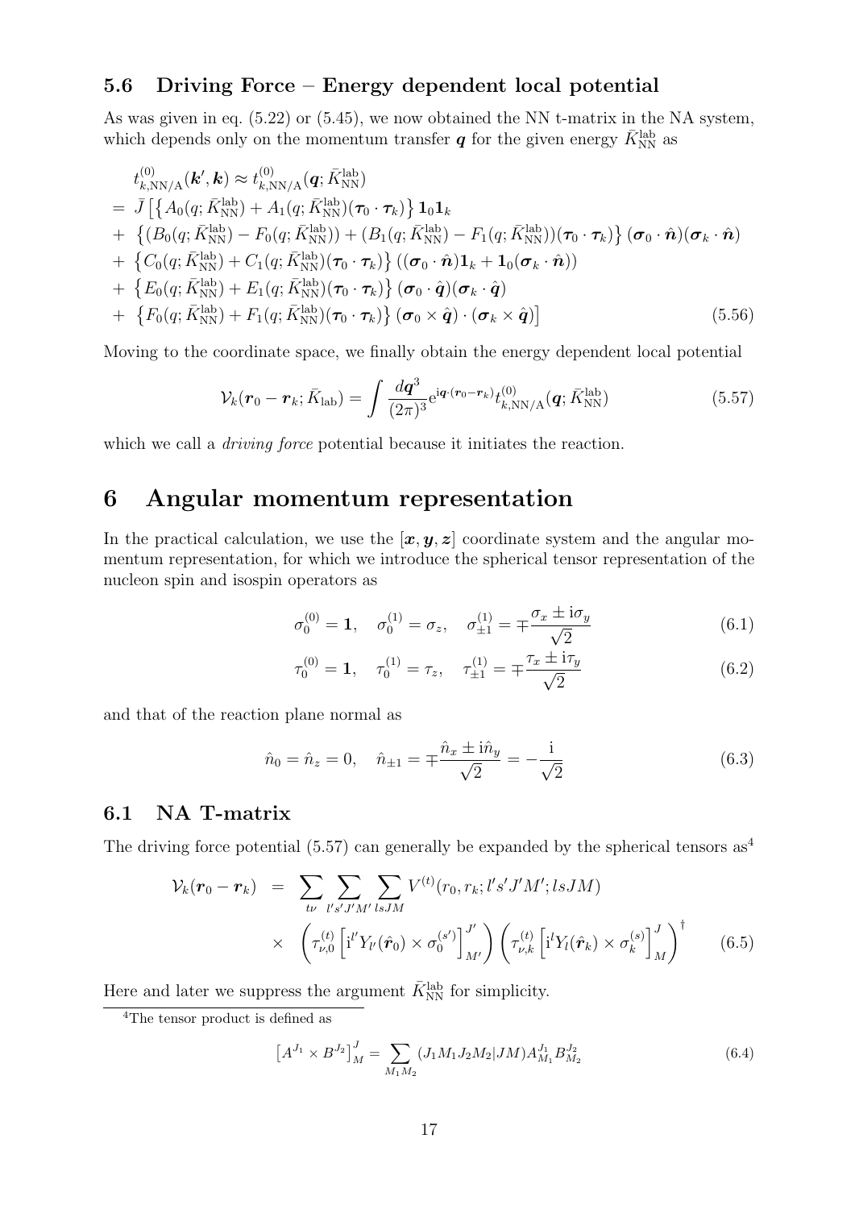### 5.6 Driving Force – Energy dependent local potential

As was given in eq. (5.22) or (5.45), we now obtained the NN t-matrix in the NA system, which depends only on the momentum transfer $\boldsymbol{q}$ for the given energy $\bar{K}_{\rm NN}^{\rm lab}$ as

$$
\begin{aligned}
& t^{(0)}_{k,{\rm NN/A}}(\boldsymbol{k}',\boldsymbol{k}) \approx t^{(0)}_{k,{\rm NN/A}}(\boldsymbol{q};\bar{K}_{\rm NN}^{\rm lab}) \\
= & \ \bar{J}\left[\left\{A_0(q;\bar{K}_{\rm NN}^{\rm lab}) + A_1(q;\bar{K}_{\rm NN}^{\rm lab})(\boldsymbol{\tau}_0\cdot\boldsymbol{\tau}_k)\right\}\mathbf{1}_0\mathbf{1}_k\right. \\
+ & \ \left\{(B_0(q;\bar{K}_{\rm NN}^{\rm lab}) - F_0(q;\bar{K}_{\rm NN}^{\rm lab})) + (B_1(q;\bar{K}_{\rm NN}^{\rm lab}) - F_1(q;\bar{K}_{\rm NN}^{\rm lab}))(\boldsymbol{\tau}_0\cdot\boldsymbol{\tau}_k)\right\}(\boldsymbol{\sigma}_0\cdot\hat{\boldsymbol{n}})(\boldsymbol{\sigma}_k\cdot\hat{\boldsymbol{n}}) \\
+ & \ \left\{C_0(q;\bar{K}_{\rm NN}^{\rm lab}) + C_1(q;\bar{K}_{\rm NN}^{\rm lab})(\boldsymbol{\tau}_0\cdot\boldsymbol{\tau}_k)\right\}((\boldsymbol{\sigma}_0\cdot\hat{\boldsymbol{n}})\mathbf{1}_k + \mathbf{1}_0(\boldsymbol{\sigma}_k\cdot\hat{\boldsymbol{n}})) \\
+ & \ \left\{E_0(q;\bar{K}_{\rm NN}^{\rm lab}) + E_1(q;\bar{K}_{\rm NN}^{\rm lab})(\boldsymbol{\tau}_0\cdot\boldsymbol{\tau}_k)\right\}(\boldsymbol{\sigma}_0\cdot\hat{\boldsymbol{q}})(\boldsymbol{\sigma}_k\cdot\hat{\boldsymbol{q}}) \\
+ & \ \left.\left\{F_0(q;\bar{K}_{\rm NN}^{\rm lab}) + F_1(q;\bar{K}_{\rm NN}^{\rm lab})(\boldsymbol{\tau}_0\cdot\boldsymbol{\tau}_k)\right\}(\boldsymbol{\sigma}_0\times\hat{\boldsymbol{q}})\cdot(\boldsymbol{\sigma}_k\times\hat{\boldsymbol{q}})\right]
\end{aligned}
\tag{5.56}
$$

Moving to the coordinate space, we finally obtain the energy dependent local potential

$$
\mathcal{V}_k(\boldsymbol{r}_0-\boldsymbol{r}_k;\bar{K}_{\rm lab}) = \int \frac{d\boldsymbol{q}^3}{(2\pi)^3} {\rm e}^{{\rm i}\boldsymbol{q}\cdot(\boldsymbol{r}_0-\boldsymbol{r}_k)} t^{(0)}_{k,{\rm NN/A}}(\boldsymbol{q};\bar{K}_{\rm NN}^{\rm lab}) \tag{5.57}
$$

which we call a *driving force* potential because it initiates the reaction.

# 6 Angular momentum representation

In the practical calculation, we use the $[\boldsymbol{x},\boldsymbol{y},\boldsymbol{z}]$ coordinate system and the angular momentum representation, for which we introduce the spherical tensor representation of the nucleon spin and isospin operators as

$$
\sigma_0^{(0)} = \mathbf{1}, \quad \sigma_0^{(1)} = \sigma_z, \quad \sigma_{\pm1}^{(1)} = \mp\frac{\sigma_x \pm {\rm i}\sigma_y}{\sqrt{2}} \tag{6.1}
$$

$$
\tau_0^{(0)} = \mathbf{1}, \quad \tau_0^{(1)} = \tau_z, \quad \tau_{\pm1}^{(1)} = \mp\frac{\tau_x \pm {\rm i}\tau_y}{\sqrt{2}} \tag{6.2}
$$

and that of the reaction plane normal as

$$
\hat{n}_0 = \hat{n}_z = 0, \quad \hat{n}_{\pm1} = \mp\frac{\hat{n}_x \pm {\rm i}\hat{n}_y}{\sqrt{2}} = -\frac{\rm i}{\sqrt{2}} \tag{6.3}
$$

## 6.1 NA T-matrix

The driving force potential (5.57) can generally be expanded by the spherical tensors as[4]

$$
\begin{aligned}
\mathcal{V}_k(\boldsymbol{r}_0-\boldsymbol{r}_k) &= \sum_{t\nu}\sum_{l's'J'M'}\sum_{lsJM} V^{(t)}(r_0,r_k;l's'J'M';lsJM) \\
&\times \left(\tau^{(t)}_{\nu,0}\left[{\rm i}^{l'}Y_{l'}(\hat{\boldsymbol{r}}_0)\times\sigma_0^{(s')}\right]^{J'}_{M'}\right)\left(\tau^{(t)}_{\nu,k}\left[{\rm i}^{l}Y_{l}(\hat{\boldsymbol{r}}_k)\times\sigma_k^{(s)}\right]^{J}_{M}\right)^\dagger
\end{aligned}
\tag{6.5}
$$

Here and later we suppress the argument $\bar{K}_{\rm NN}^{\rm lab}$ for simplicity.

---

[4] The tensor product is defined as

$$
\left[A^{J_1}\times B^{J_2}\right]^J_M = \sum_{M_1M_2}(J_1M_1J_2M_2|JM)A^{J_1}_{M_1}B^{J_2}_{M_2} \tag{6.4}
$$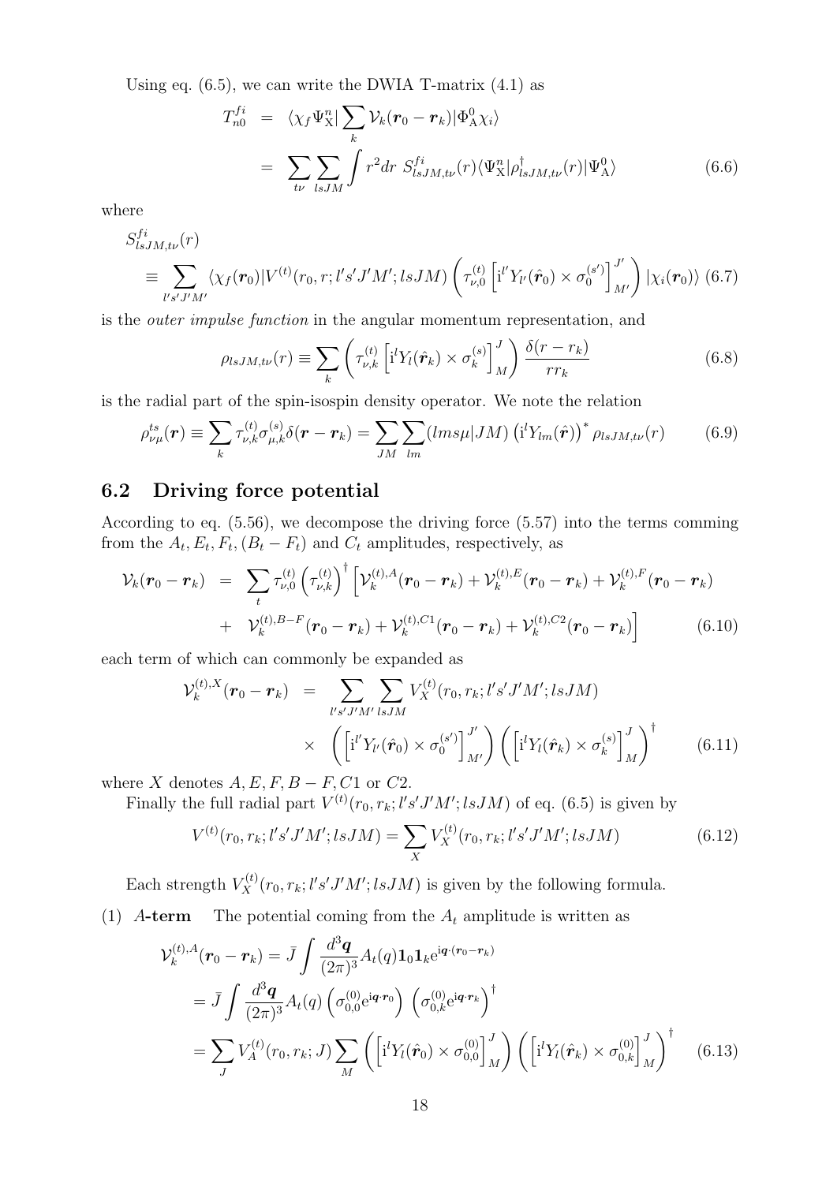Using eq. (6.5), we can write the DWIA T-matrix (4.1) as

$$
\begin{aligned}
T^{fi}_{n0} &= \langle \chi_f \Psi^n_{\rm X} | \sum_k \mathcal{V}_k(\boldsymbol{r}_0 - \boldsymbol{r}_k) | \Phi^0_{\rm A} \chi_i \rangle \\
&= \sum_{t\nu} \sum_{lsJM} \int r^2 dr \; S^{fi}_{lsJM,t\nu}(r) \langle \Psi^n_{\rm X} | \rho^\dagger_{lsJM,t\nu}(r) | \Psi^0_{\rm A} \rangle
\end{aligned} \tag{6.6}
$$

where

$$
\begin{aligned}
& S^{fi}_{lsJM,t\nu}(r) \\
&\equiv \sum_{l's'J'M'} \langle \chi_f(\boldsymbol{r}_0) | V^{(t)}(r_0, r; l's'J'M'; lsJM) \left( \tau^{(t)}_{\nu,0} \left[ {\rm i}^{l'} Y_{l'}(\hat{\boldsymbol{r}}_0) \times \sigma^{(s')}_0 \right]^{J'}_{M'} \right) | \chi_i(\boldsymbol{r}_0) \rangle
\end{aligned} \tag{6.7}
$$

is the *outer impulse function* in the angular momentum representation, and

$$
\rho_{lsJM,t\nu}(r) \equiv \sum_k \left( \tau^{(t)}_{\nu,k} \left[ {\rm i}^l Y_l(\hat{\boldsymbol{r}}_k) \times \sigma^{(s)}_k \right]^J_M \right) \frac{\delta(r - r_k)}{r r_k} \tag{6.8}
$$

is the radial part of the spin-isospin density operator. We note the relation

$$
\rho^{ts}_{\nu\mu}(\boldsymbol{r}) \equiv \sum_k \tau^{(t)}_{\nu,k} \sigma^{(s)}_{\mu,k} \delta(\boldsymbol{r} - \boldsymbol{r}_k) = \sum_{JM} \sum_{lm} (lms\mu | JM) \left( {\rm i}^l Y_{lm}(\hat{\boldsymbol{r}}) \right)^* \rho_{lsJM,t\nu}(r) \tag{6.9}
$$

## 6.2 Driving force potential

According to eq. (5.56), we decompose the driving force (5.57) into the terms comming from the $A_t, E_t, F_t, (B_t - F_t)$ and $C_t$ amplitudes, respectively, as

$$
\begin{aligned}
\mathcal{V}_k(\boldsymbol{r}_0 - \boldsymbol{r}_k) &= \sum_t \tau^{(t)}_{\nu,0} \left( \tau^{(t)}_{\nu,k} \right)^\dagger \Big[ \mathcal{V}^{(t),A}_k(\boldsymbol{r}_0 - \boldsymbol{r}_k) + \mathcal{V}^{(t),E}_k(\boldsymbol{r}_0 - \boldsymbol{r}_k) + \mathcal{V}^{(t),F}_k(\boldsymbol{r}_0 - \boldsymbol{r}_k) \\
&+ \mathcal{V}^{(t),B-F}_k(\boldsymbol{r}_0 - \boldsymbol{r}_k) + \mathcal{V}^{(t),C1}_k(\boldsymbol{r}_0 - \boldsymbol{r}_k) + \mathcal{V}^{(t),C2}_k(\boldsymbol{r}_0 - \boldsymbol{r}_k) \Big]
\end{aligned} \tag{6.10}
$$

each term of which can commonly be expanded as

$$
\begin{aligned}
\mathcal{V}^{(t),X}_k(\boldsymbol{r}_0 - \boldsymbol{r}_k) &= \sum_{l's'J'M'} \sum_{lsJM} V^{(t)}_X(r_0, r_k; l's'J'M'; lsJM) \\
&\times \left( \left[ {\rm i}^{l'} Y_{l'}(\hat{\boldsymbol{r}}_0) \times \sigma^{(s')}_0 \right]^{J'}_{M'} \right) \left( \left[ {\rm i}^l Y_l(\hat{\boldsymbol{r}}_k) \times \sigma^{(s)}_k \right]^J_M \right)^\dagger
\end{aligned} \tag{6.11}
$$

where $X$ denotes $A, E, F, B-F, C1$ or $C2$.

Finally the full radial part $V^{(t)}(r_0, r_k; l's'J'M'; lsJM)$ of eq. (6.5) is given by

$$
V^{(t)}(r_0, r_k; l's'J'M'; lsJM) = \sum_X V^{(t)}_X(r_0, r_k; l's'J'M'; lsJM) \tag{6.12}
$$

Each strength $V^{(t)}_X(r_0, r_k; l's'J'M'; lsJM)$ is given by the following formula.

(1) **$A$-term** The potential coming from the $A_t$ amplitude is written as

$$
\begin{aligned}
\mathcal{V}^{(t),A}_k(\boldsymbol{r}_0 - \boldsymbol{r}_k) &= \bar{J} \int \frac{d^3\boldsymbol{q}}{(2\pi)^3} A_t(q) \mathbf{1}_0 \mathbf{1}_k {\rm e}^{{\rm i}\boldsymbol{q}\cdot(\boldsymbol{r}_0 - \boldsymbol{r}_k)} \\
&= \bar{J} \int \frac{d^3\boldsymbol{q}}{(2\pi)^3} A_t(q) \left( \sigma^{(0)}_{0,0} {\rm e}^{{\rm i}\boldsymbol{q}\cdot\boldsymbol{r}_0} \right) \left( \sigma^{(0)}_{0,k} {\rm e}^{{\rm i}\boldsymbol{q}\cdot\boldsymbol{r}_k} \right)^\dagger \\
&= \sum_J V^{(t)}_A(r_0, r_k; J) \sum_M \left( \left[ {\rm i}^l Y_l(\hat{\boldsymbol{r}}_0) \times \sigma^{(0)}_{0,0} \right]^J_M \right) \left( \left[ {\rm i}^l Y_l(\hat{\boldsymbol{r}}_k) \times \sigma^{(0)}_{0,k} \right]^J_M \right)^\dagger
\end{aligned} \tag{6.13}
$$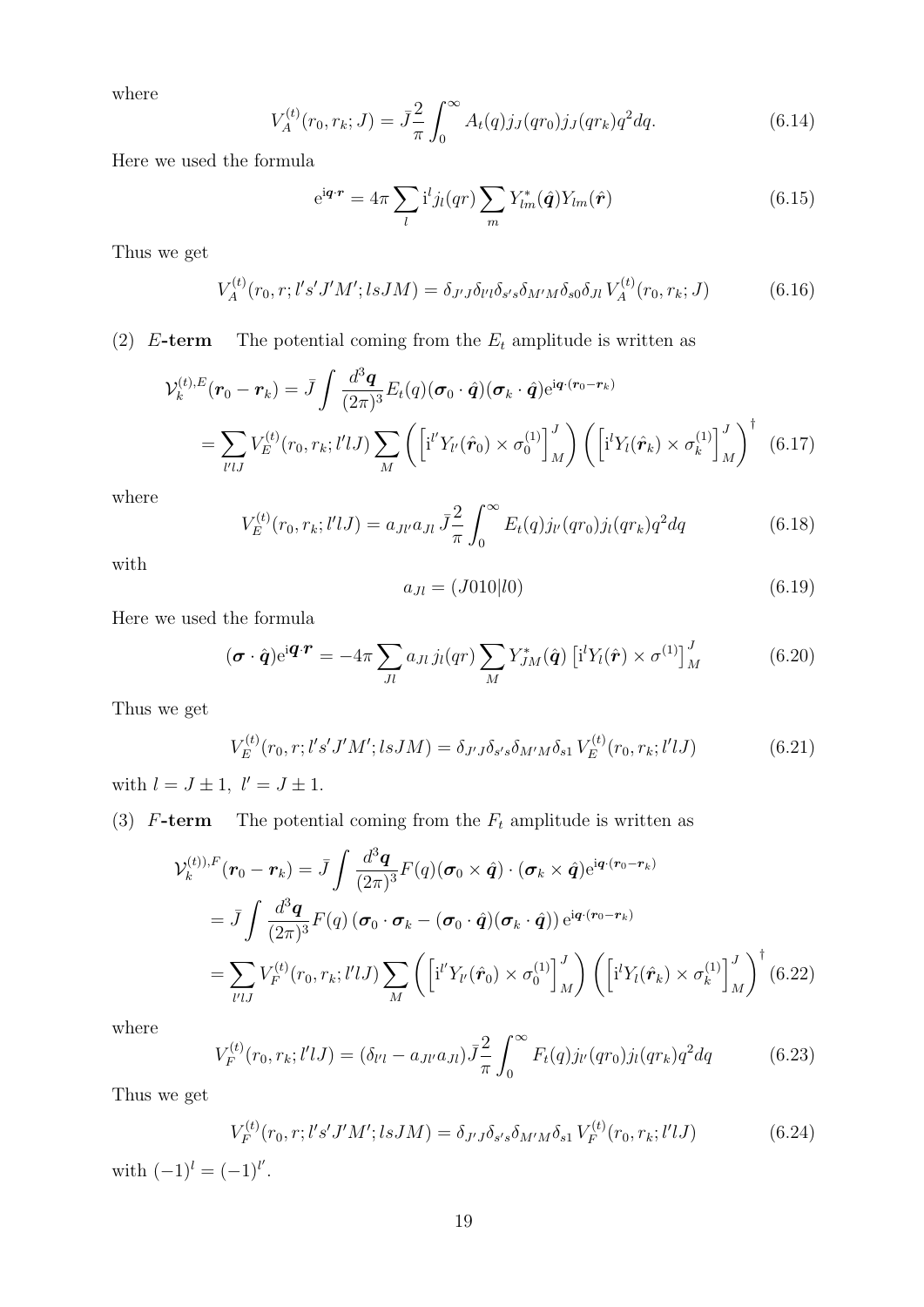where

$$V_A^{(t)}(r_0, r_k; J) = \bar{J}\frac{2}{\pi}\int_0^\infty A_t(q) j_J(qr_0) j_J(qr_k) q^2 dq. \tag{6.14}$$

Here we used the formula

$$e^{i\boldsymbol{q}\cdot\boldsymbol{r}} = 4\pi \sum_l i^l j_l(qr) \sum_m Y^*_{lm}(\hat{\boldsymbol{q}}) Y_{lm}(\hat{\boldsymbol{r}}) \tag{6.15}$$

Thus we get

$$V_A^{(t)}(r_0, r; l's'J'M'; lsJM) = \delta_{J'J}\delta_{l'l}\delta_{s's}\delta_{M'M}\delta_{s0}\delta_{Jl}\, V_A^{(t)}(r_0, r_k; J) \tag{6.16}$$

(2) ***E*-term** The potential coming from the $E_t$ amplitude is written as

$$\begin{aligned}
\mathcal{V}_k^{(t),E}(\boldsymbol{r}_0 - \boldsymbol{r}_k) &= \bar{J}\int \frac{d^3\boldsymbol{q}}{(2\pi)^3} E_t(q) (\boldsymbol{\sigma}_0\cdot\hat{\boldsymbol{q}})(\boldsymbol{\sigma}_k\cdot\hat{\boldsymbol{q}}) e^{i\boldsymbol{q}\cdot(\boldsymbol{r}_0 - \boldsymbol{r}_k)} \\
&= \sum_{l'lJ} V_E^{(t)}(r_0, r_k; l'lJ) \sum_M \left( \left[ i^{l'} Y_{l'}(\hat{\boldsymbol{r}}_0) \times \sigma_0^{(1)} \right]^J_M \right) \left( \left[ i^l Y_l(\hat{\boldsymbol{r}}_k) \times \sigma_k^{(1)} \right]^J_M \right)^\dagger
\end{aligned} \tag{6.17}$$

where

$$V_E^{(t)}(r_0, r_k; l'lJ) = a_{Jl'} a_{Jl}\, \bar{J}\frac{2}{\pi}\int_0^\infty E_t(q) j_{l'}(qr_0) j_l(qr_k) q^2 dq \tag{6.18}$$

with

$$a_{Jl} = (J010|l0) \tag{6.19}$$

Here we used the formula

$$(\boldsymbol{\sigma}\cdot\hat{\boldsymbol{q}}) e^{i\boldsymbol{q}\cdot\boldsymbol{r}} = -4\pi \sum_{Jl} a_{Jl}\, j_l(qr) \sum_M Y^*_{JM}(\hat{\boldsymbol{q}}) \left[ i^l Y_l(\hat{\boldsymbol{r}}) \times \sigma^{(1)} \right]^J_M \tag{6.20}$$

Thus we get

$$V_E^{(t)}(r_0, r; l's'J'M'; lsJM) = \delta_{J'J}\delta_{s's}\delta_{M'M}\delta_{s1}\, V_E^{(t)}(r_0, r_k; l'lJ) \tag{6.21}$$

with $l = J \pm 1,\ l' = J \pm 1$.

(3) ***F*-term** The potential coming from the $F_t$ amplitude is written as

$$\begin{aligned}
\mathcal{V}_k^{(t)),F}(\boldsymbol{r}_0 - \boldsymbol{r}_k) &= \bar{J}\int \frac{d^3\boldsymbol{q}}{(2\pi)^3} F(q) (\boldsymbol{\sigma}_0\times\hat{\boldsymbol{q}})\cdot(\boldsymbol{\sigma}_k\times\hat{\boldsymbol{q}}) e^{i\boldsymbol{q}\cdot(\boldsymbol{r}_0 - \boldsymbol{r}_k)} \\
&= \bar{J}\int \frac{d^3\boldsymbol{q}}{(2\pi)^3} F(q) \left( \boldsymbol{\sigma}_0\cdot\boldsymbol{\sigma}_k - (\boldsymbol{\sigma}_0\cdot\hat{\boldsymbol{q}})(\boldsymbol{\sigma}_k\cdot\hat{\boldsymbol{q}}) \right) e^{i\boldsymbol{q}\cdot(\boldsymbol{r}_0 - \boldsymbol{r}_k)} \\
&= \sum_{l'lJ} V_F^{(t)}(r_0, r_k; l'lJ) \sum_M \left( \left[ i^{l'} Y_{l'}(\hat{\boldsymbol{r}}_0) \times \sigma_0^{(1)} \right]^J_M \right) \left( \left[ i^l Y_l(\hat{\boldsymbol{r}}_k) \times \sigma_k^{(1)} \right]^J_M \right)^\dagger
\end{aligned} \tag{6.22}$$

where

$$V_F^{(t)}(r_0, r_k; l'lJ) = (\delta_{l'l} - a_{Jl'} a_{Jl}) \bar{J}\frac{2}{\pi}\int_0^\infty F_t(q) j_{l'}(qr_0) j_l(qr_k) q^2 dq \tag{6.23}$$

Thus we get

$$V_F^{(t)}(r_0, r; l's'J'M'; lsJM) = \delta_{J'J}\delta_{s's}\delta_{M'M}\delta_{s1}\, V_F^{(t)}(r_0, r_k; l'lJ) \tag{6.24}$$

with $(-1)^l = (-1)^{l'}$.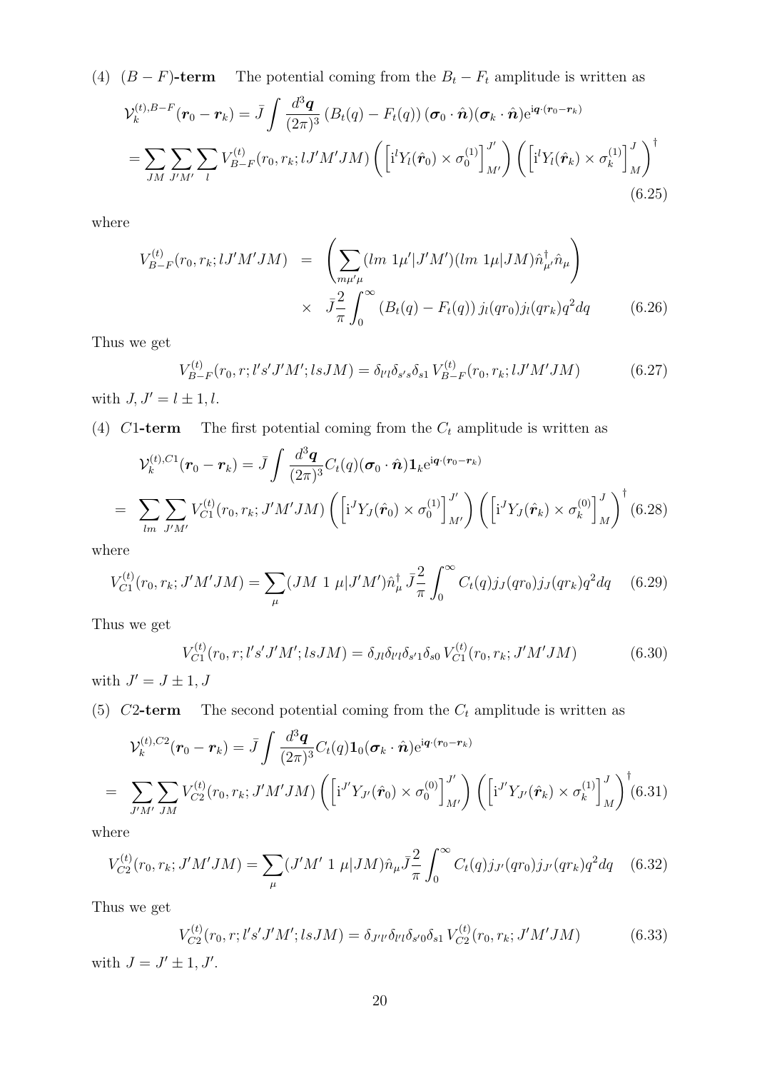(4) **$(B-F)$-term** The potential coming from the $B_t - F_t$ amplitude is written as

$$
\begin{aligned}
\mathcal{V}_k^{(t),B-F}(\boldsymbol{r}_0 - \boldsymbol{r}_k) &= \bar{J} \int \frac{d^3\boldsymbol{q}}{(2\pi)^3} \left(B_t(q) - F_t(q)\right) (\boldsymbol{\sigma}_0 \cdot \hat{\boldsymbol{n}})(\boldsymbol{\sigma}_k \cdot \hat{\boldsymbol{n}}) \mathrm{e}^{\mathrm{i}\boldsymbol{q}\cdot(\boldsymbol{r}_0 - \boldsymbol{r}_k)} \\
&= \sum_{JM} \sum_{J'M'} \sum_{l} V_{B-F}^{(t)}(r_0, r_k; lJ'M'JM) \left( \left[ \mathrm{i}^l Y_l(\hat{\boldsymbol{r}}_0) \times \sigma_0^{(1)} \right]^{J'}_{M'} \right) \left( \left[ \mathrm{i}^l Y_l(\hat{\boldsymbol{r}}_k) \times \sigma_k^{(1)} \right]^{J}_{M} \right)^\dagger
\end{aligned}
\tag{6.25}
$$

where

$$
\begin{aligned}
V_{B-F}^{(t)}(r_0, r_k; lJ'M'JM) &= \left( \sum_{m\mu'\mu} (lm\ 1\mu'|J'M')(lm\ 1\mu|JM) \hat{n}^\dagger_{\mu'} \hat{n}_\mu \right) \\
&\times \ \bar{J}\frac{2}{\pi} \int_0^\infty \left(B_t(q) - F_t(q)\right) j_l(qr_0) j_l(qr_k) q^2 dq
\end{aligned}
\tag{6.26}
$$

Thus we get

$$
V_{B-F}^{(t)}(r_0, r; l's'J'M'; lsJM) = \delta_{l'l}\delta_{s's}\delta_{s1}\, V_{B-F}^{(t)}(r_0, r_k; lJ'M'JM) \tag{6.27}
$$

with $J, J' = l \pm 1, l$.

(4) **$C1$-term** The first potential coming from the $C_t$ amplitude is written as

$$
\begin{aligned}
&\mathcal{V}_k^{(t),C1}(\boldsymbol{r}_0 - \boldsymbol{r}_k) = \bar{J} \int \frac{d^3\boldsymbol{q}}{(2\pi)^3} C_t(q) (\boldsymbol{\sigma}_0 \cdot \hat{\boldsymbol{n}}) \mathbf{1}_k \mathrm{e}^{\mathrm{i}\boldsymbol{q}\cdot(\boldsymbol{r}_0 - \boldsymbol{r}_k)} \\
&= \sum_{lm} \sum_{J'M'} V_{C1}^{(t)}(r_0, r_k; J'M'JM) \left( \left[ \mathrm{i}^J Y_J(\hat{\boldsymbol{r}}_0) \times \sigma_0^{(1)} \right]^{J'}_{M'} \right) \left( \left[ \mathrm{i}^J Y_J(\hat{\boldsymbol{r}}_k) \times \sigma_k^{(0)} \right]^{J}_{M} \right)^\dagger
\end{aligned}
\tag{6.28}
$$

where

$$
V_{C1}^{(t)}(r_0, r_k; J'M'JM) = \sum_\mu (JM\ 1\ \mu|J'M') \hat{n}^\dagger_\mu\, \bar{J}\frac{2}{\pi} \int_0^\infty C_t(q) j_J(qr_0) j_J(qr_k) q^2 dq \tag{6.29}
$$

Thus we get

$$
V_{C1}^{(t)}(r_0, r; l's'J'M'; lsJM) = \delta_{Jl}\delta_{l'l}\delta_{s'1}\delta_{s0}\, V_{C1}^{(t)}(r_0, r_k; J'M'JM) \tag{6.30}
$$

with $J' = J \pm 1, J$

(5) **$C2$-term** The second potential coming from the $C_t$ amplitude is written as

$$
\begin{aligned}
&\mathcal{V}_k^{(t),C2}(\boldsymbol{r}_0 - \boldsymbol{r}_k) = \bar{J} \int \frac{d^3\boldsymbol{q}}{(2\pi)^3} C_t(q) \mathbf{1}_0 (\boldsymbol{\sigma}_k \cdot \hat{\boldsymbol{n}}) \mathrm{e}^{\mathrm{i}\boldsymbol{q}\cdot(\boldsymbol{r}_0 - \boldsymbol{r}_k)} \\
&= \sum_{J'M'} \sum_{JM} V_{C2}^{(t)}(r_0, r_k; J'M'JM) \left( \left[ \mathrm{i}^{J'} Y_{J'}(\hat{\boldsymbol{r}}_0) \times \sigma_0^{(0)} \right]^{J'}_{M'} \right) \left( \left[ \mathrm{i}^{J'} Y_{J'}(\hat{\boldsymbol{r}}_k) \times \sigma_k^{(1)} \right]^{J}_{M} \right)^\dagger
\end{aligned}
\tag{6.31}
$$

where

$$
V_{C2}^{(t)}(r_0, r_k; J'M'JM) = \sum_\mu (J'M'\ 1\ \mu|JM) \hat{n}_\mu \bar{J}\frac{2}{\pi} \int_0^\infty C_t(q) j_{J'}(qr_0) j_{J'}(qr_k) q^2 dq \tag{6.32}
$$

Thus we get

$$
V_{C2}^{(t)}(r_0, r; l's'J'M'; lsJM) = \delta_{J'l'}\delta_{l'l}\delta_{s'0}\delta_{s1}\, V_{C2}^{(t)}(r_0, r_k; J'M'JM) \tag{6.33}
$$

with $J = J' \pm 1, J'$.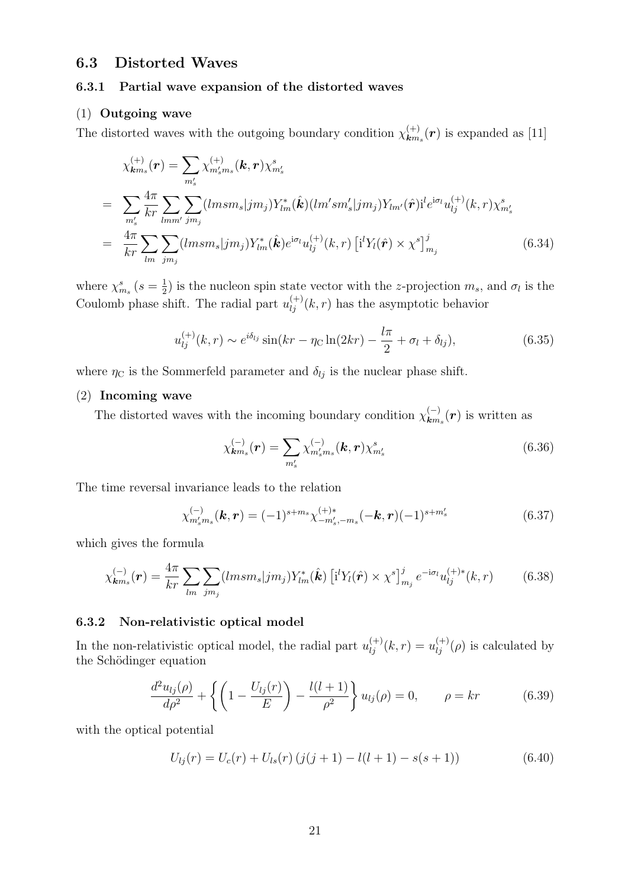## 6.3 Distorted Waves

### 6.3.1 Partial wave expansion of the distorted waves

(1) **Outgoing wave**

The distorted waves with the outgoing boundary condition $\chi^{(+)}_{\boldsymbol{k}m_s}(\boldsymbol{r})$ is expanded as [11]

$$
\begin{aligned}
&\chi^{(+)}_{\boldsymbol{k}m_s}(\boldsymbol{r}) = \sum_{m'_s} \chi^{(+)}_{m'_s m_s}(\boldsymbol{k},\boldsymbol{r})\chi^s_{m'_s} \\
=& \sum_{m'_s} \frac{4\pi}{kr} \sum_{lmm'} \sum_{jm_j} (lmsm_s|jm_j) Y^*_{lm}(\hat{\boldsymbol{k}})(lm'sm'_s|jm_j) Y_{lm'}(\hat{\boldsymbol{r}}) \mathrm{i}^l e^{\mathrm{i}\sigma_l} u^{(+)}_{lj}(k,r)\chi^s_{m'_s} \\
=& \frac{4\pi}{kr} \sum_{lm} \sum_{jm_j} (lmsm_s|jm_j) Y^*_{lm}(\hat{\boldsymbol{k}}) e^{\mathrm{i}\sigma_l} u^{(+)}_{lj}(k,r) \left[\mathrm{i}^l Y_l(\hat{\boldsymbol{r}}) \times \chi^s\right]^j_{m_j}
\end{aligned}
\tag{6.34}
$$

where $\chi^s_{m_s}$ ($s = \frac{1}{2}$) is the nucleon spin state vector with the $z$-projection $m_s$, and $\sigma_l$ is the Coulomb phase shift. The radial part $u^{(+)}_{lj}(k,r)$ has the asymptotic behavior

$$
u^{(+)}_{lj}(k,r) \sim e^{i\delta_{lj}} \sin(kr - \eta_{\mathrm{C}} \ln(2kr) - \frac{l\pi}{2} + \sigma_l + \delta_{lj}),
\tag{6.35}
$$

where $\eta_{\mathrm{C}}$ is the Sommerfeld parameter and $\delta_{lj}$ is the nuclear phase shift.

(2) **Incoming wave**

The distorted waves with the incoming boundary condition $\chi^{(-)}_{\boldsymbol{k}m_s}(\boldsymbol{r})$ is written as

$$
\chi^{(-)}_{\boldsymbol{k}m_s}(\boldsymbol{r}) = \sum_{m'_s} \chi^{(-)}_{m'_s m_s}(\boldsymbol{k},\boldsymbol{r})\chi^s_{m'_s}
\tag{6.36}
$$

The time reversal invariance leads to the relation

$$
\chi^{(-)}_{m'_s m_s}(\boldsymbol{k},\boldsymbol{r}) = (-1)^{s+m_s} \chi^{(+)*}_{-m'_s,-m_s}(-\boldsymbol{k},\boldsymbol{r})(-1)^{s+m'_s}
\tag{6.37}
$$

which gives the formula

$$
\chi^{(-)}_{\boldsymbol{k}m_s}(\boldsymbol{r}) = \frac{4\pi}{kr} \sum_{lm} \sum_{jm_j} (lmsm_s|jm_j) Y^*_{lm}(\hat{\boldsymbol{k}}) \left[\mathrm{i}^l Y_l(\hat{\boldsymbol{r}}) \times \chi^s\right]^j_{m_j} e^{-\mathrm{i}\sigma_l} u^{(+)*}_{lj}(k,r)
\tag{6.38}
$$

### 6.3.2 Non-relativistic optical model

In the non-relativistic optical model, the radial part $u^{(+)}_{lj}(k,r) = u^{(+)}_{lj}(\rho)$ is calculated by the Schödinger equation

$$
\frac{d^2 u_{lj}(\rho)}{d\rho^2} + \left\{ \left(1 - \frac{U_{lj}(r)}{E}\right) - \frac{l(l+1)}{\rho^2} \right\} u_{lj}(\rho) = 0, \qquad \rho = kr
\tag{6.39}
$$

with the optical potential

$$
U_{lj}(r) = U_c(r) + U_{ls}(r)\left(j(j+1) - l(l+1) - s(s+1)\right)
\tag{6.40}
$$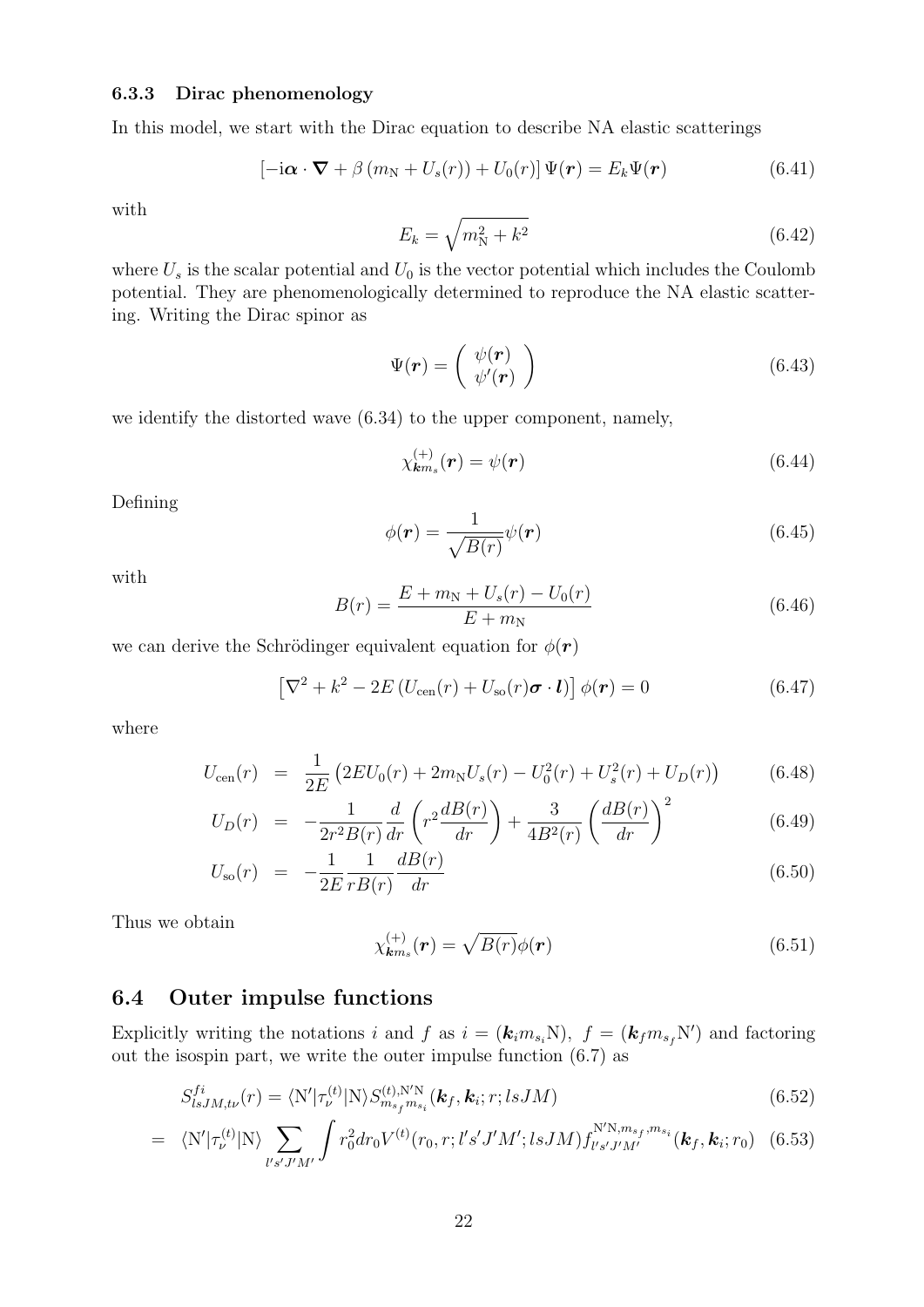### 6.3.3 Dirac phenomenology

In this model, we start with the Dirac equation to describe NA elastic scatterings

$$\left[-\mathrm{i}\boldsymbol{\alpha}\cdot\boldsymbol{\nabla}+\beta\left(m_{\mathrm{N}}+U_s(r)\right)+U_0(r)\right]\Psi(\boldsymbol{r})=E_k\Psi(\boldsymbol{r}) \tag{6.41}$$

with

$$E_k=\sqrt{m_{\mathrm{N}}^2+k^2} \tag{6.42}$$

where $U_s$ is the scalar potential and $U_0$ is the vector potential which includes the Coulomb potential. They are phenomenologically determined to reproduce the NA elastic scattering. Writing the Dirac spinor as

$$\Psi(\boldsymbol{r})=\left(\begin{array}{c}\psi(\boldsymbol{r})\\ \psi'(\boldsymbol{r})\end{array}\right) \tag{6.43}$$

we identify the distorted wave (6.34) to the upper component, namely,

$$\chi^{(+)}_{\boldsymbol{k}m_s}(\boldsymbol{r})=\psi(\boldsymbol{r}) \tag{6.44}$$

Defining

$$\phi(\boldsymbol{r})=\frac{1}{\sqrt{B(r)}}\psi(\boldsymbol{r}) \tag{6.45}$$

with

$$B(r)=\frac{E+m_{\mathrm{N}}+U_s(r)-U_0(r)}{E+m_{\mathrm{N}}} \tag{6.46}$$

we can derive the Schrödinger equivalent equation for $\phi(\boldsymbol{r})$

$$\left[\nabla^2+k^2-2E\left(U_{\mathrm{cen}}(r)+U_{\mathrm{so}}(r)\boldsymbol{\sigma}\cdot\boldsymbol{l}\right)\right]\phi(\boldsymbol{r})=0 \tag{6.47}$$

where

$$U_{\mathrm{cen}}(r) = \frac{1}{2E}\left(2EU_0(r)+2m_{\mathrm{N}}U_s(r)-U_0^2(r)+U_s^2(r)+U_D(r)\right) \tag{6.48}$$

$$U_D(r) = -\frac{1}{2r^2B(r)}\frac{d}{dr}\left(r^2\frac{dB(r)}{dr}\right)+\frac{3}{4B^2(r)}\left(\frac{dB(r)}{dr}\right)^2 \tag{6.49}$$

$$U_{\mathrm{so}}(r) = -\frac{1}{2E}\frac{1}{rB(r)}\frac{dB(r)}{dr} \tag{6.50}$$

Thus we obtain

$$\chi^{(+)}_{\boldsymbol{k}m_s}(\boldsymbol{r})=\sqrt{B(r)}\phi(\boldsymbol{r}) \tag{6.51}$$

## 6.4 Outer impulse functions

Explicitly writing the notations $i$ and $f$ as $i=(\boldsymbol{k}_i m_{s_i}\mathrm{N})$, $f=(\boldsymbol{k}_f m_{s_f}\mathrm{N}')$ and factoring out the isospin part, we write the outer impulse function (6.7) as

$$S^{fi}_{lsJM,t\nu}(r) = \langle \mathrm{N}'|\tau^{(t)}_\nu|\mathrm{N}\rangle S^{(t),\mathrm{N}'\mathrm{N}}_{m_{s_f}m_{s_i}}(\boldsymbol{k}_f,\boldsymbol{k}_i;r;lsJM) \tag{6.52}$$

$$= \langle \mathrm{N}'|\tau^{(t)}_\nu|\mathrm{N}\rangle \sum_{l's'J'M'}\int r_0^2dr_0V^{(t)}(r_0,r;l's'J'M';lsJM)f^{\mathrm{N}'\mathrm{N},m_{s_f},m_{s_i}}_{l's'J'M'}(\boldsymbol{k}_f,\boldsymbol{k}_i;r_0) \tag{6.53}$$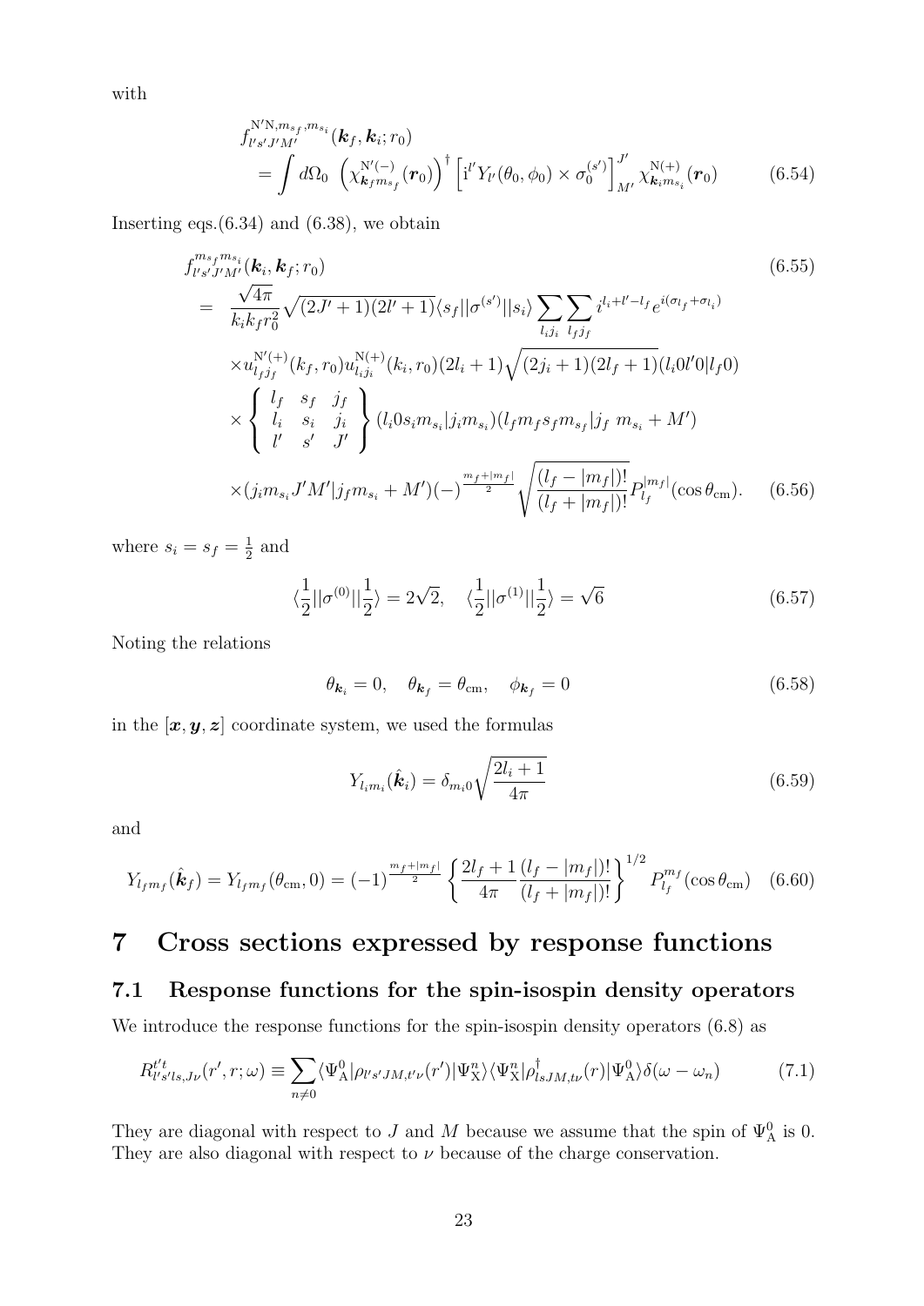with

$$
\begin{aligned}
& f^{\mathrm{N'N},m_{s_f},m_{s_i}}_{l's'J'M'}(\boldsymbol{k}_f,\boldsymbol{k}_i;r_0) \\
&= \int d\Omega_0 \left(\chi^{\mathrm{N'}(-)}_{\boldsymbol{k}_f m_{s_f}}(\boldsymbol{r}_0)\right)^\dagger \left[\mathrm{i}^{l'} Y_{l'}(\theta_0,\phi_0)\times\sigma_0^{(s')}\right]^{J'}_{M'} \chi^{\mathrm{N}(+)}_{\boldsymbol{k}_i m_{s_i}}(\boldsymbol{r}_0)
\end{aligned}
\tag{6.54}
$$

Inserting eqs.(6.34) and (6.38), we obtain

$$
\begin{aligned}
& f^{m_{s_f}m_{s_i}}_{l's'J'M'}(\boldsymbol{k}_i,\boldsymbol{k}_f;r_0) && (6.55)\\
&= \frac{\sqrt{4\pi}}{k_i k_f r_0^2}\sqrt{(2J'+1)(2l'+1)}\langle s_f||\sigma^{(s')}||s_i\rangle \sum_{l_i j_i}\sum_{l_f j_f} i^{l_i+l'-l_f} e^{i(\sigma_{l_f}+\sigma_{l_i})} \\
&\times u^{\mathrm{N'}(+)}_{l_f j_f}(k_f,r_0) u^{\mathrm{N}(+)}_{l_i j_i}(k_i,r_0)(2l_i+1)\sqrt{(2j_i+1)(2l_f+1)}(l_i 0 l' 0|l_f 0) \\
&\times \left\{\begin{array}{ccc} l_f & s_f & j_f \\ l_i & s_i & j_i \\ l' & s' & J' \end{array}\right\}(l_i 0 s_i m_{s_i}|j_i m_{s_i})(l_f m_f s_f m_{s_f}|j_f\ m_{s_i}+M') \\
&\times (j_i m_{s_i} J' M'|j_f m_{s_i}+M')(-)^{\frac{m_f+|m_f|}{2}}\sqrt{\frac{(l_f-|m_f|)!}{(l_f+|m_f|)!}} P^{|m_f|}_{l_f}(\cos\theta_{\mathrm{cm}}). && (6.56)
\end{aligned}
$$

where $s_i = s_f = \frac{1}{2}$ and

$$
\langle\frac{1}{2}||\sigma^{(0)}||\frac{1}{2}\rangle = 2\sqrt{2}, \quad \langle\frac{1}{2}||\sigma^{(1)}||\frac{1}{2}\rangle = \sqrt{6}
\tag{6.57}
$$

Noting the relations

$$
\theta_{\boldsymbol{k}_i} = 0, \quad \theta_{\boldsymbol{k}_f} = \theta_{\mathrm{cm}}, \quad \phi_{\boldsymbol{k}_f} = 0
\tag{6.58}
$$

in the $[\boldsymbol{x},\boldsymbol{y},\boldsymbol{z}]$ coordinate system, we used the formulas

$$
Y_{l_i m_i}(\hat{\boldsymbol{k}}_i) = \delta_{m_i 0}\sqrt{\frac{2l_i+1}{4\pi}}
\tag{6.59}
$$

and

$$
Y_{l_f m_f}(\hat{\boldsymbol{k}}_f) = Y_{l_f m_f}(\theta_{\mathrm{cm}},0) = (-1)^{\frac{m_f+|m_f|}{2}}\left\{\frac{2l_f+1}{4\pi}\frac{(l_f-|m_f|)!}{(l_f+|m_f|)!}\right\}^{1/2} P^{m_f}_{l_f}(\cos\theta_{\mathrm{cm}})
\tag{6.60}
$$

# 7 Cross sections expressed by response functions

## 7.1 Response functions for the spin-isospin density operators

We introduce the response functions for the spin-isospin density operators (6.8) as

$$
R^{t't}_{l's'ls,J\nu}(r',r;\omega) \equiv \sum_{n\neq 0}\langle\Psi^0_{\mathrm{A}}|\rho_{l's'JM,t'\nu}(r')|\Psi^n_{\mathrm{X}}\rangle\langle\Psi^n_{\mathrm{X}}|\rho^\dagger_{lsJM,t\nu}(r)|\Psi^0_{\mathrm{A}}\rangle\delta(\omega-\omega_n)
\tag{7.1}
$$

They are diagonal with respect to $J$ and $M$ because we assume that the spin of $\Psi^0_{\mathrm{A}}$ is 0. They are also diagonal with respect to $\nu$ because of the charge conservation.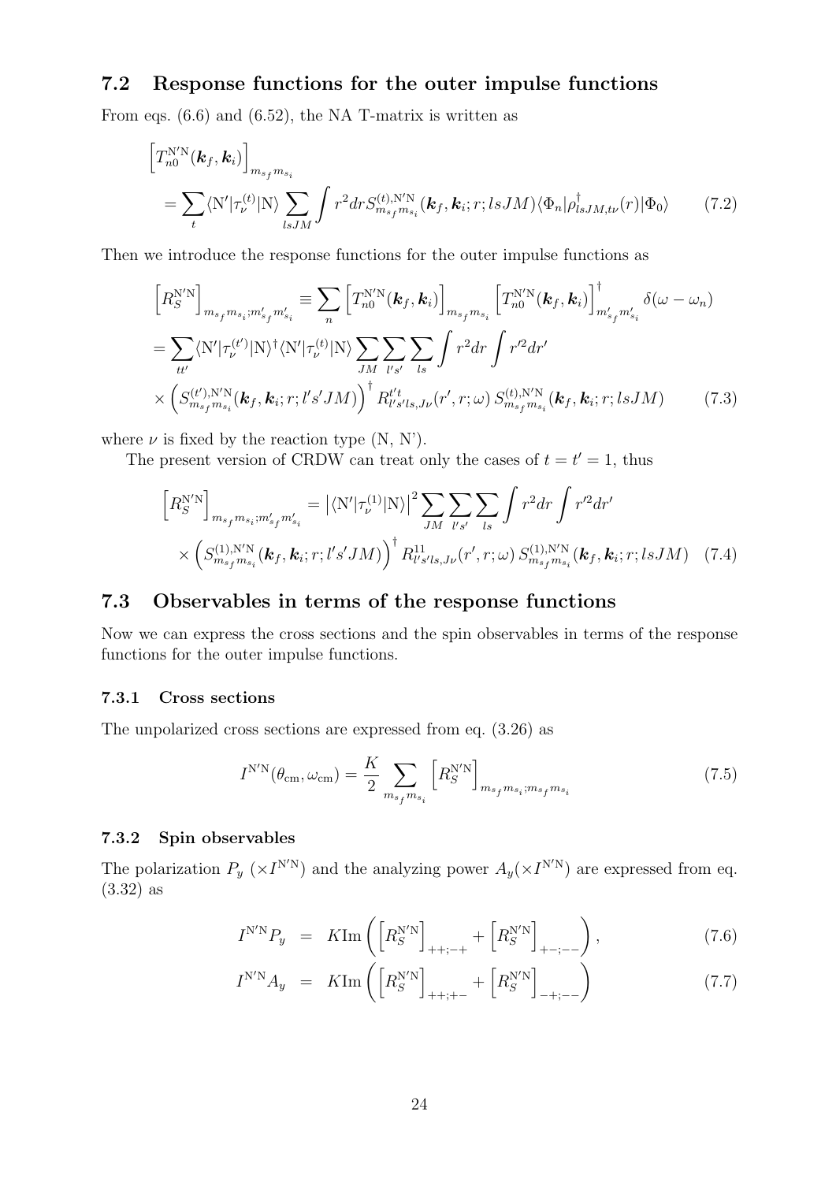## 7.2 Response functions for the outer impulse functions

From eqs. (6.6) and (6.52), the NA T-matrix is written as

$$
\begin{aligned}
&\left[T_{n0}^{\mathrm{N'N}}(\boldsymbol{k}_f,\boldsymbol{k}_i)\right]_{m_{s_f}m_{s_i}} \\
&= \sum_t \langle \mathrm{N'}|\tau_\nu^{(t)}|\mathrm{N}\rangle \sum_{lsJM} \int r^2 dr S_{m_{s_f}m_{s_i}}^{(t),\mathrm{N'N}}(\boldsymbol{k}_f,\boldsymbol{k}_i;r;lsJM)\langle\Phi_n|\rho_{lsJM,t\nu}^{\dagger}(r)|\Phi_0\rangle \qquad (7.2)
\end{aligned}
$$

Then we introduce the response functions for the outer impulse functions as

$$
\begin{aligned}
\left[R_S^{\mathrm{N'N}}\right]_{m_{s_f}m_{s_i};m'_{s_f}m'_{s_i}} &\equiv \sum_n \left[T_{n0}^{\mathrm{N'N}}(\boldsymbol{k}_f,\boldsymbol{k}_i)\right]_{m_{s_f}m_{s_i}} \left[T_{n0}^{\mathrm{N'N}}(\boldsymbol{k}_f,\boldsymbol{k}_i)\right]^{\dagger}_{m'_{s_f}m'_{s_i}} \delta(\omega-\omega_n) \\
&= \sum_{tt'} \langle \mathrm{N'}|\tau_\nu^{(t')}|\mathrm{N}\rangle^{\dagger} \langle \mathrm{N'}|\tau_\nu^{(t)}|\mathrm{N}\rangle \sum_{JM}\sum_{l's'}\sum_{ls}\int r^2 dr \int r'^2 dr' \\
&\times \left(S_{m_{s_f}m_{s_i}}^{(t'),\mathrm{N'N}}(\boldsymbol{k}_f,\boldsymbol{k}_i;r;l's'JM)\right)^{\dagger} R_{l's'ls,J\nu}^{t't}(r',r;\omega)\, S_{m_{s_f}m_{s_i}}^{(t),\mathrm{N'N}}(\boldsymbol{k}_f,\boldsymbol{k}_i;r;lsJM) \qquad (7.3)
\end{aligned}
$$

where $\nu$ is fixed by the reaction type (N, N').

The present version of CRDW can treat only the cases of $t = t' = 1$, thus

$$
\begin{aligned}
\left[R_S^{\mathrm{N'N}}\right]_{m_{s_f}m_{s_i};m'_{s_f}m'_{s_i}} &= \left|\langle \mathrm{N'}|\tau_\nu^{(1)}|\mathrm{N}\rangle\right|^2 \sum_{JM}\sum_{l's'}\sum_{ls}\int r^2 dr \int r'^2 dr' \\
&\times \left(S_{m_{s_f}m_{s_i}}^{(1),\mathrm{N'N}}(\boldsymbol{k}_f,\boldsymbol{k}_i;r;l's'JM)\right)^{\dagger} R_{l's'ls,J\nu}^{11}(r',r;\omega)\, S_{m_{s_f}m_{s_i}}^{(1),\mathrm{N'N}}(\boldsymbol{k}_f,\boldsymbol{k}_i;r;lsJM) \quad (7.4)
\end{aligned}
$$

## 7.3 Observables in terms of the response functions

Now we can express the cross sections and the spin observables in terms of the response functions for the outer impulse functions.

### 7.3.1 Cross sections

The unpolarized cross sections are expressed from eq. (3.26) as

$$
I^{\mathrm{N'N}}(\theta_{\mathrm{cm}},\omega_{\mathrm{cm}}) = \frac{K}{2}\sum_{m_{s_f}m_{s_i}} \left[R_S^{\mathrm{N'N}}\right]_{m_{s_f}m_{s_i};m_{s_f}m_{s_i}} \qquad (7.5)
$$

### 7.3.2 Spin observables

The polarization $P_y$ ($\times I^{\mathrm{N'N}}$) and the analyzing power $A_y$($\times I^{\mathrm{N'N}}$) are expressed from eq. (3.32) as

$$
\begin{aligned}
I^{\mathrm{N'N}}P_y &= K\mathrm{Im}\left(\left[R_S^{\mathrm{N'N}}\right]_{++;-+} + \left[R_S^{\mathrm{N'N}}\right]_{+-;--}\right), \qquad (7.6) \\
I^{\mathrm{N'N}}A_y &= K\mathrm{Im}\left(\left[R_S^{\mathrm{N'N}}\right]_{++;+-} + \left[R_S^{\mathrm{N'N}}\right]_{-+;--}\right) \qquad (7.7)
\end{aligned}
$$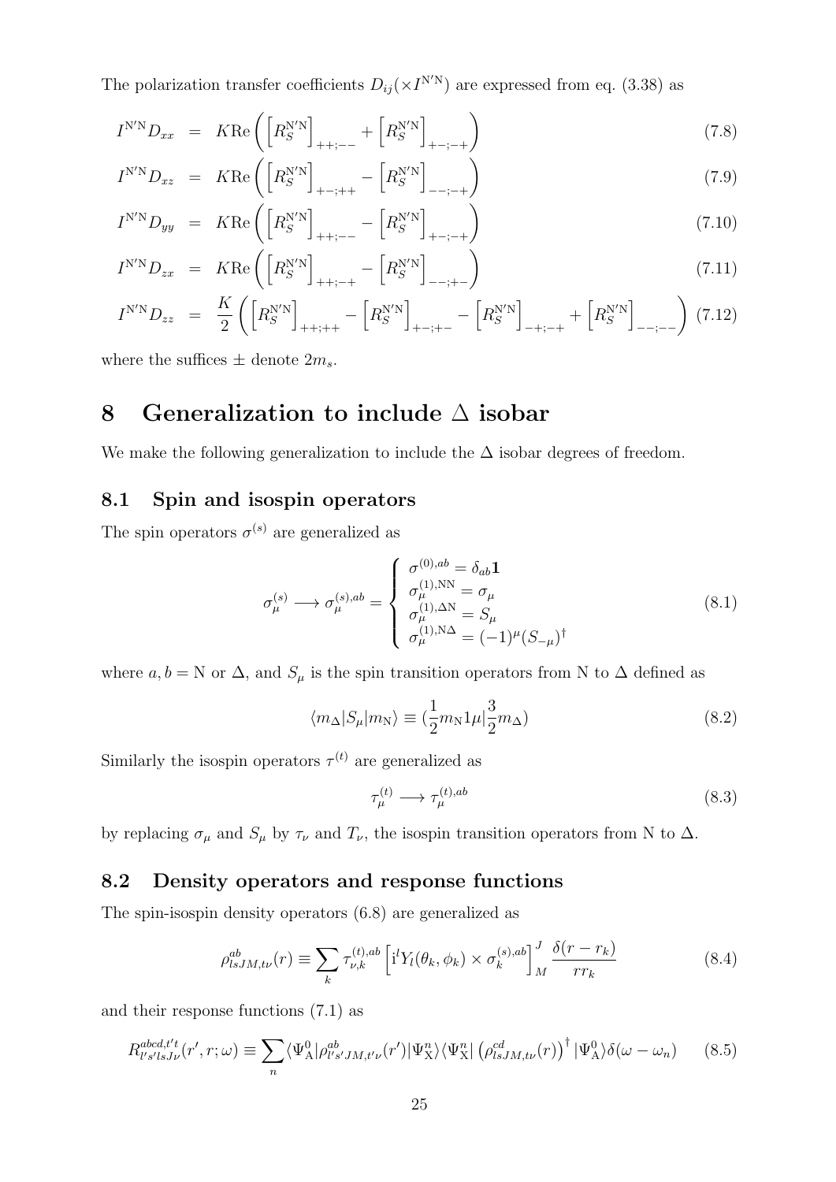The polarization transfer coefficients $D_{ij}(\times I^{\rm N'N})$ are expressed from eq. (3.38) as

$$I^{\rm N'N} D_{xx} = K{\rm Re}\left(\left[R_S^{\rm N'N}\right]_{++;--} + \left[R_S^{\rm N'N}\right]_{+-;-+}\right) \tag{7.8}$$

$$I^{\rm N'N} D_{xz} = K{\rm Re}\left(\left[R_S^{\rm N'N}\right]_{+-;++} - \left[R_S^{\rm N'N}\right]_{--;-+}\right) \tag{7.9}$$

$$I^{\rm N'N} D_{yy} = K{\rm Re}\left(\left[R_S^{\rm N'N}\right]_{++;--} - \left[R_S^{\rm N'N}\right]_{+-;-+}\right) \tag{7.10}$$

$$I^{\rm N'N} D_{zx} = K{\rm Re}\left(\left[R_S^{\rm N'N}\right]_{++;-+} - \left[R_S^{\rm N'N}\right]_{--;+-}\right) \tag{7.11}$$

$$I^{\rm N'N} D_{zz} = \frac{K}{2}\left(\left[R_S^{\rm N'N}\right]_{++;++} - \left[R_S^{\rm N'N}\right]_{+-;+-} - \left[R_S^{\rm N'N}\right]_{-+;-+} + \left[R_S^{\rm N'N}\right]_{--;--}\right) \tag{7.12}$$

where the suffices $\pm$ denote $2m_s$.

# 8 Generalization to include $\Delta$ isobar

We make the following generalization to include the $\Delta$ isobar degrees of freedom.

## 8.1 Spin and isospin operators

The spin operators $\sigma^{(s)}$ are generalized as

$$\sigma_\mu^{(s)} \longrightarrow \sigma_\mu^{(s),ab} = \begin{cases} \sigma^{(0),ab} = \delta_{ab}\mathbf{1} \\ \sigma_\mu^{(1),\rm NN} = \sigma_\mu \\ \sigma_\mu^{(1),\Delta\rm N} = S_\mu \\ \sigma_\mu^{(1),\rm N\Delta} = (-1)^\mu (S_{-\mu})^\dagger \end{cases} \tag{8.1}$$

where $a, b = $ N or $\Delta$, and $S_\mu$ is the spin transition operators from N to $\Delta$ defined as

$$\langle m_\Delta | S_\mu | m_{\rm N}\rangle \equiv (\frac{1}{2}m_{\rm N} 1\mu | \frac{3}{2}m_\Delta) \tag{8.2}$$

Similarly the isospin operators $\tau^{(t)}$ are generalized as

$$\tau_\mu^{(t)} \longrightarrow \tau_\mu^{(t),ab} \tag{8.3}$$

by replacing $\sigma_\mu$ and $S_\mu$ by $\tau_\nu$ and $T_\nu$, the isospin transition operators from N to $\Delta$.

## 8.2 Density operators and response functions

The spin-isospin density operators (6.8) are generalized as

$$\rho^{ab}_{lsJM,t\nu}(r) \equiv \sum_k \tau_{\nu,k}^{(t),ab}\left[{\rm i}^l Y_l(\theta_k,\phi_k) \times \sigma_k^{(s),ab}\right]^J_M \frac{\delta(r-r_k)}{r r_k} \tag{8.4}$$

and their response functions (7.1) as

$$R^{abcd,t't}_{l's'lsJ\nu}(r',r;\omega) \equiv \sum_n \langle \Psi^0_{\rm A}|\rho^{ab}_{l's'JM,t'\nu}(r')|\Psi^n_{\rm X}\rangle\langle\Psi^n_{\rm X}|\left(\rho^{cd}_{lsJM,t\nu}(r)\right)^\dagger|\Psi^0_{\rm A}\rangle\delta(\omega-\omega_n) \tag{8.5}$$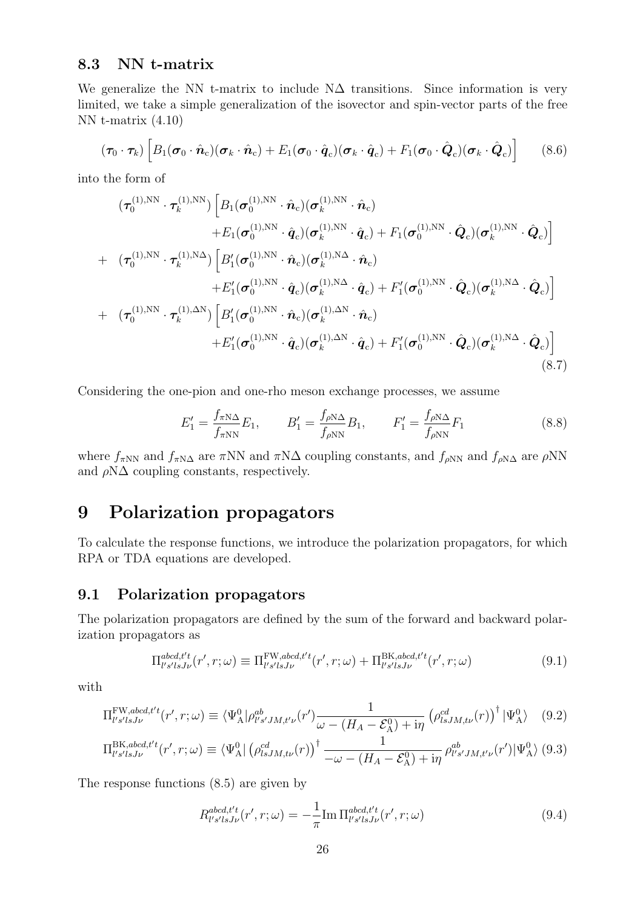### 8.3 NN t-matrix

We generalize the NN t-matrix to include NΔ transitions. Since information is very limited, we take a simple generalization of the isovector and spin-vector parts of the free NN t-matrix (4.10)

$$(\boldsymbol{\tau}_0 \cdot \boldsymbol{\tau}_k)\left[B_1(\boldsymbol{\sigma}_0 \cdot \hat{\boldsymbol{n}}_{\rm c})(\boldsymbol{\sigma}_k \cdot \hat{\boldsymbol{n}}_{\rm c}) + E_1(\boldsymbol{\sigma}_0 \cdot \hat{\boldsymbol{q}}_{\rm c})(\boldsymbol{\sigma}_k \cdot \hat{\boldsymbol{q}}_{\rm c}) + F_1(\boldsymbol{\sigma}_0 \cdot \hat{\boldsymbol{Q}}_{\rm c})(\boldsymbol{\sigma}_k \cdot \hat{\boldsymbol{Q}}_{\rm c})\right] \tag{8.6}$$

into the form of

$$\begin{aligned}
&(\boldsymbol{\tau}_0^{(1),\rm NN} \cdot \boldsymbol{\tau}_k^{(1),\rm NN})\Big[B_1(\boldsymbol{\sigma}_0^{(1),\rm NN} \cdot \hat{\boldsymbol{n}}_{\rm c})(\boldsymbol{\sigma}_k^{(1),\rm NN} \cdot \hat{\boldsymbol{n}}_{\rm c}) \\
&\qquad + E_1(\boldsymbol{\sigma}_0^{(1),\rm NN} \cdot \hat{\boldsymbol{q}}_{\rm c})(\boldsymbol{\sigma}_k^{(1),\rm NN} \cdot \hat{\boldsymbol{q}}_{\rm c}) + F_1(\boldsymbol{\sigma}_0^{(1),\rm NN} \cdot \hat{\boldsymbol{Q}}_{\rm c})(\boldsymbol{\sigma}_k^{(1),\rm NN} \cdot \hat{\boldsymbol{Q}}_{\rm c})\Big] \\
+\;& (\boldsymbol{\tau}_0^{(1),\rm NN} \cdot \boldsymbol{\tau}_k^{(1),\rm N\Delta})\Big[B_1'(\boldsymbol{\sigma}_0^{(1),\rm NN} \cdot \hat{\boldsymbol{n}}_{\rm c})(\boldsymbol{\sigma}_k^{(1),\rm N\Delta} \cdot \hat{\boldsymbol{n}}_{\rm c}) \\
&\qquad + E_1'(\boldsymbol{\sigma}_0^{(1),\rm NN} \cdot \hat{\boldsymbol{q}}_{\rm c})(\boldsymbol{\sigma}_k^{(1),\rm N\Delta} \cdot \hat{\boldsymbol{q}}_{\rm c}) + F_1'(\boldsymbol{\sigma}_0^{(1),\rm NN} \cdot \hat{\boldsymbol{Q}}_{\rm c})(\boldsymbol{\sigma}_k^{(1),\rm N\Delta} \cdot \hat{\boldsymbol{Q}}_{\rm c})\Big] \\
+\;& (\boldsymbol{\tau}_0^{(1),\rm NN} \cdot \boldsymbol{\tau}_k^{(1),\rm \Delta N})\Big[B_1'(\boldsymbol{\sigma}_0^{(1),\rm NN} \cdot \hat{\boldsymbol{n}}_{\rm c})(\boldsymbol{\sigma}_k^{(1),\rm \Delta N} \cdot \hat{\boldsymbol{n}}_{\rm c}) \\
&\qquad + E_1'(\boldsymbol{\sigma}_0^{(1),\rm NN} \cdot \hat{\boldsymbol{q}}_{\rm c})(\boldsymbol{\sigma}_k^{(1),\rm \Delta N} \cdot \hat{\boldsymbol{q}}_{\rm c}) + F_1'(\boldsymbol{\sigma}_0^{(1),\rm NN} \cdot \hat{\boldsymbol{Q}}_{\rm c})(\boldsymbol{\sigma}_k^{(1),\rm N\Delta} \cdot \hat{\boldsymbol{Q}}_{\rm c})\Big]
\end{aligned} \tag{8.7}$$

Considering the one-pion and one-rho meson exchange processes, we assume

$$E_1' = \frac{f_{\pi\rm N\Delta}}{f_{\pi\rm NN}}E_1, \qquad B_1' = \frac{f_{\rho\rm N\Delta}}{f_{\rho\rm NN}}B_1, \qquad F_1' = \frac{f_{\rho\rm N\Delta}}{f_{\rho\rm NN}}F_1 \tag{8.8}$$

where $f_{\pi\rm NN}$ and $f_{\pi\rm N\Delta}$ are πNN and πNΔ coupling constants, and $f_{\rho\rm NN}$ and $f_{\rho\rm N\Delta}$ are ρNN and ρNΔ coupling constants, respectively.

# 9 Polarization propagators

To calculate the response functions, we introduce the polarization propagators, for which RPA or TDA equations are developed.

## 9.1 Polarization propagators

The polarization propagators are defined by the sum of the forward and backward polarization propagators as

$$\Pi^{abcd,t't}_{l's'lsJ\nu}(r',r;\omega) \equiv \Pi^{\rm FW,\mathit{abcd},t't}_{l's'lsJ\nu}(r',r;\omega) + \Pi^{\rm BK,\mathit{abcd},t't}_{l's'lsJ\nu}(r',r;\omega) \tag{9.1}$$

with

$$\Pi^{\rm FW,\mathit{abcd},t't}_{l's'lsJ\nu}(r',r;\omega) \equiv \langle\Psi^0_{\rm A}|\rho^{ab}_{l's'JM,t'\nu}(r')\frac{1}{\omega-(H_A-\mathcal{E}^0_{\rm A})+{\rm i}\eta}\left(\rho^{cd}_{lsJM,t\nu}(r)\right)^\dagger|\Psi^0_{\rm A}\rangle \tag{9.2}$$

$$\Pi^{\rm BK,\mathit{abcd},t't}_{l's'lsJ\nu}(r',r;\omega) \equiv \langle\Psi^0_{\rm A}|\left(\rho^{cd}_{lsJM,t\nu}(r)\right)^\dagger\frac{1}{-\omega-(H_A-\mathcal{E}^0_{\rm A})+{\rm i}\eta}\rho^{ab}_{l's'JM,t'\nu}(r')|\Psi^0_{\rm A}\rangle \tag{9.3}$$

The response functions (8.5) are given by

$$R^{abcd,t't}_{l's'lsJ\nu}(r',r;\omega) = -\frac{1}{\pi}{\rm Im}\,\Pi^{abcd,t't}_{l's'lsJ\nu}(r',r;\omega) \tag{9.4}$$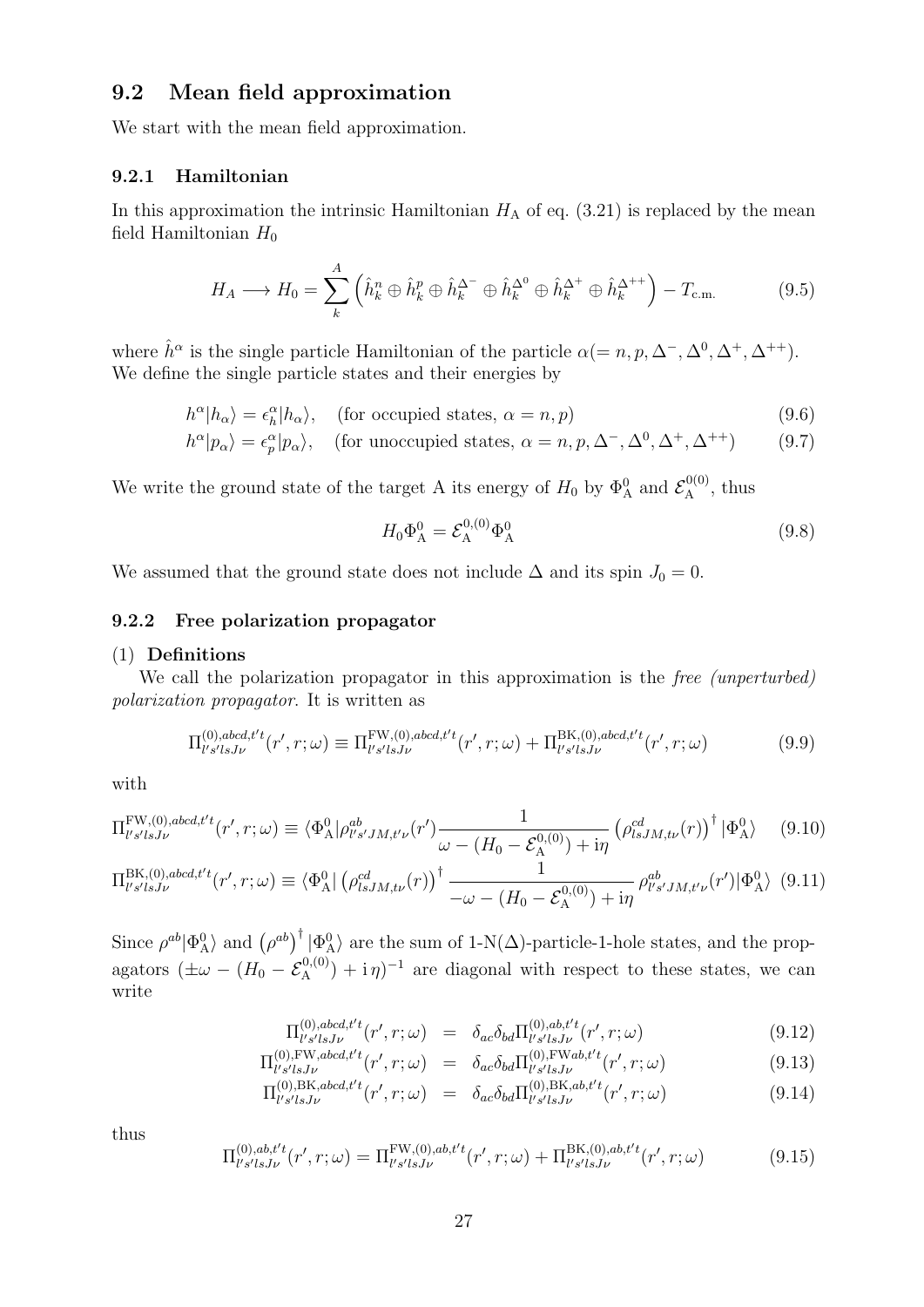## 9.2 Mean field approximation

We start with the mean field approximation.

### 9.2.1 Hamiltonian

In this approximation the intrinsic Hamiltonian $H_{\rm A}$ of eq. (3.21) is replaced by the mean field Hamiltonian $H_0$

$$H_A \longrightarrow H_0 = \sum_k^A \left( \hat{h}_k^n \oplus \hat{h}_k^p \oplus \hat{h}_k^{\Delta^-} \oplus \hat{h}_k^{\Delta^0} \oplus \hat{h}_k^{\Delta^+} \oplus \hat{h}_k^{\Delta^{++}} \right) - T_{\rm c.m.} \tag{9.5}$$

where $\hat{h}^\alpha$ is the single particle Hamiltonian of the particle $\alpha (= n, p, \Delta^-, \Delta^0, \Delta^+, \Delta^{++})$. We define the single particle states and their energies by

$$h^\alpha |h_\alpha\rangle = \epsilon_h^\alpha |h_\alpha\rangle, \quad \text{(for occupied states, } \alpha = n, p) \tag{9.6}$$

$$h^\alpha |p_\alpha\rangle = \epsilon_p^\alpha |p_\alpha\rangle, \quad \text{(for unoccupied states, } \alpha = n, p, \Delta^-, \Delta^0, \Delta^+, \Delta^{++}) \tag{9.7}$$

We write the ground state of the target A its energy of $H_0$ by $\Phi_{\rm A}^0$ and $\mathcal{E}_{\rm A}^{0(0)}$, thus

$$H_0 \Phi_{\rm A}^0 = \mathcal{E}_{\rm A}^{0,(0)} \Phi_{\rm A}^0 \tag{9.8}$$

We assumed that the ground state does not include $\Delta$ and its spin $J_0 = 0$.

### 9.2.2 Free polarization propagator

(1) **Definitions**

We call the polarization propagator in this approximation is the *free (unperturbed) polarization propagator*. It is written as

$$\Pi_{l's'lsJ\nu}^{(0),abcd,t't}(r', r; \omega) \equiv \Pi_{l's'lsJ\nu}^{\rm FW,(0),abcd,t't}(r', r; \omega) + \Pi_{l's'lsJ\nu}^{\rm BK,(0),abcd,t't}(r', r; \omega) \tag{9.9}$$

with

$$\Pi_{l's'lsJ\nu}^{\rm FW,(0),abcd,t't}(r', r; \omega) \equiv \langle \Phi_{\rm A}^0 | \rho_{l's'JM,t'\nu}^{ab}(r') \frac{1}{\omega - (H_0 - \mathcal{E}_{\rm A}^{0,(0)}) + {\rm i}\eta} \left( \rho_{lsJM,t\nu}^{cd}(r) \right)^\dagger |\Phi_{\rm A}^0\rangle \tag{9.10}$$

$$\Pi_{l's'lsJ\nu}^{\rm BK,(0),abcd,t't}(r', r; \omega) \equiv \langle \Phi_{\rm A}^0 | \left( \rho_{lsJM,t\nu}^{cd}(r) \right)^\dagger \frac{1}{-\omega - (H_0 - \mathcal{E}_{\rm A}^{0,(0)}) + {\rm i}\eta} \rho_{l's'JM,t'\nu}^{ab}(r') |\Phi_{\rm A}^0\rangle \tag{9.11}$$

Since $\rho^{ab}|\Phi_{\rm A}^0\rangle$ and $\left(\rho^{ab}\right)^\dagger |\Phi_{\rm A}^0\rangle$ are the sum of 1-N($\Delta$)-particle-1-hole states, and the propagators $(\pm\omega - (H_0 - \mathcal{E}_{\rm A}^{0,(0)}) + {\rm i}\,\eta)^{-1}$ are diagonal with respect to these states, we can write

$$\Pi_{l's'lsJ\nu}^{(0),abcd,t't}(r', r; \omega) = \delta_{ac}\delta_{bd} \Pi_{l's'lsJ\nu}^{(0),ab,t't}(r', r; \omega) \tag{9.12}$$

$$\Pi_{l's'lsJ\nu}^{(0),\rm FW,abcd,t't}(r', r; \omega) = \delta_{ac}\delta_{bd} \Pi_{l's'lsJ\nu}^{(0),\rm FW ab,t't}(r', r; \omega) \tag{9.13}$$

$$\Pi_{l's'lsJ\nu}^{(0),\rm BK,abcd,t't}(r', r; \omega) = \delta_{ac}\delta_{bd} \Pi_{l's'lsJ\nu}^{(0),\rm BK,ab,t't}(r', r; \omega) \tag{9.14}$$

thus

$$\Pi_{l's'lsJ\nu}^{(0),ab,t't}(r', r; \omega) = \Pi_{l's'lsJ\nu}^{\rm FW,(0),ab,t't}(r', r; \omega) + \Pi_{l's'lsJ\nu}^{\rm BK,(0),ab,t't}(r', r; \omega) \tag{9.15}$$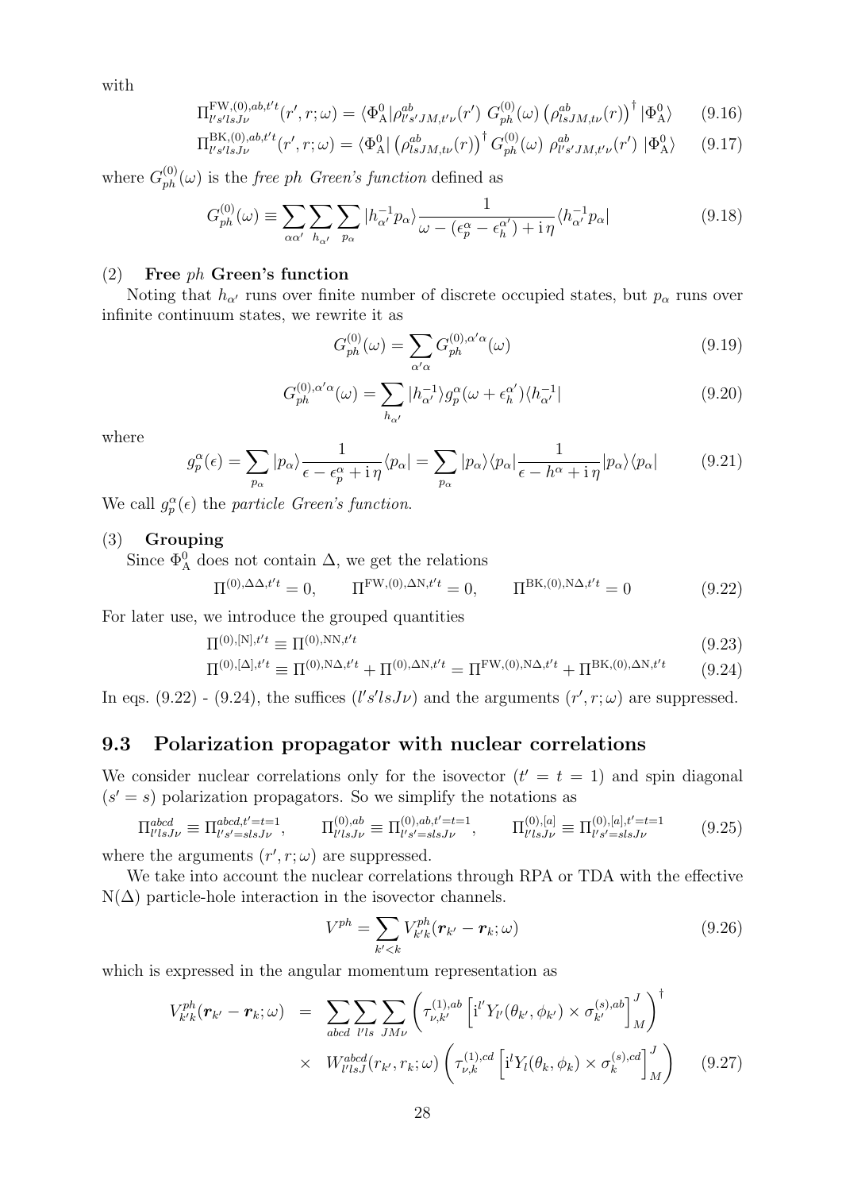with

$$\Pi^{\mathrm{FW},(0),ab,t't}_{l's'lsJ\nu}(r',r;\omega) = \langle\Phi^0_{\mathrm{A}}|\rho^{ab}_{l's'JM,t'\nu}(r')\; G^{(0)}_{ph}(\omega)\left(\rho^{ab}_{lsJM,t\nu}(r)\right)^\dagger|\Phi^0_{\mathrm{A}}\rangle \tag{9.16}$$

$$\Pi^{\mathrm{BK},(0),ab,t't}_{l's'lsJ\nu}(r',r;\omega) = \langle\Phi^0_{\mathrm{A}}|\left(\rho^{ab}_{lsJM,t\nu}(r)\right)^\dagger G^{(0)}_{ph}(\omega)\; \rho^{ab}_{l's'JM,t'\nu}(r')\;|\Phi^0_{\mathrm{A}}\rangle \tag{9.17}$$

where $G^{(0)}_{ph}(\omega)$ is the *free ph Green's function* defined as

$$G^{(0)}_{ph}(\omega) \equiv \sum_{\alpha\alpha'}\sum_{h_{\alpha'}}\sum_{p_\alpha}|h^{-1}_{\alpha'}p_\alpha\rangle\frac{1}{\omega-(\epsilon^\alpha_p-\epsilon^{\alpha'}_h)+\mathrm{i}\,\eta}\langle h^{-1}_{\alpha'}p_\alpha| \tag{9.18}$$

(2) **Free** $ph$ **Green's function**

Noting that $h_{\alpha'}$ runs over finite number of discrete occupied states, but $p_\alpha$ runs over infinite continuum states, we rewrite it as

$$G^{(0)}_{ph}(\omega) = \sum_{\alpha'\alpha}G^{(0),\alpha'\alpha}_{ph}(\omega) \tag{9.19}$$

$$G^{(0),\alpha'\alpha}_{ph}(\omega) = \sum_{h_{\alpha'}}|h^{-1}_{\alpha'}\rangle g^\alpha_p(\omega+\epsilon^{\alpha'}_h)\langle h^{-1}_{\alpha'}| \tag{9.20}$$

where

$$g^\alpha_p(\epsilon) = \sum_{p_\alpha}|p_\alpha\rangle\frac{1}{\epsilon-\epsilon^\alpha_p+\mathrm{i}\,\eta}\langle p_\alpha| = \sum_{p_\alpha}|p_\alpha\rangle\langle p_\alpha|\frac{1}{\epsilon-h^\alpha+\mathrm{i}\,\eta}|p_\alpha\rangle\langle p_\alpha| \tag{9.21}$$

We call $g^\alpha_p(\epsilon)$ the *particle Green's function.*

(3) **Grouping**

Since $\Phi^0_{\mathrm{A}}$ does not contain $\Delta$, we get the relations

$$\Pi^{(0),\Delta\Delta,t't} = 0, \qquad \Pi^{\mathrm{FW},(0),\Delta\mathrm{N},t't} = 0, \qquad \Pi^{\mathrm{BK},(0),\mathrm{N}\Delta,t't} = 0 \tag{9.22}$$

For later use, we introduce the grouped quantities

$$\Pi^{(0),[\mathrm{N}],t't} \equiv \Pi^{(0),\mathrm{NN},t't} \tag{9.23}$$

$$\Pi^{(0),[\Delta],t't} \equiv \Pi^{(0),\mathrm{N}\Delta,t't}+\Pi^{(0),\Delta\mathrm{N},t't} = \Pi^{\mathrm{FW},(0),\mathrm{N}\Delta,t't}+\Pi^{\mathrm{BK},(0),\Delta\mathrm{N},t't} \tag{9.24}$$

In eqs. (9.22) - (9.24), the suffices $(l's'lsJ\nu)$ and the arguments $(r',r;\omega)$ are suppressed.

## 9.3 Polarization propagator with nuclear correlations

We consider nuclear correlations only for the isovector ($t'=t=1$) and spin diagonal ($s'=s$) polarization propagators. So we simplify the notations as

$$\Pi^{abcd}_{l'lsJ\nu} \equiv \Pi^{abcd,t'=t=1}_{l's'=slsJ\nu}, \qquad \Pi^{(0),ab}_{l'lsJ\nu} \equiv \Pi^{(0),ab,t'=t=1}_{l's'=slsJ\nu}, \qquad \Pi^{(0),[a]}_{l'lsJ\nu} \equiv \Pi^{(0),[a],t'=t=1}_{l's'=slsJ\nu} \tag{9.25}$$

where the arguments $(r',r;\omega)$ are suppressed.

We take into account the nuclear correlations through RPA or TDA with the effective N($\Delta$) particle-hole interaction in the isovector channels.

$$V^{ph} = \sum_{k'<k}V^{ph}_{k'k}(\boldsymbol{r}_{k'}-\boldsymbol{r}_k;\omega) \tag{9.26}$$

which is expressed in the angular momentum representation as

$$\begin{aligned} V^{ph}_{k'k}(\boldsymbol{r}_{k'}-\boldsymbol{r}_k;\omega) \;&=\; \sum_{abcd}\sum_{l'ls}\sum_{JM\nu}\left(\tau^{(1),ab}_{\nu,k'}\left[\mathrm{i}^{l'}Y_{l'}(\theta_{k'},\phi_{k'})\times\sigma^{(s),ab}_{k'}\right]^J_M\right)^\dagger \\ &\times\; W^{abcd}_{l'lsJ}(r_{k'},r_k;\omega)\left(\tau^{(1),cd}_{\nu,k}\left[\mathrm{i}^lY_l(\theta_k,\phi_k)\times\sigma^{(s),cd}_k\right]^J_M\right) \end{aligned} \tag{9.27}$$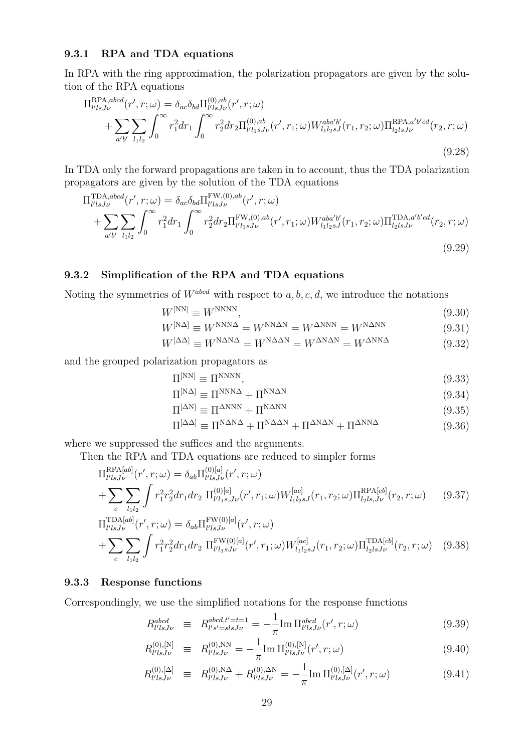### 9.3.1 RPA and TDA equations

In RPA with the ring approximation, the polarization propagators are given by the solution of the RPA equations

$$\Pi^{\mathrm{RPA},abcd}_{l'lsJ\nu}(r',r;\omega) = \delta_{ac}\delta_{bd}\Pi^{(0),ab}_{l'lsJ\nu}(r',r;\omega) + \sum_{a'b'}\sum_{l_1 l_2}\int_0^\infty r_1^2 dr_1 \int_0^\infty r_2^2 dr_2 \Pi^{(0),ab}_{l'l_1sJ\nu}(r',r_1;\omega) W^{aba'b'}_{l_1l_2sJ}(r_1,r_2;\omega)\Pi^{\mathrm{RPA},a'b'cd}_{l_2lsJ\nu}(r_2,r;\omega) \tag{9.28}$$

In TDA only the forward propagations are taken in to account, thus the TDA polarization propagators are given by the solution of the TDA equations

$$\Pi^{\mathrm{TDA},abcd}_{l'lsJ\nu}(r',r;\omega) = \delta_{ac}\delta_{bd}\Pi^{\mathrm{FW},(0),ab}_{l'lsJ\nu}(r',r;\omega) + \sum_{a'b'}\sum_{l_1 l_2}\int_0^\infty r_1^2 dr_1 \int_0^\infty r_2^2 dr_2 \Pi^{\mathrm{FW},(0),ab}_{l'l_1sJ\nu}(r',r_1;\omega) W^{aba'b'}_{l_1l_2sJ}(r_1,r_2;\omega)\Pi^{\mathrm{TDA},a'b'cd}_{l_2lsJ\nu}(r_2,r;\omega) \tag{9.29}$$

### 9.3.2 Simplification of the RPA and TDA equations

Noting the symmetries of $W^{abcd}$ with respect to $a,b,c,d$, we introduce the notations

$$W^{[\mathrm{NN}]} \equiv W^{\mathrm{NNNN}}, \tag{9.30}$$

$$W^{[\mathrm{N}\Delta]} \equiv W^{\mathrm{NNN}\Delta} = W^{\mathrm{NN}\Delta\mathrm{N}} = W^{\Delta\mathrm{NNN}} = W^{\mathrm{N}\Delta\mathrm{NN}} \tag{9.31}$$

$$W^{[\Delta\Delta]} \equiv W^{\mathrm{N}\Delta\mathrm{N}\Delta} = W^{\mathrm{N}\Delta\Delta\mathrm{N}} = W^{\Delta\mathrm{N}\Delta\mathrm{N}} = W^{\Delta\mathrm{NN}\Delta} \tag{9.32}$$

and the grouped polarization propagators as

$$\Pi^{[\mathrm{NN}]} \equiv \Pi^{\mathrm{NNNN}}, \tag{9.33}$$

$$\Pi^{[\mathrm{N}\Delta]} \equiv \Pi^{\mathrm{NNN}\Delta} + \Pi^{\mathrm{NN}\Delta\mathrm{N}} \tag{9.34}$$

$$\Pi^{[\Delta\mathrm{N}]} \equiv \Pi^{\Delta\mathrm{NNN}} + \Pi^{\mathrm{N}\Delta\mathrm{NN}} \tag{9.35}$$

$$\Pi^{[\Delta\Delta]} \equiv \Pi^{\mathrm{N}\Delta\mathrm{N}\Delta} + \Pi^{\mathrm{N}\Delta\Delta\mathrm{N}} + \Pi^{\Delta\mathrm{N}\Delta\mathrm{N}} + \Pi^{\Delta\mathrm{NN}\Delta} \tag{9.36}$$

where we suppressed the suffices and the arguments.

Then the RPA and TDA equations are reduced to simpler forms

$$\Pi^{\mathrm{RPA}[ab]}_{l'lsJ\nu}(r',r;\omega) = \delta_{ab}\Pi^{(0)[a]}_{l'lsJ\nu}(r',r;\omega) + \sum_c \sum_{l_1l_2}\int r_1^2 r_2^2 dr_1 dr_2\ \Pi^{(0)[a]}_{l'l_1s,J\nu}(r',r_1;\omega) W^{[ac]}_{l_1l_2sJ}(r_1,r_2;\omega)\Pi^{\mathrm{RPA}[cb]}_{l_2ls,J\nu}(r_2,r;\omega) \tag{9.37}$$

$$\Pi^{\mathrm{TDA}[ab]}_{l'lsJ\nu}(r',r;\omega) = \delta_{ab}\Pi^{\mathrm{FW}(0)[a]}_{l'lsJ\nu}(r',r;\omega) + \sum_c \sum_{l_1l_2}\int r_1^2 r_2^2 dr_1 dr_2\ \Pi^{\mathrm{FW}(0)[a]}_{l'l_1sJ\nu}(r',r_1;\omega) W^{[ac]}_{l_1l_2sJ}(r_1,r_2;\omega)\Pi^{\mathrm{TDA}[cb]}_{l_2lsJ\nu}(r_2,r;\omega) \tag{9.38}$$

### 9.3.3 Response functions

Correspondingly, we use the simplified notations for the response functions

$$R^{abcd}_{l'lsJ\nu} \equiv R^{abcd,t'=t=1}_{l's'=slsJ\nu} = -\frac{1}{\pi}\mathrm{Im}\,\Pi^{abcd}_{l'lsJ\nu}(r',r;\omega) \tag{9.39}$$

$$R^{(0),[\mathrm{N}]}_{l'lsJ\nu} \equiv R^{(0),\mathrm{NN}}_{l'lsJ\nu} = -\frac{1}{\pi}\mathrm{Im}\,\Pi^{(0),[\mathrm{N}]}_{l'lsJ\nu}(r',r;\omega) \tag{9.40}$$

$$R^{(0),[\Delta]}_{l'lsJ\nu} \equiv R^{(0),\mathrm{N}\Delta}_{l'lsJ\nu} + R^{(0),\Delta\mathrm{N}}_{l'lsJ\nu} = -\frac{1}{\pi}\mathrm{Im}\,\Pi^{(0),[\Delta]}_{l'lsJ\nu}(r',r;\omega) \tag{9.41}$$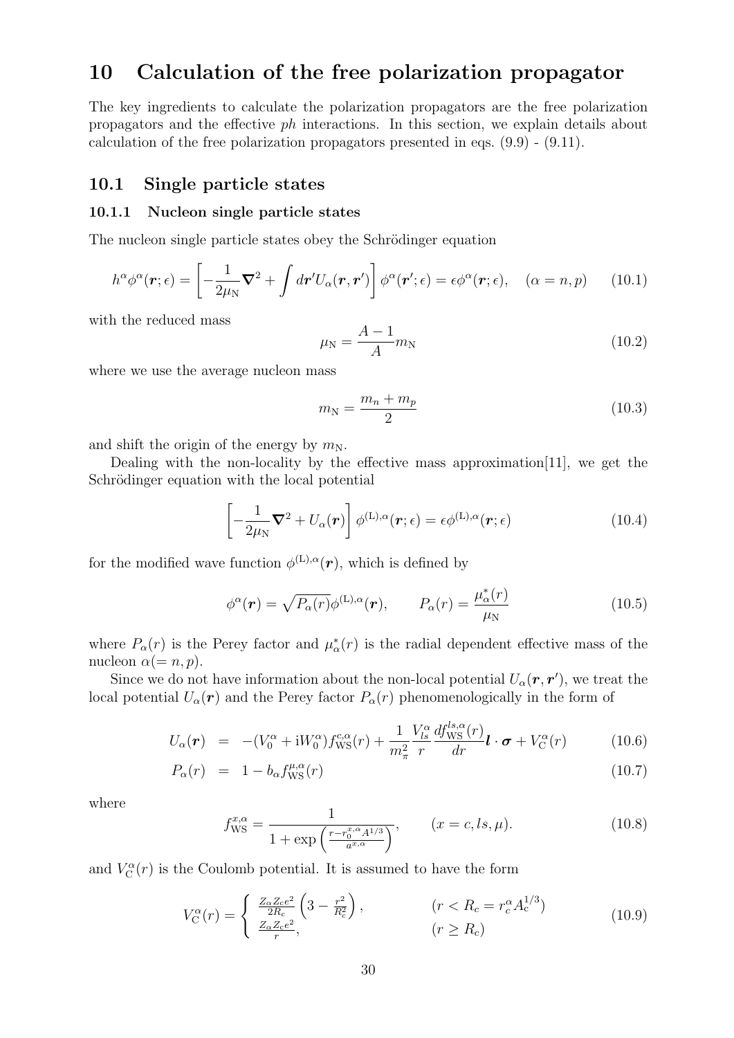# 10 Calculation of the free polarization propagator

The key ingredients to calculate the polarization propagators are the free polarization propagators and the effective $ph$ interactions. In this section, we explain details about calculation of the free polarization propagators presented in eqs. (9.9) - (9.11).

## 10.1 Single particle states

### 10.1.1 Nucleon single particle states

The nucleon single particle states obey the Schrödinger equation

$$h^\alpha \phi^\alpha(\boldsymbol{r};\epsilon) = \left[ -\frac{1}{2\mu_{\rm N}} \boldsymbol{\nabla}^2 + \int d\boldsymbol{r}' U_\alpha(\boldsymbol{r},\boldsymbol{r}') \right] \phi^\alpha(\boldsymbol{r}';\epsilon) = \epsilon \phi^\alpha(\boldsymbol{r};\epsilon), \quad (\alpha = n,p) \tag{10.1}$$

with the reduced mass

$$\mu_{\rm N} = \frac{A-1}{A} m_{\rm N} \tag{10.2}$$

where we use the average nucleon mass

$$m_{\rm N} = \frac{m_n + m_p}{2} \tag{10.3}$$

and shift the origin of the energy by $m_{\rm N}$.

Dealing with the non-locality by the effective mass approximation[11], we get the Schrödinger equation with the local potential

$$\left[ -\frac{1}{2\mu_{\rm N}} \boldsymbol{\nabla}^2 + U_\alpha(\boldsymbol{r}) \right] \phi^{({\rm L}),\alpha}(\boldsymbol{r};\epsilon) = \epsilon \phi^{({\rm L}),\alpha}(\boldsymbol{r};\epsilon) \tag{10.4}$$

for the modified wave function $\phi^{({\rm L}),\alpha}(\boldsymbol{r})$, which is defined by

$$\phi^\alpha(\boldsymbol{r}) = \sqrt{P_\alpha(r)} \phi^{({\rm L}),\alpha}(\boldsymbol{r}), \qquad P_\alpha(r) = \frac{\mu^*_\alpha(r)}{\mu_{\rm N}} \tag{10.5}$$

where $P_\alpha(r)$ is the Perey factor and $\mu^*_\alpha(r)$ is the radial dependent effective mass of the nucleon $\alpha(=n,p)$.

Since we do not have information about the non-local potential $U_\alpha(\boldsymbol{r},\boldsymbol{r}')$, we treat the local potential $U_\alpha(\boldsymbol{r})$ and the Perey factor $P_\alpha(r)$ phenomenologically in the form of

$$U_\alpha(\boldsymbol{r}) = -(V_0^\alpha + {\rm i}W_0^\alpha) f_{\rm WS}^{c,\alpha}(r) + \frac{1}{m_\pi^2} \frac{V_{ls}^\alpha}{r} \frac{d f_{\rm WS}^{ls,\alpha}(r)}{dr} \boldsymbol{l}\cdot\boldsymbol{\sigma} + V_{\rm C}^\alpha(r) \tag{10.6}$$

$$P_\alpha(r) = 1 - b_\alpha f_{\rm WS}^{\mu,\alpha}(r) \tag{10.7}$$

where

$$f_{\rm WS}^{x,\alpha} = \frac{1}{1+\exp\left(\frac{r - r_0^{x,\alpha} A^{1/3}}{a^{x,\alpha}}\right)}, \qquad (x = c, ls, \mu). \tag{10.8}$$

and $V_{\rm C}^\alpha(r)$ is the Coulomb potential. It is assumed to have the form

$$V_{\rm C}^\alpha(r) = \begin{cases} \frac{Z_\alpha Z_c e^2}{2R_c}\left(3 - \frac{r^2}{R_c^2}\right), & (r < R_c = r_c^\alpha A_{\rm c}^{1/3}) \\ \frac{Z_\alpha Z_c e^2}{r}, & (r \geq R_c) \end{cases} \tag{10.9}$$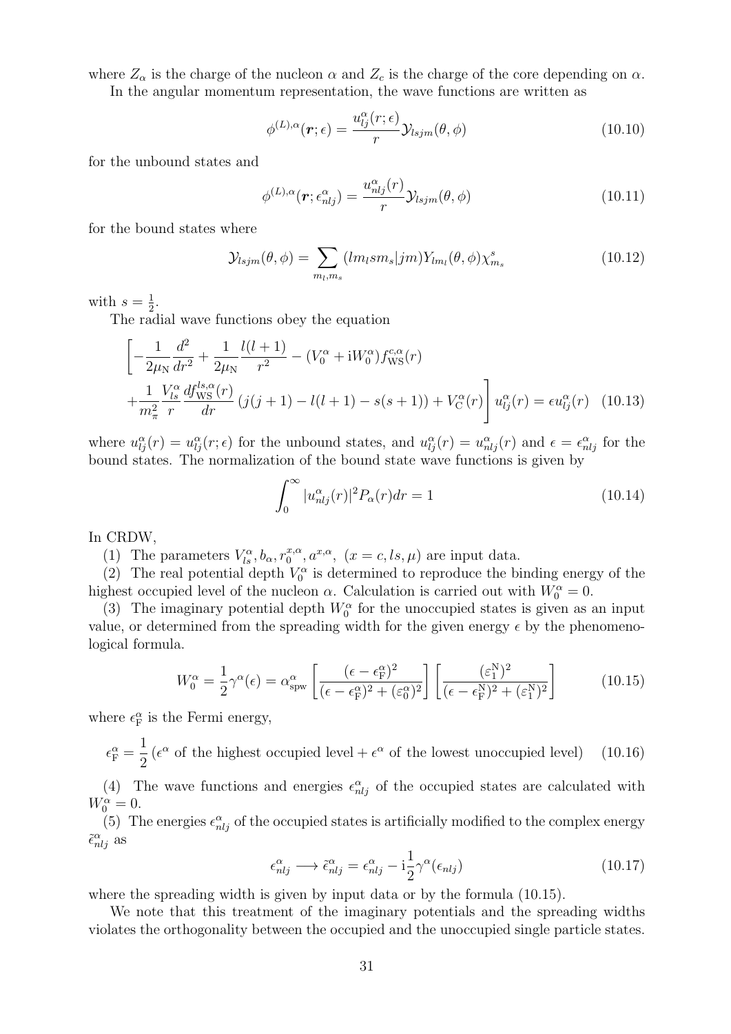where $Z_\alpha$ is the charge of the nucleon $\alpha$ and $Z_c$ is the charge of the core depending on $\alpha$.

In the angular momentum representation, the wave functions are written as

$$\phi^{(L),\alpha}(\boldsymbol{r};\epsilon) = \frac{u^\alpha_{lj}(r;\epsilon)}{r}\mathcal{Y}_{lsjm}(\theta,\phi) \tag{10.10}$$

for the unbound states and

$$\phi^{(L),\alpha}(\boldsymbol{r};\epsilon^\alpha_{nlj}) = \frac{u^\alpha_{nlj}(r)}{r}\mathcal{Y}_{lsjm}(\theta,\phi) \tag{10.11}$$

for the bound states where

$$\mathcal{Y}_{lsjm}(\theta,\phi) = \sum_{m_l,m_s}(lm_l sm_s|jm)Y_{lm_l}(\theta,\phi)\chi^s_{m_s} \tag{10.12}$$

with $s=\frac{1}{2}$.

The radial wave functions obey the equation

$$\left[-\frac{1}{2\mu_{\rm N}}\frac{d^2}{dr^2} + \frac{1}{2\mu_{\rm N}}\frac{l(l+1)}{r^2} - (V^\alpha_0 + {\rm i}W^\alpha_0)f^{c,\alpha}_{\rm WS}(r) + \frac{1}{m_\pi^2}\frac{V^\alpha_{ls}}{r}\frac{df^{ls,\alpha}_{\rm WS}(r)}{dr}\left(j(j+1)-l(l+1)-s(s+1)\right) + V^\alpha_{\rm C}(r)\right]u^\alpha_{lj}(r) = \epsilon u^\alpha_{lj}(r) \tag{10.13}$$

where $u^\alpha_{lj}(r) = u^\alpha_{lj}(r;\epsilon)$ for the unbound states, and $u^\alpha_{lj}(r) = u^\alpha_{nlj}(r)$ and $\epsilon = \epsilon^\alpha_{nlj}$ for the bound states. The normalization of the bound state wave functions is given by

$$\int_0^\infty |u^\alpha_{nlj}(r)|^2 P_\alpha(r)dr = 1 \tag{10.14}$$

In CRDW,

(1) The parameters $V^\alpha_{ls}, b_\alpha, r^{x,\alpha}_0, a^{x,\alpha}, \ (x=c,ls,\mu)$ are input data.

(2) The real potential depth $V^\alpha_0$ is determined to reproduce the binding energy of the highest occupied level of the nucleon $\alpha$. Calculation is carried out with $W^\alpha_0 = 0$.

(3) The imaginary potential depth $W^\alpha_0$ for the unoccupied states is given as an input value, or determined from the spreading width for the given energy $\epsilon$ by the phenomenological formula.

$$W^\alpha_0 = \frac{1}{2}\gamma^\alpha(\epsilon) = \alpha^\alpha_{\rm spw}\left[\frac{(\epsilon-\epsilon^\alpha_{\rm F})^2}{(\epsilon-\epsilon^\alpha_{\rm F})^2+(\varepsilon^\alpha_0)^2}\right]\left[\frac{(\varepsilon^{\rm N}_1)^2}{(\epsilon-\epsilon^{\rm N}_{\rm F})^2+(\varepsilon^{\rm N}_1)^2}\right] \tag{10.15}$$

where $\epsilon^\alpha_{\rm F}$ is the Fermi energy,

$$\epsilon^\alpha_{\rm F} = \frac{1}{2}\left(\epsilon^\alpha \text{ of the highest occupied level} + \epsilon^\alpha \text{ of the lowest unoccupied level}\right) \tag{10.16}$$

(4) The wave functions and energies $\epsilon^\alpha_{nlj}$ of the occupied states are calculated with $W^\alpha_0 = 0$.

(5) The energies $\epsilon^\alpha_{nlj}$ of the occupied states is artificially modified to the complex energy $\tilde{\epsilon}^\alpha_{nlj}$ as

$$\epsilon^\alpha_{nlj} \longrightarrow \tilde{\epsilon}^\alpha_{nlj} = \epsilon^\alpha_{nlj} - {\rm i}\frac{1}{2}\gamma^\alpha(\epsilon_{nlj}) \tag{10.17}$$

where the spreading width is given by input data or by the formula (10.15).

We note that this treatment of the imaginary potentials and the spreading widths violates the orthogonality between the occupied and the unoccupied single particle states.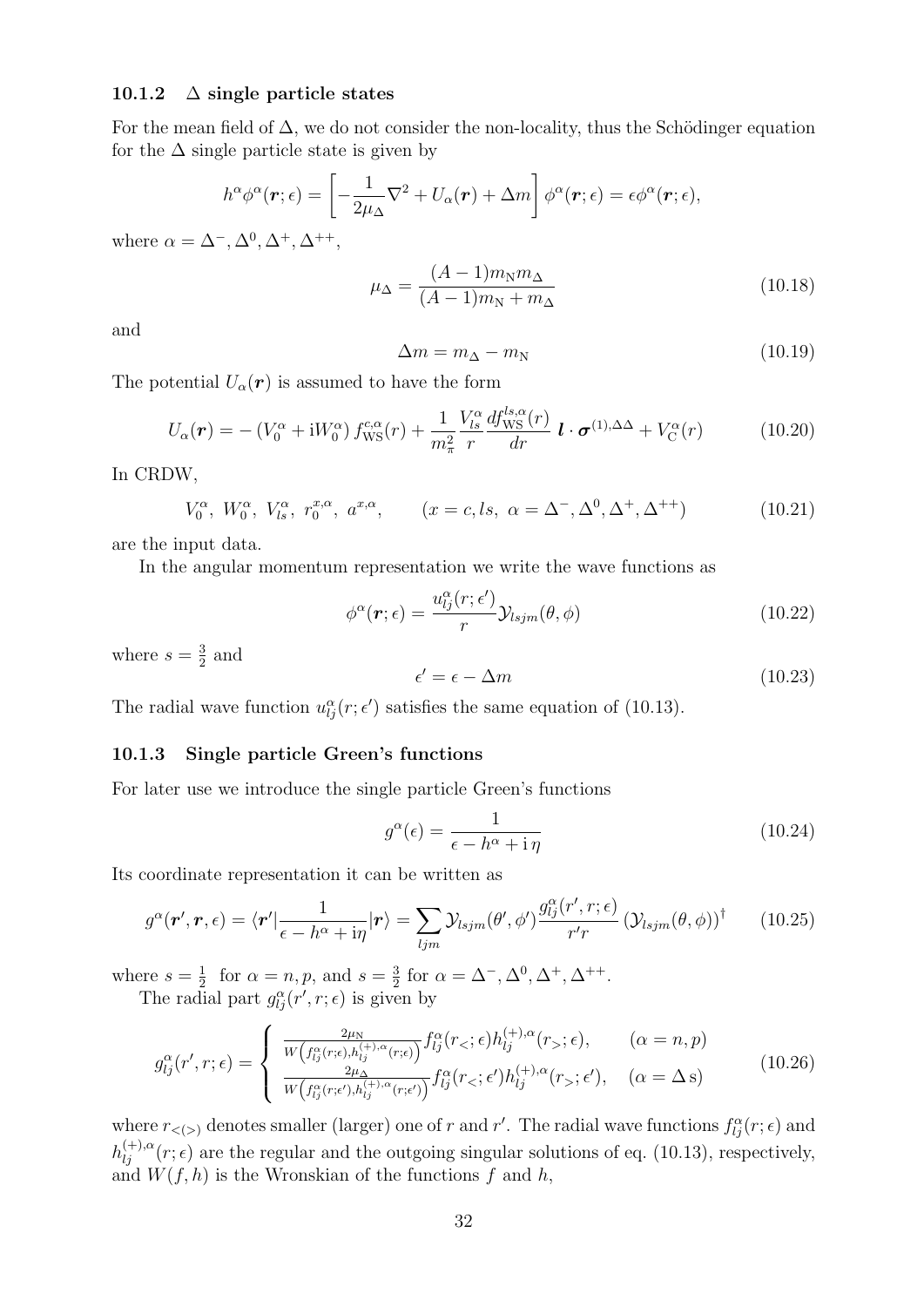### 10.1.2 $\Delta$ single particle states

For the mean field of $\Delta$, we do not consider the non-locality, thus the Schödinger equation for the $\Delta$ single particle state is given by

$$h^\alpha \phi^\alpha(\boldsymbol{r};\epsilon) = \left[ -\frac{1}{2\mu_\Delta}\nabla^2 + U_\alpha(\boldsymbol{r}) + \Delta m \right] \phi^\alpha(\boldsymbol{r};\epsilon) = \epsilon \phi^\alpha(\boldsymbol{r};\epsilon),$$

where $\alpha = \Delta^-, \Delta^0, \Delta^+, \Delta^{++}$,

$$\mu_\Delta = \frac{(A-1)m_\mathrm{N} m_\Delta}{(A-1)m_\mathrm{N} + m_\Delta} \tag{10.18}$$

and

$$\Delta m = m_\Delta - m_\mathrm{N} \tag{10.19}$$

The potential $U_\alpha(\boldsymbol{r})$ is assumed to have the form

$$U_\alpha(\boldsymbol{r}) = -\left(V_0^\alpha + \mathrm{i} W_0^\alpha\right) f_{\mathrm{WS}}^{c,\alpha}(r) + \frac{1}{m_\pi^2}\frac{V_{ls}^\alpha}{r}\frac{d f_{\mathrm{WS}}^{ls,\alpha}(r)}{dr}\, \boldsymbol{l}\cdot\boldsymbol{\sigma}^{(1),\Delta\Delta} + V_\mathrm{C}^\alpha(r) \tag{10.20}$$

In CRDW,

$$V_0^\alpha,\ W_0^\alpha,\ V_{ls}^\alpha,\ r_0^{x,\alpha},\ a^{x,\alpha}, \qquad (x = c, ls,\ \alpha = \Delta^-, \Delta^0, \Delta^+, \Delta^{++}) \tag{10.21}$$

are the input data.

In the angular momentum representation we write the wave functions as

$$\phi^\alpha(\boldsymbol{r};\epsilon) = \frac{u_{lj}^\alpha(r;\epsilon')}{r}\mathcal{Y}_{lsjm}(\theta,\phi) \tag{10.22}$$

where $s = \frac{3}{2}$ and

$$\epsilon' = \epsilon - \Delta m \tag{10.23}$$

The radial wave function $u_{lj}^\alpha(r;\epsilon')$ satisfies the same equation of (10.13).

### 10.1.3 Single particle Green's functions

For later use we introduce the single particle Green's functions

$$g^\alpha(\epsilon) = \frac{1}{\epsilon - h^\alpha + \mathrm{i}\,\eta} \tag{10.24}$$

Its coordinate representation it can be written as

$$g^\alpha(\boldsymbol{r}',\boldsymbol{r},\epsilon) = \langle \boldsymbol{r}'|\frac{1}{\epsilon - h^\alpha + \mathrm{i}\eta}|\boldsymbol{r}\rangle = \sum_{ljm}\mathcal{Y}_{lsjm}(\theta',\phi')\frac{g_{lj}^\alpha(r',r;\epsilon)}{r'r}\left(\mathcal{Y}_{lsjm}(\theta,\phi)\right)^\dagger \tag{10.25}$$

where $s = \frac{1}{2}$ for $\alpha = n, p$, and $s = \frac{3}{2}$ for $\alpha = \Delta^-, \Delta^0, \Delta^+, \Delta^{++}$.

The radial part $g_{lj}^\alpha(r',r;\epsilon)$ is given by

$$g_{lj}^\alpha(r',r;\epsilon) = \begin{cases} \dfrac{2\mu_\mathrm{N}}{W\left(f_{lj}^\alpha(r;\epsilon), h_{lj}^{(+),\alpha}(r;\epsilon)\right)} f_{lj}^\alpha(r_<;\epsilon) h_{lj}^{(+),\alpha}(r_>;\epsilon), & (\alpha = n, p) \\[2ex] \dfrac{2\mu_\Delta}{W\left(f_{lj}^\alpha(r;\epsilon'), h_{lj}^{(+),\alpha}(r;\epsilon')\right)} f_{lj}^\alpha(r_<;\epsilon') h_{lj}^{(+),\alpha}(r_>;\epsilon'), & (\alpha = \Delta\,\mathrm{s}) \end{cases} \tag{10.26}$$

where $r_{<(>)}$ denotes smaller (larger) one of $r$ and $r'$. The radial wave functions $f_{lj}^\alpha(r;\epsilon)$ and $h_{lj}^{(+),\alpha}(r;\epsilon)$ are the regular and the outgoing singular solutions of eq. (10.13), respectively, and $W(f,h)$ is the Wronskian of the functions $f$ and $h$,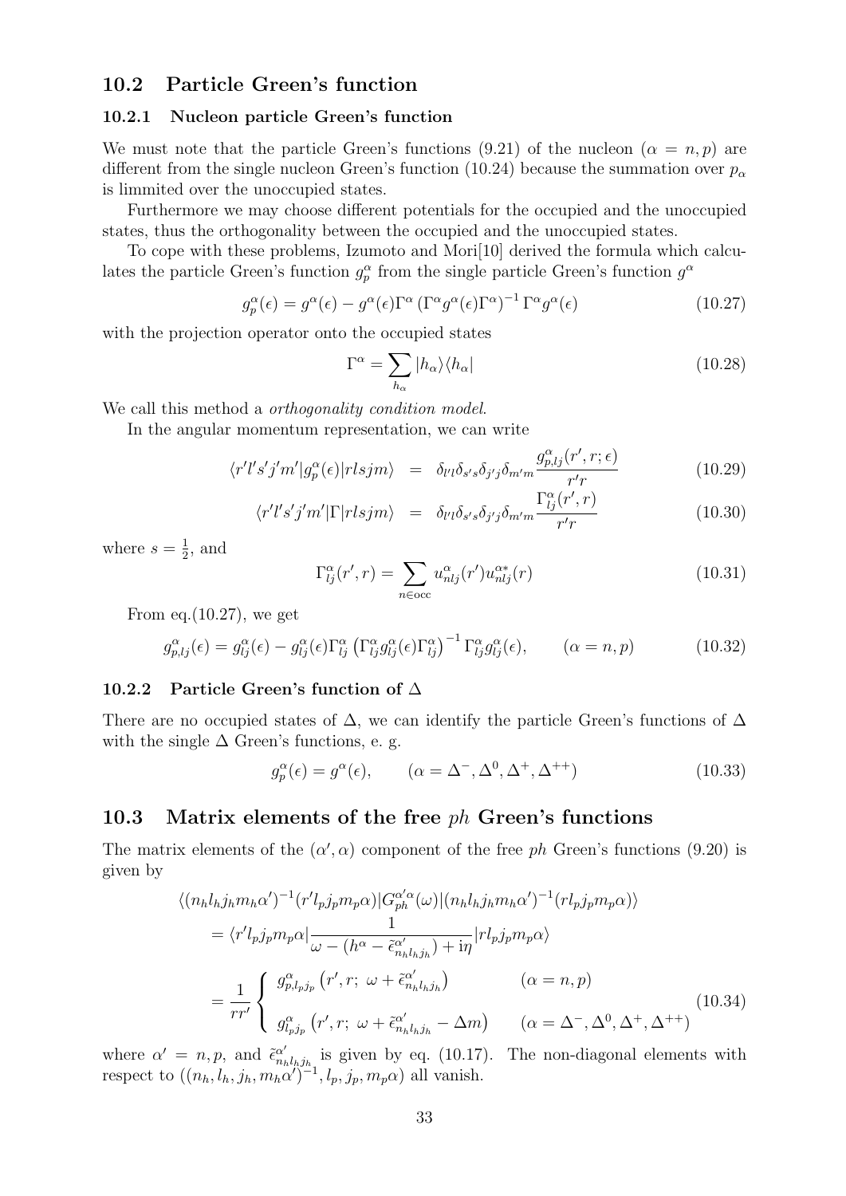## 10.2 Particle Green's function

### 10.2.1 Nucleon particle Green's function

We must note that the particle Green's functions (9.21) of the nucleon ($\alpha = n, p$) are different from the single nucleon Green's function (10.24) because the summation over $p_\alpha$ is limmited over the unoccupied states.

Furthermore we may choose different potentials for the occupied and the unoccupied states, thus the orthogonality between the occupied and the unoccupied states.

To cope with these problems, Izumoto and Mori[10] derived the formula which calculates the particle Green's function $g_p^\alpha$ from the single particle Green's function $g^\alpha$

$$g_p^\alpha(\epsilon) = g^\alpha(\epsilon) - g^\alpha(\epsilon)\Gamma^\alpha \left(\Gamma^\alpha g^\alpha(\epsilon)\Gamma^\alpha\right)^{-1} \Gamma^\alpha g^\alpha(\epsilon) \tag{10.27}$$

with the projection operator onto the occupied states

$$\Gamma^\alpha = \sum_{h_\alpha} |h_\alpha\rangle\langle h_\alpha| \tag{10.28}$$

We call this method a *orthogonality condition model*.

In the angular momentum representation, we can write

$$\langle r'l's'j'm'|g_p^\alpha(\epsilon)|rlsjm\rangle = \delta_{l'l}\delta_{s's}\delta_{j'j}\delta_{m'm}\frac{g_{p,lj}^\alpha(r', r; \epsilon)}{r'r} \tag{10.29}$$

$$\langle r'l's'j'm'|\Gamma|rlsjm\rangle = \delta_{l'l}\delta_{s's}\delta_{j'j}\delta_{m'm}\frac{\Gamma_{lj}^\alpha(r', r)}{r'r} \tag{10.30}$$

where $s = \frac{1}{2}$, and

$$\Gamma_{lj}^\alpha(r', r) = \sum_{n \in \text{occ}} u_{nlj}^\alpha(r') u_{nlj}^{\alpha *}(r) \tag{10.31}$$

From eq.(10.27), we get

$$g_{p,lj}^\alpha(\epsilon) = g_{lj}^\alpha(\epsilon) - g_{lj}^\alpha(\epsilon)\Gamma_{lj}^\alpha \left(\Gamma_{lj}^\alpha g_{lj}^\alpha(\epsilon)\Gamma_{lj}^\alpha\right)^{-1} \Gamma_{lj}^\alpha g_{lj}^\alpha(\epsilon), \qquad (\alpha = n, p) \tag{10.32}$$

### 10.2.2 Particle Green's function of $\Delta$

There are no occupied states of $\Delta$, we can identify the particle Green's functions of $\Delta$ with the single $\Delta$ Green's functions, e. g.

$$g_p^\alpha(\epsilon) = g^\alpha(\epsilon), \qquad (\alpha = \Delta^-, \Delta^0, \Delta^+, \Delta^{++}) \tag{10.33}$$

## 10.3 Matrix elements of the free $ph$ Green's functions

The matrix elements of the $(\alpha', \alpha)$ component of the free $ph$ Green's functions (9.20) is given by

$$\begin{aligned}
&\langle (n_h l_h j_h m_h \alpha')^{-1} (r' l_p j_p m_p \alpha)| G_{ph}^{\alpha'\alpha}(\omega) |(n_h l_h j_h m_h \alpha')^{-1} (r l_p j_p m_p \alpha)\rangle \\
&= \langle r' l_p j_p m_p \alpha | \frac{1}{\omega - (h^\alpha - \tilde{\epsilon}_{n_h l_h j_h}^{\alpha'}) + i\eta} | r l_p j_p m_p \alpha\rangle \\
&= \frac{1}{rr'} \begin{cases} g_{p,l_p j_p}^\alpha \left(r', r;\ \omega + \tilde{\epsilon}_{n_h l_h j_h}^{\alpha'}\right) & (\alpha = n, p) \\ g_{l_p j_p}^\alpha \left(r', r;\ \omega + \tilde{\epsilon}_{n_h l_h j_h}^{\alpha'} - \Delta m\right) & (\alpha = \Delta^-, \Delta^0, \Delta^+, \Delta^{++}) \end{cases}
\end{aligned} \tag{10.34}$$

where $\alpha' = n, p$, and $\tilde{\epsilon}_{n_h l_h j_h}^{\alpha'}$ is given by eq. (10.17). The non-diagonal elements with respect to $((n_h, l_h, j_h, m_h \alpha')^{-1}, l_p, j_p, m_p \alpha)$ all vanish.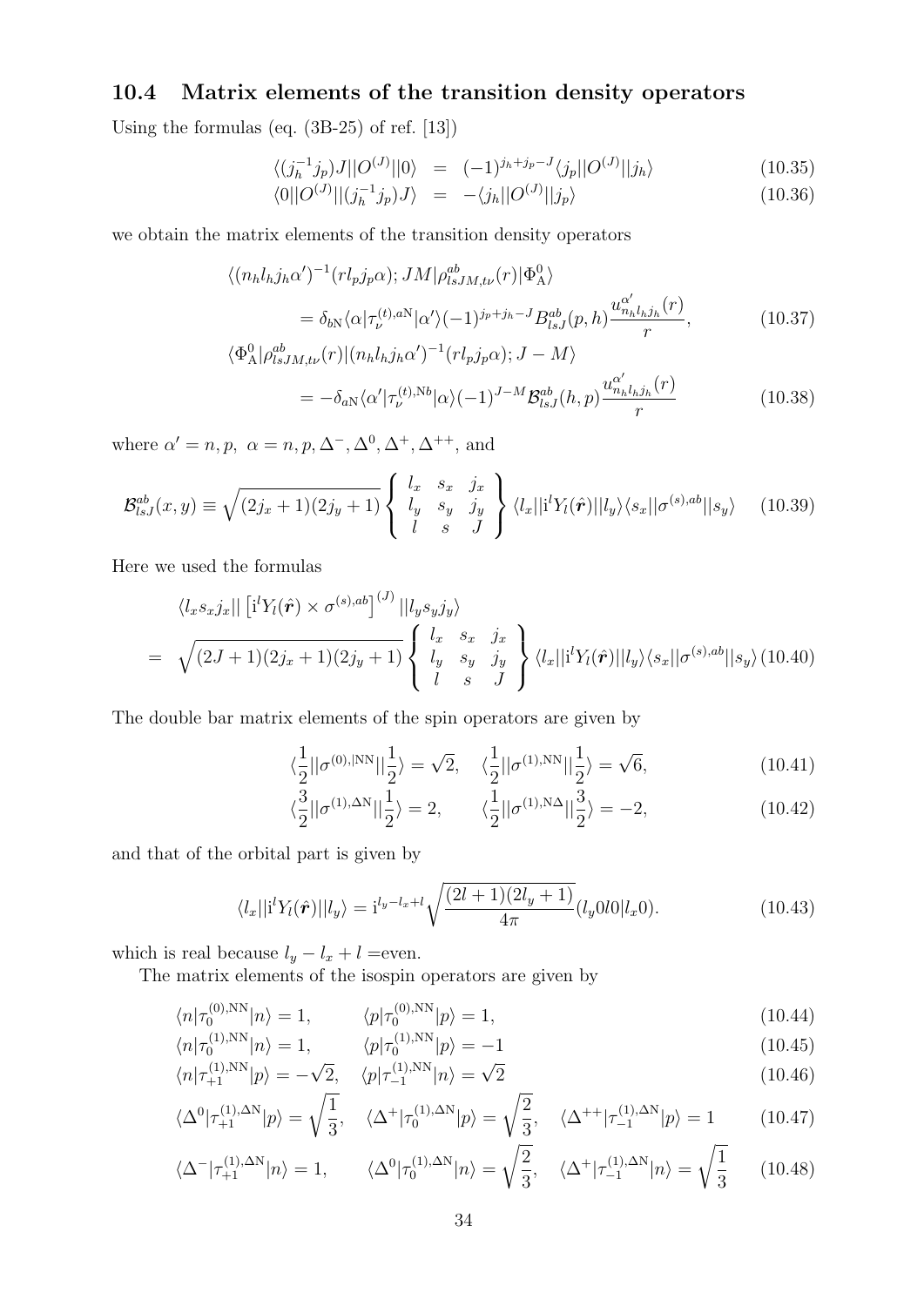## 10.4 Matrix elements of the transition density operators

Using the formulas (eq. (3B-25) of ref. [13])

$$
\begin{aligned}
\langle (j_h^{-1} j_p) J || O^{(J)} || 0 \rangle &= (-1)^{j_h + j_p - J} \langle j_p || O^{(J)} || j_h \rangle \qquad (10.35) \\
\langle 0 || O^{(J)} || (j_h^{-1} j_p) J \rangle &= -\langle j_h || O^{(J)} || j_p \rangle \qquad (10.36)
\end{aligned}
$$

we obtain the matrix elements of the transition density operators

$$
\begin{aligned}
&\langle (n_h l_h j_h \alpha')^{-1} (r l_p j_p \alpha); JM | \rho^{ab}_{lsJM,t\nu}(r) | \Phi^0_{\rm A} \rangle \\
&\qquad = \delta_{b{\rm N}} \langle \alpha | \tau^{(t),a{\rm N}}_{\nu} | \alpha' \rangle (-1)^{j_p + j_h - J} \mathcal{B}^{ab}_{lsJ}(p,h) \frac{u^{\alpha'}_{n_h l_h j_h}(r)}{r}, \qquad (10.37) \\
&\langle \Phi^0_{\rm A} | \rho^{ab}_{lsJM,t\nu}(r) | (n_h l_h j_h \alpha')^{-1} (r l_p j_p \alpha); J-M \rangle \\
&\qquad = -\delta_{a{\rm N}} \langle \alpha' | \tau^{(t),{\rm N}b}_{\nu} | \alpha \rangle (-1)^{J-M} \mathcal{B}^{ab}_{lsJ}(h,p) \frac{u^{\alpha'}_{n_h l_h j_h}(r)}{r} \qquad (10.38)
\end{aligned}
$$

where $\alpha' = n, p,\ \alpha = n, p, \Delta^-, \Delta^0, \Delta^+, \Delta^{++}$, and

$$
\mathcal{B}^{ab}_{lsJ}(x,y) \equiv \sqrt{(2j_x+1)(2j_y+1)} \left\{ \begin{array}{ccc} l_x & s_x & j_x \\ l_y & s_y & j_y \\ l & s & J \end{array} \right\} \langle l_x || {\rm i}^l Y_l(\hat{\boldsymbol{r}}) || l_y \rangle \langle s_x || \sigma^{(s),ab} || s_y \rangle \qquad (10.39)
$$

Here we used the formulas

$$
\begin{aligned}
&\langle l_x s_x j_x || \left[ {\rm i}^l Y_l(\hat{\boldsymbol{r}}) \times \sigma^{(s),ab} \right]^{(J)} || l_y s_y j_y \rangle \\
= &\sqrt{(2J+1)(2j_x+1)(2j_y+1)} \left\{ \begin{array}{ccc} l_x & s_x & j_x \\ l_y & s_y & j_y \\ l & s & J \end{array} \right\} \langle l_x || {\rm i}^l Y_l(\hat{\boldsymbol{r}}) || l_y \rangle \langle s_x || \sigma^{(s),ab} || s_y \rangle \qquad (10.40)
\end{aligned}
$$

The double bar matrix elements of the spin operators are given by

$$
\begin{aligned}
&\langle \frac{1}{2} || \sigma^{(0),{\rm |NN}} || \frac{1}{2} \rangle = \sqrt{2}, \quad \langle \frac{1}{2} || \sigma^{(1),{\rm NN}} || \frac{1}{2} \rangle = \sqrt{6}, \qquad (10.41) \\
&\langle \frac{3}{2} || \sigma^{(1),\Delta{\rm N}} || \frac{1}{2} \rangle = 2, \qquad \langle \frac{1}{2} || \sigma^{(1),{\rm N}\Delta} || \frac{3}{2} \rangle = -2, \qquad (10.42)
\end{aligned}
$$

and that of the orbital part is given by

$$
\langle l_x || {\rm i}^l Y_l(\hat{\boldsymbol{r}}) || l_y \rangle = {\rm i}^{l_y - l_x + l} \sqrt{\frac{(2l+1)(2l_y+1)}{4\pi}} (l_y 0 l 0 | l_x 0). \qquad (10.43)
$$

which is real because $l_y - l_x + l =$even.

The matrix elements of the isospin operators are given by

$$
\begin{aligned}
&\langle n | \tau^{(0),{\rm NN}}_0 | n \rangle = 1, \qquad \langle p | \tau^{(0),{\rm NN}}_0 | p \rangle = 1, \qquad (10.44) \\
&\langle n | \tau^{(1),{\rm NN}}_0 | n \rangle = 1, \qquad \langle p | \tau^{(1),{\rm NN}}_0 | p \rangle = -1 \qquad (10.45) \\
&\langle n | \tau^{(1),{\rm NN}}_{+1} | p \rangle = -\sqrt{2}, \quad \langle p | \tau^{(1),{\rm NN}}_{-1} | n \rangle = \sqrt{2} \qquad (10.46) \\
&\langle \Delta^0 | \tau^{(1),\Delta{\rm N}}_{+1} | p \rangle = \sqrt{\frac{1}{3}}, \quad \langle \Delta^+ | \tau^{(1),\Delta{\rm N}}_{0} | p \rangle = \sqrt{\frac{2}{3}}, \quad \langle \Delta^{++} | \tau^{(1),\Delta{\rm N}}_{-1} | p \rangle = 1 \qquad (10.47) \\
&\langle \Delta^- | \tau^{(1),\Delta{\rm N}}_{+1} | n \rangle = 1, \qquad \langle \Delta^0 | \tau^{(1),\Delta{\rm N}}_{0} | n \rangle = \sqrt{\frac{2}{3}}, \quad \langle \Delta^+ | \tau^{(1),\Delta{\rm N}}_{-1} | n \rangle = \sqrt{\frac{1}{3}} \qquad (10.48)
\end{aligned}
$$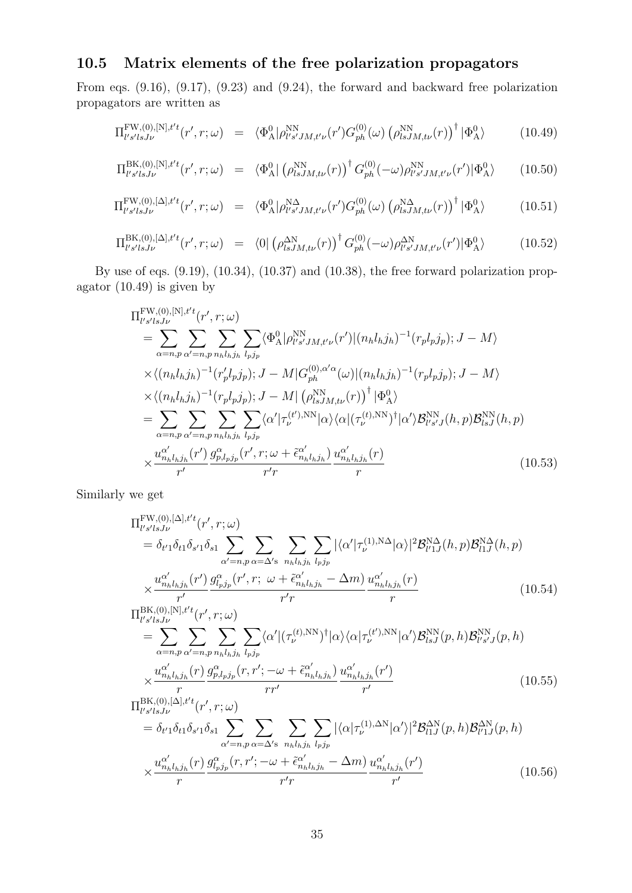## 10.5 Matrix elements of the free polarization propagators

From eqs. (9.16), (9.17), (9.23) and (9.24), the forward and backward free polarization propagators are written as

$$\Pi^{\mathrm{FW},(0),[\mathrm{N}],t't}_{l's'lsJ\nu}(r',r;\omega) = \langle \Phi^0_{\mathrm{A}}|\rho^{\mathrm{NN}}_{l's'JM,t'\nu}(r')G^{(0)}_{ph}(\omega)\left(\rho^{\mathrm{NN}}_{lsJM,t\nu}(r)\right)^{\dagger}|\Phi^0_{\mathrm{A}}\rangle \tag{10.49}$$

$$\Pi^{\mathrm{BK},(0),[\mathrm{N}],t't}_{l's'lsJ\nu}(r',r;\omega) = \langle \Phi^0_{\mathrm{A}}|\left(\rho^{\mathrm{NN}}_{lsJM,t\nu}(r)\right)^{\dagger}G^{(0)}_{ph}(-\omega)\rho^{\mathrm{NN}}_{l's'JM,t'\nu}(r')|\Phi^0_{\mathrm{A}}\rangle \tag{10.50}$$

$$\Pi^{\mathrm{FW},(0),[\Delta],t't}_{l's'lsJ\nu}(r',r;\omega) = \langle \Phi^0_{\mathrm{A}}|\rho^{\mathrm{N}\Delta}_{l's'JM,t'\nu}(r')G^{(0)}_{ph}(\omega)\left(\rho^{\mathrm{N}\Delta}_{lsJM,t\nu}(r)\right)^{\dagger}|\Phi^0_{\mathrm{A}}\rangle \tag{10.51}$$

$$\Pi^{\mathrm{BK},(0),[\Delta],t't}_{l's'lsJ\nu}(r',r;\omega) = \langle 0|\left(\rho^{\Delta\mathrm{N}}_{lsJM,t\nu}(r)\right)^{\dagger}G^{(0)}_{ph}(-\omega)\rho^{\Delta\mathrm{N}}_{l's'JM,t'\nu}(r')|\Phi^0_{\mathrm{A}}\rangle \tag{10.52}$$

By use of eqs. (9.19), (10.34), (10.37) and (10.38), the free forward polarization propagator (10.49) is given by

$$\begin{aligned}
&\Pi^{\mathrm{FW},(0),[\mathrm{N}],t't}_{l's'lsJ\nu}(r',r;\omega)\\
&=\sum_{\alpha=n,p}\sum_{\alpha'=n,p}\sum_{n_hl_hj_h}\sum_{l_pj_p}\langle\Phi^0_{\mathrm{A}}|\rho^{\mathrm{NN}}_{l's'JM,t'\nu}(r')|(n_hl_hj_h)^{-1}(r_pl_pj_p);J-M\rangle\\
&\times\langle(n_hl_hj_h)^{-1}(r'_pl_pj_p);J-M|G^{(0),\alpha'\alpha}_{ph}(\omega)|(n_hl_hj_h)^{-1}(r_pl_pj_p);J-M\rangle\\
&\times\langle(n_hl_hj_h)^{-1}(r_pl_pj_p);J-M|\left(\rho^{\mathrm{NN}}_{lsJM,t\nu}(r)\right)^{\dagger}|\Phi^0_{\mathrm{A}}\rangle\\
&=\sum_{\alpha=n,p}\sum_{\alpha'=n,p}\sum_{n_hl_hj_h}\sum_{l_pj_p}\langle\alpha'|\tau^{(t'),\mathrm{NN}}_{\nu}|\alpha\rangle\langle\alpha|(\tau^{(t),\mathrm{NN}}_{\nu})^{\dagger}|\alpha'\rangle\mathcal{B}^{\mathrm{NN}}_{l's'J}(h,p)\mathcal{B}^{\mathrm{NN}}_{lsJ}(h,p)\\
&\times\frac{u^{\alpha'}_{n_hl_hj_h}(r')}{r'}\frac{g^{\alpha}_{p,l_pj_p}(r',r;\omega+\tilde{\epsilon}^{\alpha'}_{n_hl_hj_h})}{r'r}\frac{u^{\alpha'}_{n_hl_hj_h}(r)}{r}
\end{aligned}\tag{10.53}$$

Similarly we get

$$\begin{aligned}
&\Pi^{\mathrm{FW},(0),[\Delta],t't}_{l's'lsJ\nu}(r',r;\omega)\\
&=\delta_{t'1}\delta_{t1}\delta_{s'1}\delta_{s1}\sum_{\alpha'=n,p}\sum_{\alpha=\Delta'\mathrm{s}}\sum_{n_hl_hj_h}\sum_{l_pj_p}|\langle\alpha'|\tau^{(1),\mathrm{N}\Delta}_{\nu}|\alpha\rangle|^2\mathcal{B}^{\mathrm{N}\Delta}_{l'1J}(h,p)\mathcal{B}^{\mathrm{N}\Delta}_{l1J}(h,p)\\
&\times\frac{u^{\alpha'}_{n_hl_hj_h}(r')}{r'}\frac{g^{\alpha}_{l_pj_p}(r',r;\ \omega+\tilde{\epsilon}^{\alpha'}_{n_hl_hj_h}-\Delta m)}{r'r}\frac{u^{\alpha'}_{n_hl_hj_h}(r)}{r}
\end{aligned}\tag{10.54}$$

$$\begin{aligned}
&\Pi^{\mathrm{BK},(0),[\mathrm{N}],t't}_{l's'lsJ\nu}(r',r;\omega)\\
&=\sum_{\alpha=n,p}\sum_{\alpha'=n,p}\sum_{n_hl_hj_h}\sum_{l_pj_p}\langle\alpha'|(\tau^{(t),\mathrm{NN}}_{\nu})^{\dagger}|\alpha\rangle\langle\alpha|\tau^{(t'),\mathrm{NN}}_{\nu}|\alpha'\rangle\mathcal{B}^{\mathrm{NN}}_{lsJ}(p,h)\mathcal{B}^{\mathrm{NN}}_{l's'J}(p,h)\\
&\times\frac{u^{\alpha'}_{n_hl_hj_h}(r)}{r}\frac{g^{\alpha}_{p,l_pj_p}(r,r';-\omega+\tilde{\epsilon}^{\alpha'}_{n_hl_hj_h})}{rr'}\frac{u^{\alpha'}_{n_hl_hj_h}(r')}{r'}
\end{aligned}\tag{10.55}$$

$$\begin{aligned}
&\Pi^{\mathrm{BK},(0),[\Delta],t't}_{l's'lsJ\nu}(r',r;\omega)\\
&=\delta_{t'1}\delta_{t1}\delta_{s'1}\delta_{s1}\sum_{\alpha'=n,p}\sum_{\alpha=\Delta'\mathrm{s}}\sum_{n_hl_hj_h}\sum_{l_pj_p}|\langle\alpha|\tau^{(1),\Delta\mathrm{N}}_{\nu}|\alpha'\rangle|^2\mathcal{B}^{\Delta\mathrm{N}}_{l1J}(p,h)\mathcal{B}^{\Delta\mathrm{N}}_{l'1J}(p,h)\\
&\times\frac{u^{\alpha'}_{n_hl_hj_h}(r)}{r}\frac{g^{\alpha}_{l_pj_p}(r,r';-\omega+\tilde{\epsilon}^{\alpha'}_{n_hl_hj_h}-\Delta m)}{r'r}\frac{u^{\alpha'}_{n_hl_hj_h}(r')}{r'}
\end{aligned}\tag{10.56}$$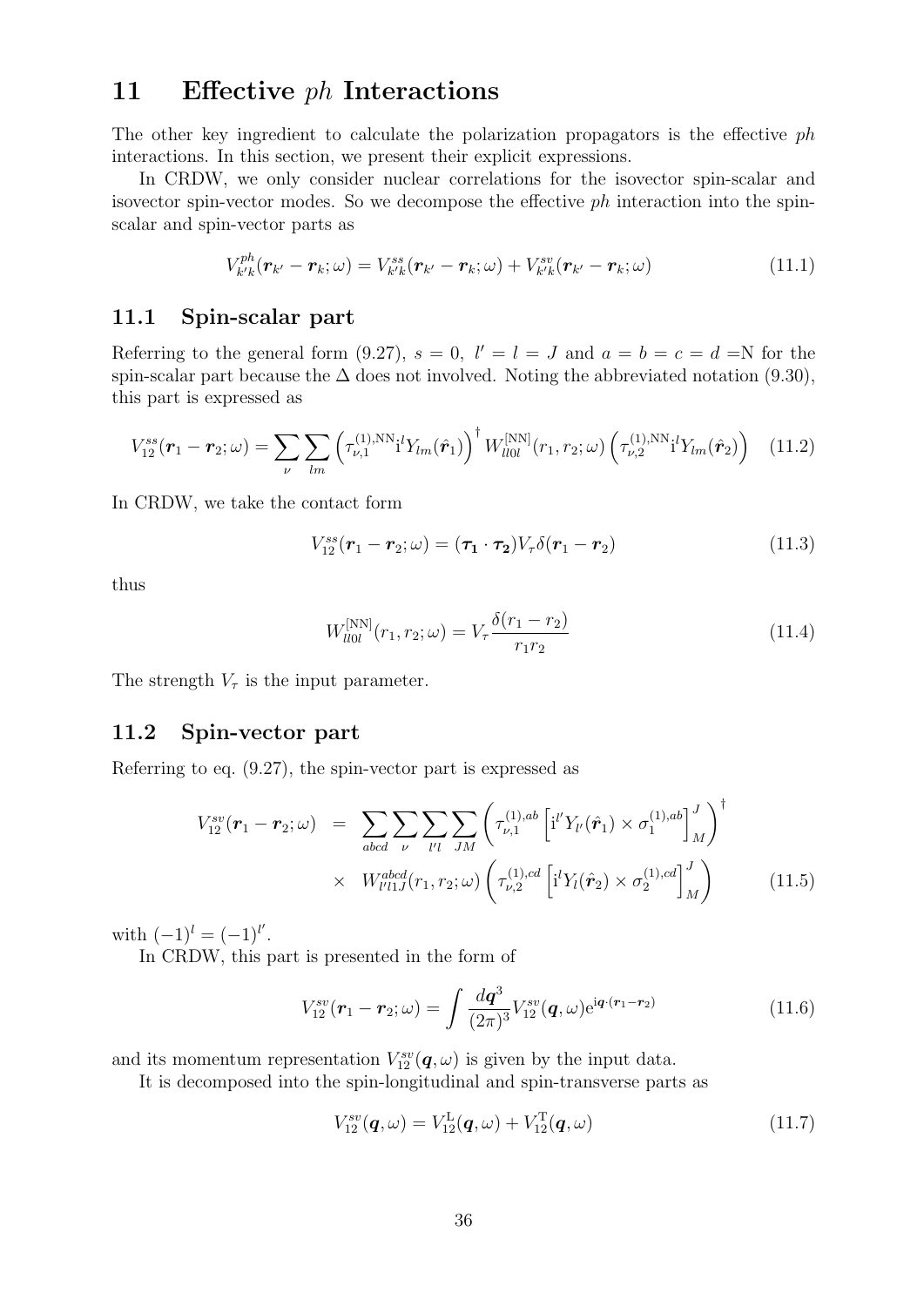# 11 Effective $ph$ Interactions

The other key ingredient to calculate the polarization propagators is the effective $ph$ interactions. In this section, we present their explicit expressions.

In CRDW, we only consider nuclear correlations for the isovector spin-scalar and isovector spin-vector modes. So we decompose the effective $ph$ interaction into the spin-scalar and spin-vector parts as

$$V^{ph}_{k'k}(\boldsymbol{r}_{k'} - \boldsymbol{r}_k;\omega) = V^{ss}_{k'k}(\boldsymbol{r}_{k'} - \boldsymbol{r}_k;\omega) + V^{sv}_{k'k}(\boldsymbol{r}_{k'} - \boldsymbol{r}_k;\omega) \tag{11.1}$$

## 11.1 Spin-scalar part

Referring to the general form (9.27), $s = 0$, $l' = l = J$ and $a = b = c = d =$N for the spin-scalar part because the $\Delta$ does not involved. Noting the abbreviated notation (9.30), this part is expressed as

$$V^{ss}_{12}(\boldsymbol{r}_1 - \boldsymbol{r}_2;\omega) = \sum_{\nu}\sum_{lm}\left(\tau^{(1),\mathrm{NN}}_{\nu,1}\mathrm{i}^l Y_{lm}(\hat{\boldsymbol{r}}_1)\right)^\dagger W^{[\mathrm{NN}]}_{ll0l}(r_1,r_2;\omega)\left(\tau^{(1),\mathrm{NN}}_{\nu,2}\mathrm{i}^l Y_{lm}(\hat{\boldsymbol{r}}_2)\right) \tag{11.2}$$

In CRDW, we take the contact form

$$V^{ss}_{12}(\boldsymbol{r}_1 - \boldsymbol{r}_2;\omega) = (\boldsymbol{\tau_1}\cdot\boldsymbol{\tau_2})V_\tau\delta(\boldsymbol{r}_1 - \boldsymbol{r}_2) \tag{11.3}$$

thus

$$W^{[\mathrm{NN}]}_{ll0l}(r_1,r_2;\omega) = V_\tau\frac{\delta(r_1 - r_2)}{r_1 r_2} \tag{11.4}$$

The strength $V_\tau$ is the input parameter.

## 11.2 Spin-vector part

Referring to eq. (9.27), the spin-vector part is expressed as

$$\begin{aligned}V^{sv}_{12}(\boldsymbol{r}_1 - \boldsymbol{r}_2;\omega) &= \sum_{abcd}\sum_{\nu}\sum_{l'l}\sum_{JM}\left(\tau^{(1),ab}_{\nu,1}\left[\mathrm{i}^{l'}Y_{l'}(\hat{\boldsymbol{r}}_1)\times\sigma^{(1),ab}_1\right]^J_M\right)^\dagger \\ &\times\ W^{abcd}_{l'l1J}(r_1,r_2;\omega)\left(\tau^{(1),cd}_{\nu,2}\left[\mathrm{i}^{l}Y_{l}(\hat{\boldsymbol{r}}_2)\times\sigma^{(1),cd}_2\right]^J_M\right)\end{aligned} \tag{11.5}$$

with $(-1)^l = (-1)^{l'}$.

In CRDW, this part is presented in the form of

$$V^{sv}_{12}(\boldsymbol{r}_1 - \boldsymbol{r}_2;\omega) = \int\frac{d\boldsymbol{q}^3}{(2\pi)^3}V^{sv}_{12}(\boldsymbol{q},\omega)\mathrm{e}^{\mathrm{i}\boldsymbol{q}\cdot(\boldsymbol{r}_1 - \boldsymbol{r}_2)} \tag{11.6}$$

and its momentum representation $V^{sv}_{12}(\boldsymbol{q},\omega)$ is given by the input data.

It is decomposed into the spin-longitudinal and spin-transverse parts as

$$V^{sv}_{12}(\boldsymbol{q},\omega) = V^{\mathrm{L}}_{12}(\boldsymbol{q},\omega) + V^{\mathrm{T}}_{12}(\boldsymbol{q},\omega) \tag{11.7}$$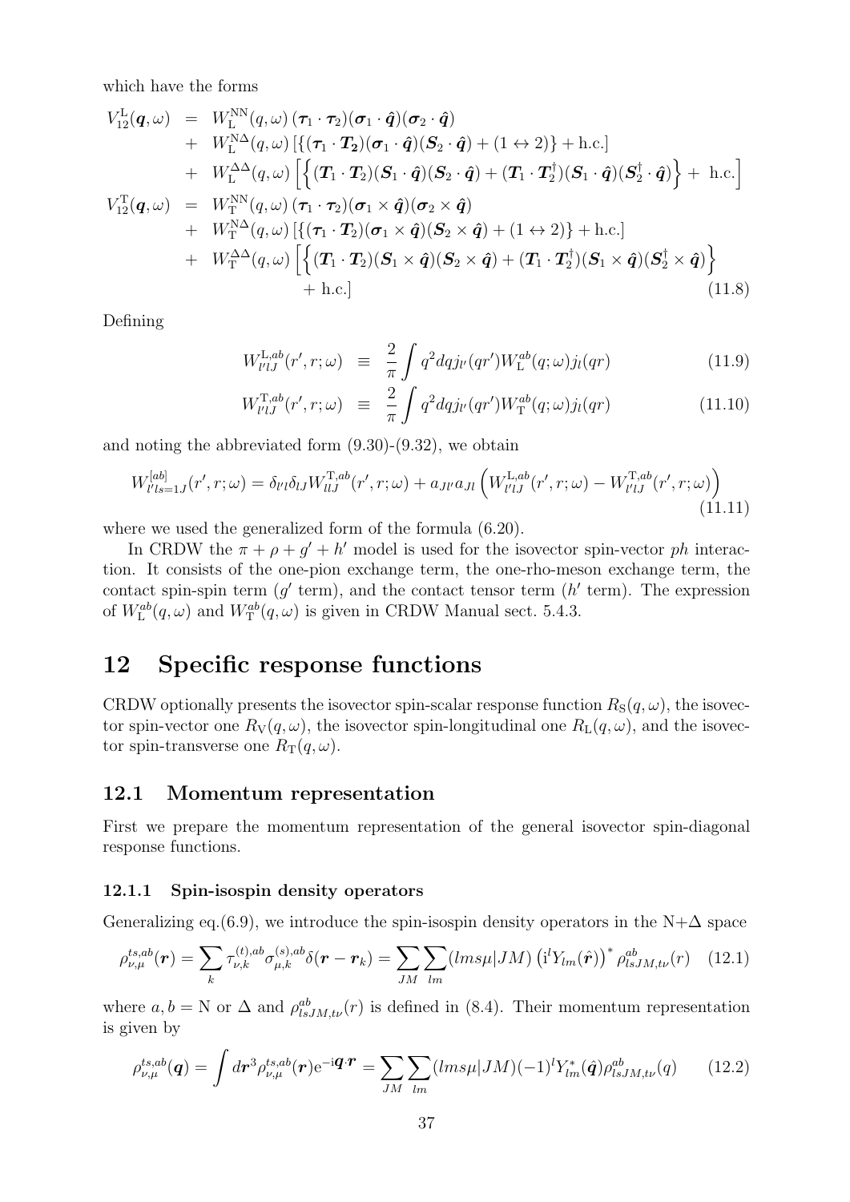which have the forms

$$
\begin{aligned}
V_{12}^{\mathrm{L}}(\boldsymbol{q},\omega) &= W_{\mathrm{L}}^{\mathrm{NN}}(q,\omega)\,(\boldsymbol{\tau}_1\cdot\boldsymbol{\tau}_2)(\boldsymbol{\sigma}_1\cdot\hat{\boldsymbol{q}})(\boldsymbol{\sigma}_2\cdot\hat{\boldsymbol{q}}) \\
&+ W_{\mathrm{L}}^{\mathrm{N}\Delta}(q,\omega)\,[\{(\boldsymbol{\tau}_1\cdot\boldsymbol{T}_2)(\boldsymbol{\sigma}_1\cdot\hat{\boldsymbol{q}})(\boldsymbol{S}_2\cdot\hat{\boldsymbol{q}})+(1\leftrightarrow 2)\}+\mathrm{h.c.}] \\
&+ W_{\mathrm{L}}^{\Delta\Delta}(q,\omega)\left[\left\{(\boldsymbol{T}_1\cdot\boldsymbol{T}_2)(\boldsymbol{S}_1\cdot\hat{\boldsymbol{q}})(\boldsymbol{S}_2\cdot\hat{\boldsymbol{q}})+(\boldsymbol{T}_1\cdot\boldsymbol{T}_2^{\dagger})(\boldsymbol{S}_1\cdot\hat{\boldsymbol{q}})(\boldsymbol{S}_2^{\dagger}\cdot\hat{\boldsymbol{q}})\right\}+\ \mathrm{h.c.}\right] \\
V_{12}^{\mathrm{T}}(\boldsymbol{q},\omega) &= W_{\mathrm{T}}^{\mathrm{NN}}(q,\omega)\,(\boldsymbol{\tau}_1\cdot\boldsymbol{\tau}_2)(\boldsymbol{\sigma}_1\times\hat{\boldsymbol{q}})(\boldsymbol{\sigma}_2\times\hat{\boldsymbol{q}}) \\
&+ W_{\mathrm{T}}^{\mathrm{N}\Delta}(q,\omega)\,[\{(\boldsymbol{\tau}_1\cdot\boldsymbol{T}_2)(\boldsymbol{\sigma}_1\times\hat{\boldsymbol{q}})(\boldsymbol{S}_2\times\hat{\boldsymbol{q}})+(1\leftrightarrow 2)\}+\mathrm{h.c.}] \\
&+ W_{\mathrm{T}}^{\Delta\Delta}(q,\omega)\left[\left\{(\boldsymbol{T}_1\cdot\boldsymbol{T}_2)(\boldsymbol{S}_1\times\hat{\boldsymbol{q}})(\boldsymbol{S}_2\times\hat{\boldsymbol{q}})+(\boldsymbol{T}_1\cdot\boldsymbol{T}_2^{\dagger})(\boldsymbol{S}_1\times\hat{\boldsymbol{q}})(\boldsymbol{S}_2^{\dagger}\times\hat{\boldsymbol{q}})\right\}\right. \\
&\qquad\left. +\ \mathrm{h.c.}\right] \qquad (11.8)
\end{aligned}
$$

Defining

$$
W_{l'lJ}^{\mathrm{L},ab}(r',r;\omega) \equiv \frac{2}{\pi}\int q^2 dq\, j_{l'}(qr')W_{\mathrm{L}}^{ab}(q;\omega)j_l(qr) \qquad (11.9)
$$

$$
W_{l'lJ}^{\mathrm{T},ab}(r',r;\omega) \equiv \frac{2}{\pi}\int q^2 dq\, j_{l'}(qr')W_{\mathrm{T}}^{ab}(q;\omega)j_l(qr) \qquad (11.10)
$$

and noting the abbreviated form (9.30)-(9.32), we obtain

$$
W_{l'ls=1J}^{[ab]}(r',r;\omega) = \delta_{l'l}\delta_{lJ}W_{llJ}^{\mathrm{T},ab}(r',r;\omega) + a_{Jl'}a_{Jl}\left(W_{l'lJ}^{\mathrm{L},ab}(r',r;\omega) - W_{l'lJ}^{\mathrm{T},ab}(r',r;\omega)\right) \qquad (11.11)
$$

where we used the generalized form of the formula (6.20).

In CRDW the $\pi+\rho+g'+h'$ model is used for the isovector spin-vector $ph$ interaction. It consists of the one-pion exchange term, the one-rho-meson exchange term, the contact spin-spin term ($g'$ term), and the contact tensor term ($h'$ term). The expression of $W_{\mathrm{L}}^{ab}(q,\omega)$ and $W_{\mathrm{T}}^{ab}(q,\omega)$ is given in CRDW Manual sect. 5.4.3.

# 12 Specific response functions

CRDW optionally presents the isovector spin-scalar response function $R_{\mathrm{S}}(q,\omega)$, the isovector spin-vector one $R_{\mathrm{V}}(q,\omega)$, the isovector spin-longitudinal one $R_{\mathrm{L}}(q,\omega)$, and the isovector spin-transverse one $R_{\mathrm{T}}(q,\omega)$.

## 12.1 Momentum representation

First we prepare the momentum representation of the general isovector spin-diagonal response functions.

### 12.1.1 Spin-isospin density operators

Generalizing eq.(6.9), we introduce the spin-isospin density operators in the N+$\Delta$ space

$$
\rho_{\nu,\mu}^{ts,ab}(\boldsymbol{r}) = \sum_k \tau_{\nu,k}^{(t),ab}\sigma_{\mu,k}^{(s),ab}\delta(\boldsymbol{r}-\boldsymbol{r}_k) = \sum_{JM}\sum_{lm}(lms\mu|JM)\left(\mathrm{i}^l Y_{lm}(\hat{\boldsymbol{r}})\right)^*\rho_{lsJM,t\nu}^{ab}(r) \qquad (12.1)
$$

where $a,b=\mathrm{N}$ or $\Delta$ and $\rho_{lsJM,t\nu}^{ab}(r)$ is defined in (8.4). Their momentum representation is given by

$$
\rho_{\nu,\mu}^{ts,ab}(\boldsymbol{q}) = \int d\boldsymbol{r}^3\rho_{\nu,\mu}^{ts,ab}(\boldsymbol{r})\mathrm{e}^{-\mathrm{i}\boldsymbol{q}\cdot\boldsymbol{r}} = \sum_{JM}\sum_{lm}(lms\mu|JM)(-1)^l Y_{lm}^*(\hat{\boldsymbol{q}})\rho_{lsJM,t\nu}^{ab}(q) \qquad (12.2)
$$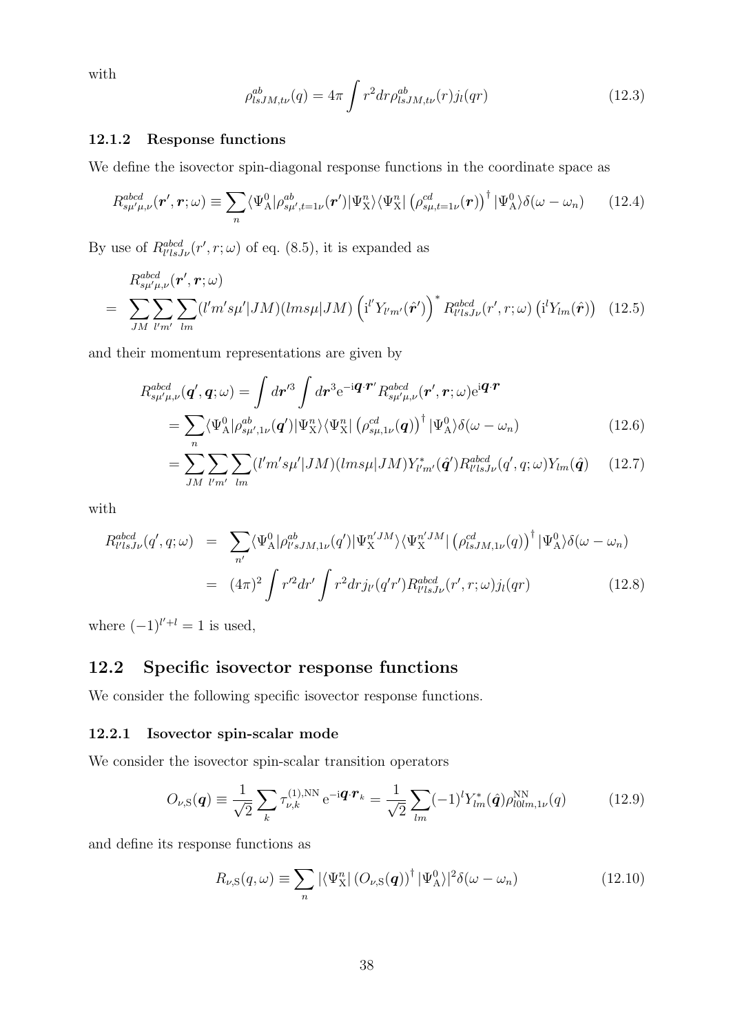with

$$\rho^{ab}_{lsJM,t\nu}(q) = 4\pi \int r^2 dr \rho^{ab}_{lsJM,t\nu}(r) j_l(qr) \tag{12.3}$$

### 12.1.2 Response functions

We define the isovector spin-diagonal response functions in the coordinate space as

$$R^{abcd}_{s\mu'\mu,\nu}(\boldsymbol{r'},\boldsymbol{r};\omega) \equiv \sum_n \langle \Psi^0_{\rm A}|\rho^{ab}_{s\mu',t=1\nu}(\boldsymbol{r'})|\Psi^n_{\rm X}\rangle\langle\Psi^n_{\rm X}|\left(\rho^{cd}_{s\mu,t=1\nu}(\boldsymbol{r})\right)^\dagger|\Psi^0_{\rm A}\rangle\delta(\omega-\omega_n) \tag{12.4}$$

By use of $R^{abcd}_{l'lsJ\nu}(r',r;\omega)$ of eq. (8.5), it is expanded as

$$\begin{aligned}
&R^{abcd}_{s\mu'\mu,\nu}(\boldsymbol{r'},\boldsymbol{r};\omega) \\
=\ & \sum_{JM}\sum_{l'm'}\sum_{lm}(l'm's\mu'|JM)(lms\mu|JM)\left({\rm i}^{l'}Y_{l'm'}(\hat{\boldsymbol{r}}')\right)^* R^{abcd}_{l'lsJ\nu}(r',r;\omega)\left({\rm i}^l Y_{lm}(\hat{\boldsymbol{r}})\right)
\end{aligned} \tag{12.5}$$

and their momentum representations are given by

$$\begin{aligned}
R^{abcd}_{s\mu'\mu,\nu}(\boldsymbol{q'},\boldsymbol{q};\omega) &= \int d\boldsymbol{r}'^3 \int d\boldsymbol{r}^3 {\rm e}^{-{\rm i}\boldsymbol{q}\cdot\boldsymbol{r}'} R^{abcd}_{s\mu'\mu,\nu}(\boldsymbol{r'},\boldsymbol{r};\omega){\rm e}^{{\rm i}\boldsymbol{q}\cdot\boldsymbol{r}} \\
&= \sum_n \langle \Psi^0_{\rm A}|\rho^{ab}_{s\mu',1\nu}(\boldsymbol{q}')|\Psi^n_{\rm X}\rangle\langle\Psi^n_{\rm X}|\left(\rho^{cd}_{s\mu,1\nu}(\boldsymbol{q})\right)^\dagger|\Psi^0_{\rm A}\rangle\delta(\omega-\omega_n) \qquad (12.6)\\
&= \sum_{JM}\sum_{l'm'}\sum_{lm}(l'm's\mu'|JM)(lms\mu|JM)Y^*_{l'm'}(\hat{\boldsymbol{q}}')R^{abcd}_{l'lsJ\nu}(q',q;\omega)Y_{lm}(\hat{\boldsymbol{q}}) \qquad (12.7)
\end{aligned}$$

with

$$\begin{aligned}
R^{abcd}_{l'lsJ\nu}(q',q;\omega) &= \sum_{n'}\langle\Psi^0_{\rm A}|\rho^{ab}_{l'sJM,1\nu}(q')|\Psi^{n'JM}_{\rm X}\rangle\langle\Psi^{n'JM}_{\rm X}|\left(\rho^{cd}_{lsJM,1\nu}(q)\right)^\dagger|\Psi^0_{\rm A}\rangle\delta(\omega-\omega_n) \\
&= (4\pi)^2\int r'^2dr'\int r^2 dr j_{l'}(q'r')R^{abcd}_{l'lsJ\nu}(r',r;\omega)j_l(qr) \qquad (12.8)
\end{aligned}$$

where $(-1)^{l'+l}=1$ is used,

## 12.2 Specific isovector response functions

We consider the following specific isovector response functions.

### 12.2.1 Isovector spin-scalar mode

We consider the isovector spin-scalar transition operators

$$O_{\nu,{\rm S}}(\boldsymbol{q}) \equiv \frac{1}{\sqrt{2}}\sum_k \tau^{(1),{\rm NN}}_{\nu,k}{\rm e}^{-{\rm i}\boldsymbol{q}\cdot\boldsymbol{r}_k} = \frac{1}{\sqrt{2}}\sum_{lm}(-1)^l Y^*_{lm}(\hat{\boldsymbol{q}})\rho^{\rm NN}_{l0lm,1\nu}(q) \tag{12.9}$$

and define its response functions as

$$R_{\nu,{\rm S}}(q,\omega) \equiv \sum_n |\langle\Psi^n_{\rm X}|\left(O_{\nu,{\rm S}}(\boldsymbol{q})\right)^\dagger|\Psi^0_{\rm A}\rangle|^2\delta(\omega-\omega_n) \tag{12.10}$$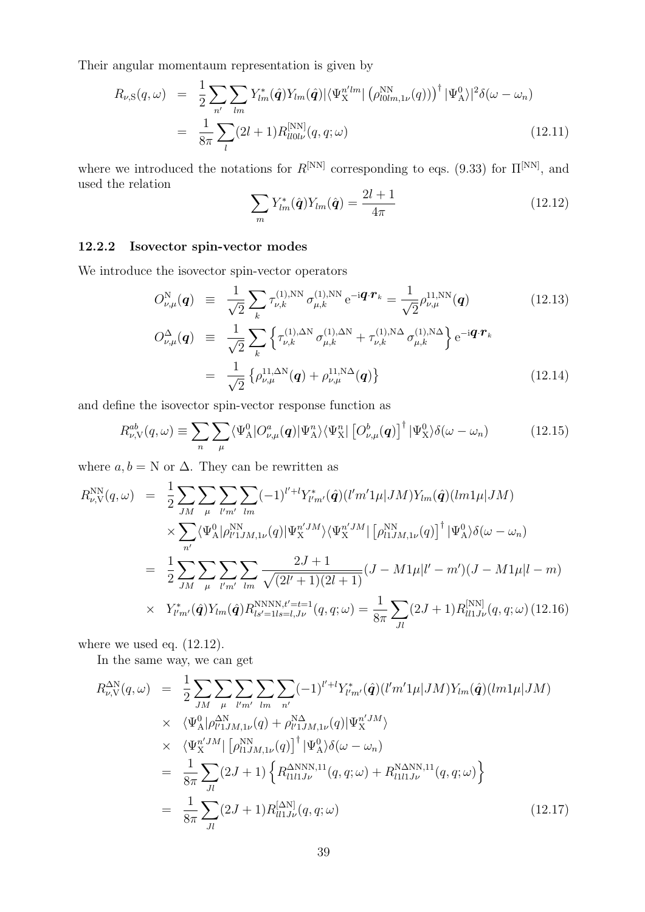Their angular momentaum representation is given by

$$
\begin{aligned}
R_{\nu,\mathrm{S}}(q,\omega) &= \frac{1}{2}\sum_{n'}\sum_{lm} Y^*_{lm}(\hat{\boldsymbol{q}})Y_{lm}(\hat{\boldsymbol{q}})|\langle\Psi^{n'lm}_{\mathrm{X}}|\left(\rho^{\mathrm{NN}}_{l0lm,1\nu}(q)\right)\right)^\dagger|\Psi^0_{\mathrm{A}}\rangle|^2\delta(\omega-\omega_n) \\
&= \frac{1}{8\pi}\sum_l(2l+1)R^{[\mathrm{NN}]}_{ll0l\nu}(q,q;\omega) \qquad (12.11)
\end{aligned}
$$

where we introduced the notations for $R^{[\mathrm{NN}]}$ corresponding to eqs. (9.33) for $\Pi^{[\mathrm{NN}]}$, and used the relation

$$
\sum_m Y^*_{lm}(\hat{\boldsymbol{q}})Y_{lm}(\hat{\boldsymbol{q}}) = \frac{2l+1}{4\pi} \qquad (12.12)
$$

### 12.2.2 Isovector spin-vector modes

We introduce the isovector spin-vector operators

$$
\begin{aligned}
O^{\mathrm{N}}_{\nu,\mu}(\boldsymbol{q}) &\equiv \frac{1}{\sqrt{2}}\sum_k \tau^{(1),\mathrm{NN}}_{\nu,k}\,\sigma^{(1),\mathrm{NN}}_{\mu,k}\,\mathrm{e}^{-\mathrm{i}\boldsymbol{q}\cdot\boldsymbol{r}_k} = \frac{1}{\sqrt{2}}\rho^{11,\mathrm{NN}}_{\nu,\mu}(\boldsymbol{q}) \qquad (12.13) \\
O^{\Delta}_{\nu,\mu}(\boldsymbol{q}) &\equiv \frac{1}{\sqrt{2}}\sum_k\left\{\tau^{(1),\Delta\mathrm{N}}_{\nu,k}\,\sigma^{(1),\Delta\mathrm{N}}_{\mu,k} + \tau^{(1),\mathrm{N}\Delta}_{\nu,k}\,\sigma^{(1),\mathrm{N}\Delta}_{\mu,k}\right\}\mathrm{e}^{-\mathrm{i}\boldsymbol{q}\cdot\boldsymbol{r}_k} \\
&= \frac{1}{\sqrt{2}}\left\{\rho^{11,\Delta\mathrm{N}}_{\nu,\mu}(\boldsymbol{q}) + \rho^{11,\mathrm{N}\Delta}_{\nu,\mu}(\boldsymbol{q})\right\} \qquad (12.14)
\end{aligned}
$$

and define the isovector spin-vector response function as

$$
R^{ab}_{\nu,\mathrm{V}}(q,\omega) \equiv \sum_n\sum_\mu \langle\Psi^0_{\mathrm{A}}|O^a_{\nu,\mu}(\boldsymbol{q})|\Psi^n_{\mathrm{A}}\rangle\langle\Psi^n_{\mathrm{X}}|\left[O^b_{\nu,\mu}(\boldsymbol{q})\right]^\dagger|\Psi^0_{\mathrm{X}}\rangle\delta(\omega-\omega_n) \qquad (12.15)
$$

where $a,b = \mathrm{N}$ or $\Delta$. They can be rewritten as

$$
\begin{aligned}
R^{\mathrm{NN}}_{\nu,\mathrm{V}}(q,\omega) &= \frac{1}{2}\sum_{JM}\sum_\mu\sum_{l'm'}\sum_{lm}(-1)^{l'+l}Y^*_{l'm'}(\hat{\boldsymbol{q}})(l'm'1\mu|JM)Y_{lm}(\hat{\boldsymbol{q}})(lm1\mu|JM) \\
&\times \sum_{n'}\langle\Psi^0_{\mathrm{A}}|\rho^{\mathrm{NN}}_{l'1JM,1\nu}(q)|\Psi^{n'JM}_{\mathrm{X}}\rangle\langle\Psi^{n'JM}_{\mathrm{X}}|\left[\rho^{\mathrm{NN}}_{l1JM,1\nu}(q)\right]^\dagger|\Psi^0_{\mathrm{A}}\rangle\delta(\omega-\omega_n) \\
&= \frac{1}{2}\sum_{JM}\sum_\mu\sum_{l'm'}\sum_{lm}\frac{2J+1}{\sqrt{(2l'+1)(2l+1)}}(J-M1\mu|l'-m')(J-M1\mu|l-m) \\
&\times\ Y^*_{l'm'}(\hat{\boldsymbol{q}})Y_{lm}(\hat{\boldsymbol{q}})R^{\mathrm{NNNN},t'=t=1}_{ls'=1ls=l,J\nu}(q,q;\omega) = \frac{1}{8\pi}\sum_{Jl}(2J+1)R^{[\mathrm{NN}]}_{ll1J\nu}(q,q;\omega) \qquad (12.16)
\end{aligned}
$$

where we used eq. (12.12).

In the same way, we can get

$$
\begin{aligned}
R^{\Delta\mathrm{N}}_{\nu,\mathrm{V}}(q,\omega) &= \frac{1}{2}\sum_{JM}\sum_\mu\sum_{l'm'}\sum_{lm}\sum_{n'}(-1)^{l'+l}Y^*_{l'm'}(\hat{\boldsymbol{q}})(l'm'1\mu|JM)Y_{lm}(\hat{\boldsymbol{q}})(lm1\mu|JM) \\
&\times\ \langle\Psi^0_{\mathrm{A}}|\rho^{\Delta\mathrm{N}}_{l'1JM,1\nu}(q) + \rho^{\mathrm{N}\Delta}_{l'1JM,1\nu}(q)|\Psi^{n'JM}_{\mathrm{X}}\rangle \\
&\times\ \langle\Psi^{n'JM}_{\mathrm{X}}|\left[\rho^{\mathrm{NN}}_{l1JM,1\nu}(q)\right]^\dagger|\Psi^0_{\mathrm{A}}\rangle\delta(\omega-\omega_n) \\
&= \frac{1}{8\pi}\sum_{Jl}(2J+1)\left\{R^{\Delta\mathrm{NNN},11}_{l1l1J\nu}(q,q;\omega) + R^{\mathrm{N}\Delta\mathrm{NN},11}_{l1l1J\nu}(q,q;\omega)\right\} \\
&= \frac{1}{8\pi}\sum_{Jl}(2J+1)R^{[\Delta\mathrm{N}]}_{ll1J\nu}(q,q;\omega) \qquad (12.17)
\end{aligned}
$$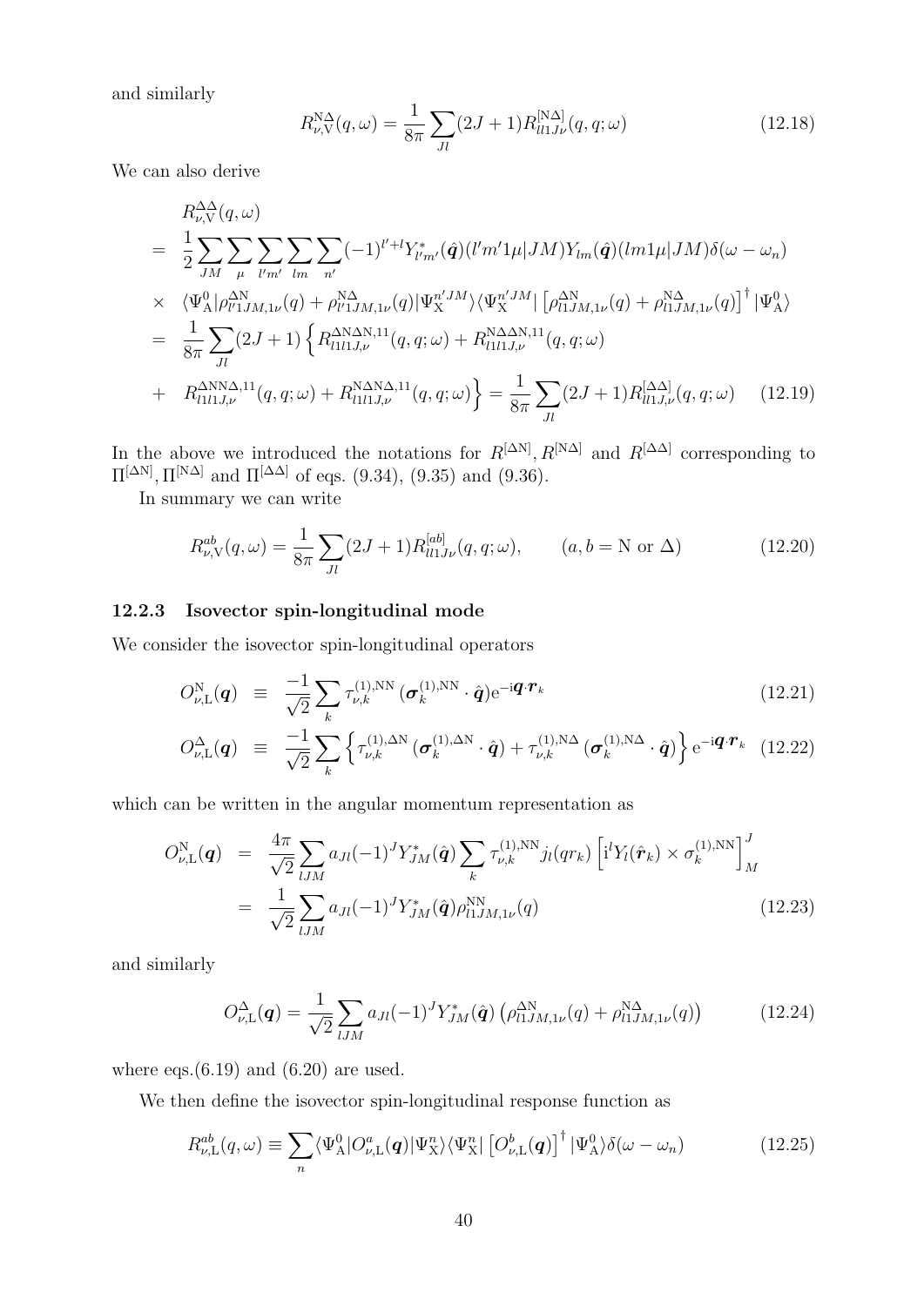and similarly

$$R^{\mathrm{N}\Delta}_{\nu,\mathrm{V}}(q,\omega) = \frac{1}{8\pi}\sum_{Jl}(2J+1)R^{[\mathrm{N}\Delta]}_{ll1J\nu}(q,q;\omega) \tag{12.18}$$

We can also derive

$$\begin{aligned}
& R^{\Delta\Delta}_{\nu,\mathrm{V}}(q,\omega) \\
= \ & \frac{1}{2}\sum_{JM}\sum_{\mu}\sum_{l'm'}\sum_{lm}\sum_{n'}(-1)^{l'+l}Y^*_{l'm'}(\hat{\boldsymbol{q}})(l'm'1\mu|JM)Y_{lm}(\hat{\boldsymbol{q}})(lm1\mu|JM)\delta(\omega-\omega_n) \\
\times \ & \langle\Psi^0_{\mathrm{A}}|\rho^{\Delta\mathrm{N}}_{l'1JM,1\nu}(q)+\rho^{\mathrm{N}\Delta}_{l'1JM,1\nu}(q)|\Psi^{n'JM}_{\mathrm{X}}\rangle\langle\Psi^{n'JM}_{\mathrm{X}}|\left[\rho^{\Delta\mathrm{N}}_{l1JM,1\nu}(q)+\rho^{\mathrm{N}\Delta}_{l1JM,1\nu}(q)\right]^\dagger|\Psi^0_{\mathrm{A}}\rangle \\
= \ & \frac{1}{8\pi}\sum_{Jl}(2J+1)\Big\{R^{\Delta\mathrm{N}\Delta\mathrm{N},11}_{l1l1J,\nu}(q,q;\omega)+R^{\mathrm{N}\Delta\Delta\mathrm{N},11}_{l1l1J,\nu}(q,q;\omega) \\
+ \ & R^{\Delta\mathrm{N}\mathrm{N}\Delta,11}_{l1l1J,\nu}(q,q;\omega)+R^{\mathrm{N}\Delta\mathrm{N}\Delta,11}_{l1l1J,\nu}(q,q;\omega)\Big\} = \frac{1}{8\pi}\sum_{Jl}(2J+1)R^{[\Delta\Delta]}_{ll1J,\nu}(q,q;\omega)
\end{aligned} \tag{12.19}$$

In the above we introduced the notations for $R^{[\Delta\mathrm{N}]}, R^{[\mathrm{N}\Delta]}$ and $R^{[\Delta\Delta]}$ corresponding to $\Pi^{[\Delta\mathrm{N}]}, \Pi^{[\mathrm{N}\Delta]}$ and $\Pi^{[\Delta\Delta]}$ of eqs. (9.34), (9.35) and (9.36).

In summary we can write

$$R^{ab}_{\nu,\mathrm{V}}(q,\omega) = \frac{1}{8\pi}\sum_{Jl}(2J+1)R^{[ab]}_{ll1J\nu}(q,q;\omega), \qquad (a,b=\mathrm{N}\text{ or }\Delta) \tag{12.20}$$

### 12.2.3 Isovector spin-longitudinal mode

We consider the isovector spin-longitudinal operators

$$O^{\mathrm{N}}_{\nu,\mathrm{L}}(\boldsymbol{q}) \equiv \frac{-1}{\sqrt{2}}\sum_k \tau^{(1),\mathrm{NN}}_{\nu,k}(\boldsymbol{\sigma}^{(1),\mathrm{NN}}_k\cdot\hat{\boldsymbol{q}})\mathrm{e}^{-\mathrm{i}\boldsymbol{q}\cdot\boldsymbol{r}_k} \tag{12.21}$$

$$O^{\Delta}_{\nu,\mathrm{L}}(\boldsymbol{q}) \equiv \frac{-1}{\sqrt{2}}\sum_k \left\{\tau^{(1),\Delta\mathrm{N}}_{\nu,k}(\boldsymbol{\sigma}^{(1),\Delta\mathrm{N}}_k\cdot\hat{\boldsymbol{q}})+\tau^{(1),\mathrm{N}\Delta}_{\nu,k}(\boldsymbol{\sigma}^{(1),\mathrm{N}\Delta}_k\cdot\hat{\boldsymbol{q}})\right\}\mathrm{e}^{-\mathrm{i}\boldsymbol{q}\cdot\boldsymbol{r}_k} \tag{12.22}$$

which can be written in the angular momentum representation as

$$\begin{aligned}
O^{\mathrm{N}}_{\nu,\mathrm{L}}(\boldsymbol{q}) &= \frac{4\pi}{\sqrt{2}}\sum_{lJM}a_{Jl}(-1)^J Y^*_{JM}(\hat{\boldsymbol{q}})\sum_k \tau^{(1),\mathrm{NN}}_{\nu,k}j_l(qr_k)\left[\mathrm{i}^l Y_l(\hat{\boldsymbol{r}}_k)\times\sigma^{(1),\mathrm{NN}}_k\right]^J_M \\
&= \frac{1}{\sqrt{2}}\sum_{lJM}a_{Jl}(-1)^J Y^*_{JM}(\hat{\boldsymbol{q}})\rho^{\mathrm{NN}}_{l1JM,1\nu}(q)
\end{aligned} \tag{12.23}$$

and similarly

$$O^{\Delta}_{\nu,\mathrm{L}}(\boldsymbol{q}) = \frac{1}{\sqrt{2}}\sum_{lJM}a_{Jl}(-1)^J Y^*_{JM}(\hat{\boldsymbol{q}})\left(\rho^{\Delta\mathrm{N}}_{l1JM,1\nu}(q)+\rho^{\mathrm{N}\Delta}_{l1JM,1\nu}(q)\right) \tag{12.24}$$

where eqs.(6.19) and (6.20) are used.

We then define the isovector spin-longitudinal response function as

$$R^{ab}_{\nu,\mathrm{L}}(q,\omega) \equiv \sum_n \langle\Psi^0_{\mathrm{A}}|O^a_{\nu,\mathrm{L}}(\boldsymbol{q})|\Psi^n_{\mathrm{X}}\rangle\langle\Psi^n_{\mathrm{X}}|\left[O^b_{\nu,\mathrm{L}}(\boldsymbol{q})\right]^\dagger|\Psi^0_{\mathrm{A}}\rangle\delta(\omega-\omega_n) \tag{12.25}$$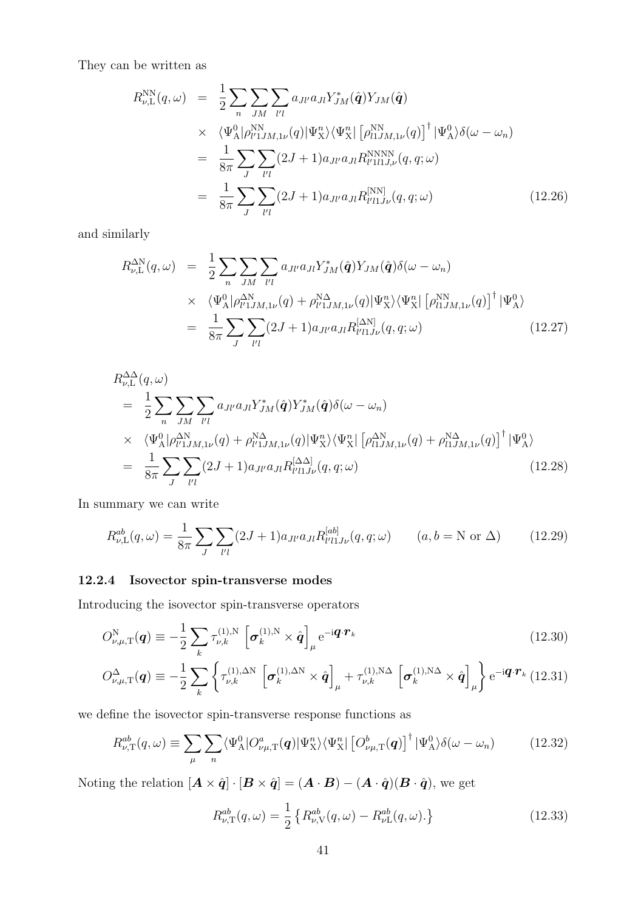They can be written as

$$
\begin{aligned}
R^{\rm NN}_{\nu,{\rm L}}(q,\omega) &= \frac{1}{2}\sum_n \sum_{JM} \sum_{l'l} a_{Jl'} a_{Jl} Y^*_{JM}(\hat{\boldsymbol{q}}) Y_{JM}(\hat{\boldsymbol{q}}) \\
&\times \langle \Psi^0_{\rm A} | \rho^{\rm NN}_{l'1JM,1\nu}(q) | \Psi^n_{\rm X} \rangle \langle \Psi^n_{\rm X} | \left[ \rho^{\rm NN}_{l1JM,1\nu}(q) \right]^\dagger | \Psi^0_{\rm A} \rangle \delta(\omega - \omega_n) \\
&= \frac{1}{8\pi} \sum_J \sum_{l'l} (2J+1) a_{Jl'} a_{Jl} R^{\rm NNNN}_{l'1l1J,\nu}(q,q;\omega) \\
&= \frac{1}{8\pi} \sum_J \sum_{l'l} (2J+1) a_{Jl'} a_{Jl} R^{[\rm NN]}_{l'l1J\nu}(q,q;\omega)
\end{aligned}
\tag{12.26}
$$

and similarly

$$
\begin{aligned}
R^{\Delta\rm N}_{\nu,{\rm L}}(q,\omega) &= \frac{1}{2}\sum_n \sum_{JM} \sum_{l'l} a_{Jl'} a_{Jl} Y^*_{JM}(\hat{\boldsymbol{q}}) Y_{JM}(\hat{\boldsymbol{q}}) \delta(\omega - \omega_n) \\
&\times \langle \Psi^0_{\rm A} | \rho^{\Delta\rm N}_{l'1JM,1\nu}(q) + \rho^{\rm N\Delta}_{l'1JM,1\nu}(q) | \Psi^n_{\rm X} \rangle \langle \Psi^n_{\rm X} | \left[ \rho^{\rm NN}_{l1JM,1\nu}(q) \right]^\dagger | \Psi^0_{\rm A} \rangle \\
&= \frac{1}{8\pi} \sum_J \sum_{l'l} (2J+1) a_{Jl'} a_{Jl} R^{[\Delta\rm N]}_{l'l1J\nu}(q,q;\omega)
\end{aligned}
\tag{12.27}
$$

$$
\begin{aligned}
& R^{\Delta\Delta}_{\nu,{\rm L}}(q,\omega) \\
&= \frac{1}{2}\sum_n \sum_{JM} \sum_{l'l} a_{Jl'} a_{Jl} Y^*_{JM}(\hat{\boldsymbol{q}}) Y^*_{JM}(\hat{\boldsymbol{q}}) \delta(\omega - \omega_n) \\
&\times \langle \Psi^0_{\rm A} | \rho^{\Delta\rm N}_{l'1JM,1\nu}(q) + \rho^{\rm N\Delta}_{l'1JM,1\nu}(q) | \Psi^n_{\rm X} \rangle \langle \Psi^n_{\rm X} | \left[ \rho^{\Delta\rm N}_{l1JM,1\nu}(q) + \rho^{\rm N\Delta}_{l1JM,1\nu}(q) \right]^\dagger | \Psi^0_{\rm A} \rangle \\
&= \frac{1}{8\pi} \sum_J \sum_{l'l} (2J+1) a_{Jl'} a_{Jl} R^{[\Delta\Delta]}_{l'l1J\nu}(q,q;\omega)
\end{aligned}
\tag{12.28}
$$

In summary we can write

$$
R^{ab}_{\nu,{\rm L}}(q,\omega) = \frac{1}{8\pi} \sum_J \sum_{l'l} (2J+1) a_{Jl'} a_{Jl} R^{[ab]}_{l'l1J\nu}(q,q;\omega) \qquad (a,b = {\rm N} \text{ or } \Delta) \tag{12.29}
$$

### 12.2.4 Isovector spin-transverse modes

Introducing the isovector spin-transverse operators

$$
O^{\rm N}_{\nu,\mu,{\rm T}}(\boldsymbol{q}) \equiv -\frac{1}{2} \sum_k \tau^{(1),\rm N}_{\nu,k} \left[ \boldsymbol{\sigma}^{(1),\rm N}_k \times \hat{\boldsymbol{q}} \right]_\mu {\rm e}^{-{\rm i}\boldsymbol{q}\cdot\boldsymbol{r}_k} \tag{12.30}
$$

$$
O^{\Delta}_{\nu,\mu,{\rm T}}(\boldsymbol{q}) \equiv -\frac{1}{2} \sum_k \left\{ \tau^{(1),\Delta\rm N}_{\nu,k} \left[ \boldsymbol{\sigma}^{(1),\Delta\rm N}_k \times \hat{\boldsymbol{q}} \right]_\mu + \tau^{(1),\rm N\Delta}_{\nu,k} \left[ \boldsymbol{\sigma}^{(1),\rm N\Delta}_k \times \hat{\boldsymbol{q}} \right]_\mu \right\} {\rm e}^{-{\rm i}\boldsymbol{q}\cdot\boldsymbol{r}_k} \tag{12.31}
$$

we define the isovector spin-transverse response functions as

$$
R^{ab}_{\nu,{\rm T}}(q,\omega) \equiv \sum_\mu \sum_n \langle \Psi^0_{\rm A} | O^a_{\nu\mu,{\rm T}}(\boldsymbol{q}) | \Psi^n_{\rm X} \rangle \langle \Psi^n_{\rm X} | \left[ O^b_{\nu\mu,{\rm T}}(\boldsymbol{q}) \right]^\dagger | \Psi^0_{\rm A} \rangle \delta(\omega - \omega_n) \tag{12.32}
$$

Noting the relation $[\boldsymbol{A} \times \hat{\boldsymbol{q}}] \cdot [\boldsymbol{B} \times \hat{\boldsymbol{q}}] = (\boldsymbol{A} \cdot \boldsymbol{B}) - (\boldsymbol{A} \cdot \hat{\boldsymbol{q}})(\boldsymbol{B} \cdot \hat{\boldsymbol{q}})$, we get

$$
R^{ab}_{\nu,{\rm T}}(q,\omega) = \frac{1}{2} \left\{ R^{ab}_{\nu,{\rm V}}(q,\omega) - R^{ab}_{\nu{\rm L}}(q,\omega). \right\} \tag{12.33}
$$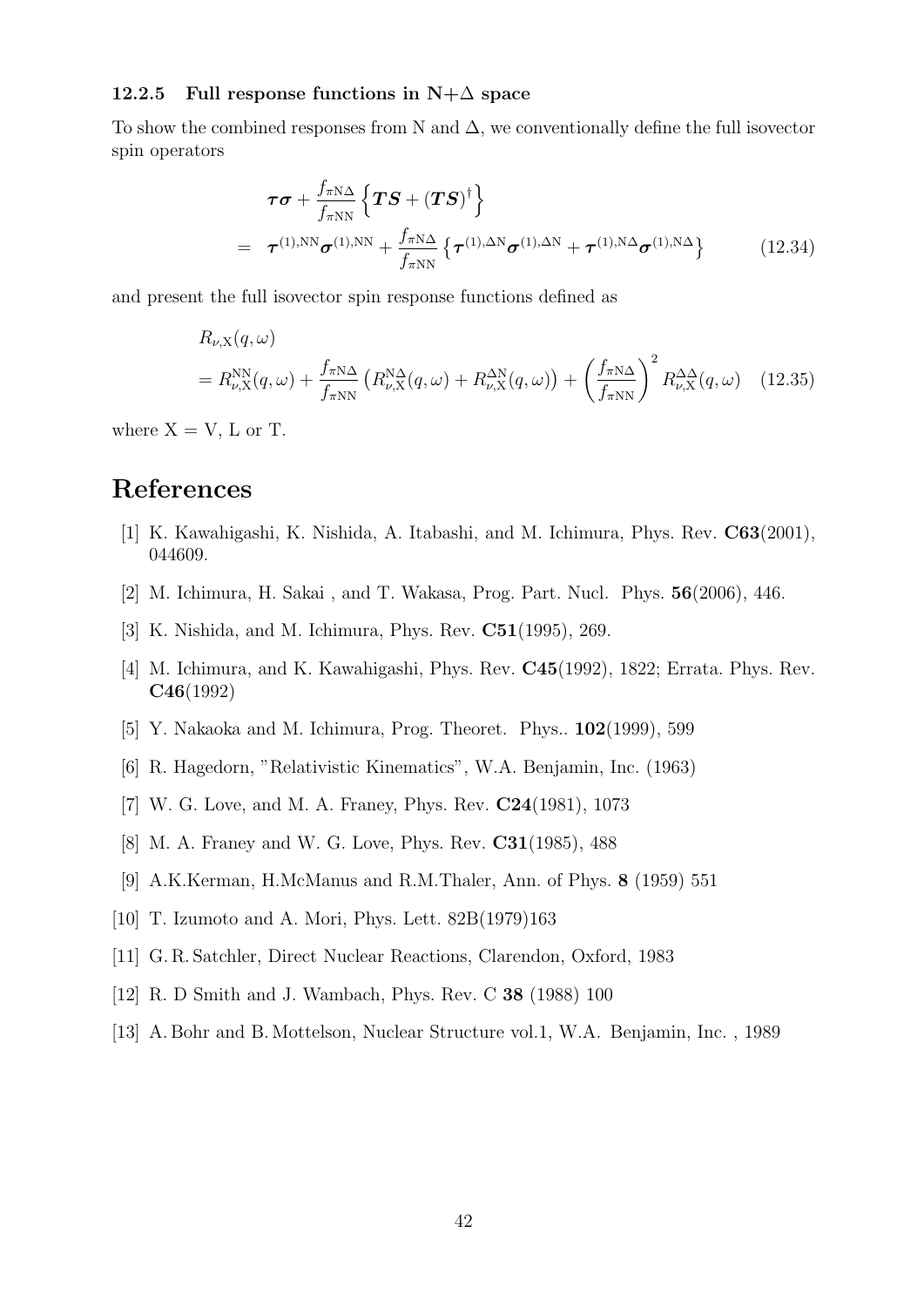### 12.2.5 Full response functions in N+Δ space

To show the combined responses from N and Δ, we conventionally define the full isovector spin operators

$$
\begin{aligned}
& \boldsymbol{\tau}\boldsymbol{\sigma} + \frac{f_{\pi \mathrm{N}\Delta}}{f_{\pi \mathrm{NN}}} \left\{ \boldsymbol{T}\boldsymbol{S} + (\boldsymbol{T}\boldsymbol{S})^{\dagger} \right\} \\
= \quad & \boldsymbol{\tau}^{(1),\mathrm{NN}}\boldsymbol{\sigma}^{(1),\mathrm{NN}} + \frac{f_{\pi \mathrm{N}\Delta}}{f_{\pi \mathrm{NN}}} \left\{ \boldsymbol{\tau}^{(1),\Delta\mathrm{N}}\boldsymbol{\sigma}^{(1),\Delta\mathrm{N}} + \boldsymbol{\tau}^{(1),\mathrm{N}\Delta}\boldsymbol{\sigma}^{(1),\mathrm{N}\Delta} \right\}
\end{aligned}
\tag{12.34}
$$

and present the full isovector spin response functions defined as

$$
\begin{aligned}
& R_{\nu,\mathrm{X}}(q,\omega) \\
&= R^{\mathrm{NN}}_{\nu,\mathrm{X}}(q,\omega) + \frac{f_{\pi \mathrm{N}\Delta}}{f_{\pi \mathrm{NN}}} \left( R^{\mathrm{N}\Delta}_{\nu,\mathrm{X}}(q,\omega) + R^{\Delta\mathrm{N}}_{\nu,\mathrm{X}}(q,\omega) \right) + \left( \frac{f_{\pi \mathrm{N}\Delta}}{f_{\pi \mathrm{NN}}} \right)^2 R^{\Delta\Delta}_{\nu,\mathrm{X}}(q,\omega)
\end{aligned}
\tag{12.35}
$$

where X = V, L or T.

# References

[1] K. Kawahigashi, K. Nishida, A. Itabashi, and M. Ichimura, Phys. Rev. **C63**(2001), 044609.

[2] M. Ichimura, H. Sakai , and T. Wakasa, Prog. Part. Nucl. Phys. **56**(2006), 446.

[3] K. Nishida, and M. Ichimura, Phys. Rev. **C51**(1995), 269.

[4] M. Ichimura, and K. Kawahigashi, Phys. Rev. **C45**(1992), 1822; Errata. Phys. Rev. **C46**(1992)

[5] Y. Nakaoka and M. Ichimura, Prog. Theoret. Phys.. **102**(1999), 599

[6] R. Hagedorn, "Relativistic Kinematics", W.A. Benjamin, Inc. (1963)

[7] W. G. Love, and M. A. Franey, Phys. Rev. **C24**(1981), 1073

[8] M. A. Franey and W. G. Love, Phys. Rev. **C31**(1985), 488

[9] A.K.Kerman, H.McManus and R.M.Thaler, Ann. of Phys. **8** (1959) 551

[10] T. Izumoto and A. Mori, Phys. Lett. 82B(1979)163

[11] G. R. Satchler, Direct Nuclear Reactions, Clarendon, Oxford, 1983

[12] R. D Smith and J. Wambach, Phys. Rev. C **38** (1988) 100

[13] A. Bohr and B. Mottelson, Nuclear Structure vol.1, W.A. Benjamin, Inc. , 1989